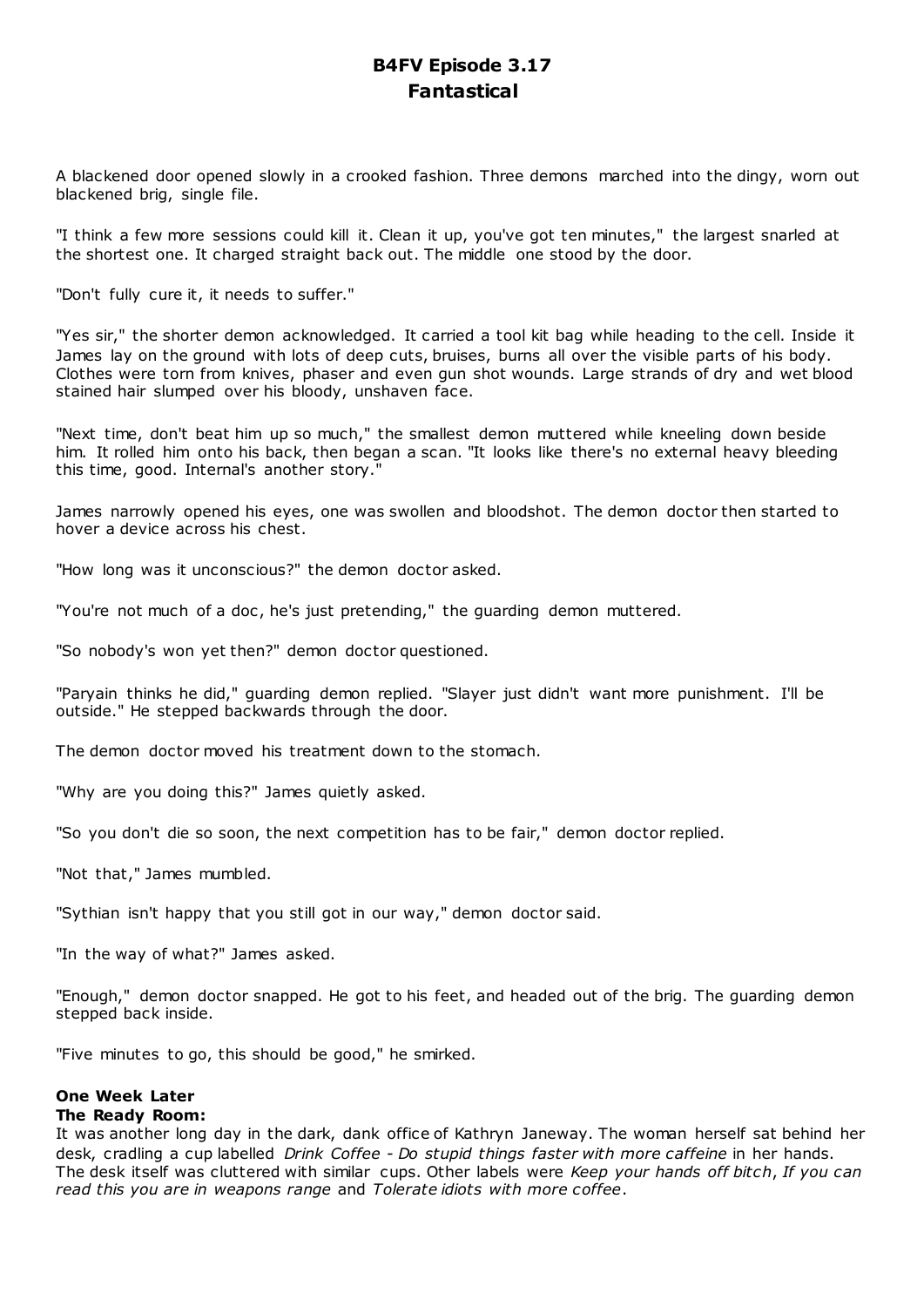# B4FV Episode 3.17
# Fantastical

A blackened door opened slowly in a crooked fashion. Three demons marched into the dingy, worn out blackened brig, single file.

"I think a few more sessions could kill it. Clean it up, you've got ten minutes," the largest snarled at the shortest one. It charged straight back out. The middle one stood by the door.

"Don't fully cure it, it needs to suffer."

"Yes sir," the shorter demon acknowledged. It carried a tool kit bag while heading to the cell. Inside it James lay on the ground with lots of deep cuts, bruises, burns all over the visible parts of his body. Clothes were torn from knives, phaser and even gun shot wounds. Large strands of dry and wet blood stained hair slumped over his bloody, unshaven face.

"Next time, don't beat him up so much," the smallest demon muttered while kneeling down beside him. It rolled him onto his back, then began a scan. "It looks like there's no external heavy bleeding this time, good. Internal's another story."

James narrowly opened his eyes, one was swollen and bloodshot. The demon doctor then started to hover a device across his chest.

"How long was it unconscious?" the demon doctor asked.

"You're not much of a doc, he's just pretending," the guarding demon muttered.

"So nobody's won yet then?" demon doctor questioned.

"Paryain thinks he did," guarding demon replied. "Slayer just didn't want more punishment. I'll be outside." He stepped backwards through the door.

The demon doctor moved his treatment down to the stomach.

"Why are you doing this?" James quietly asked.

"So you don't die so soon, the next competition has to be fair," demon doctor replied.

"Not that," James mumbled.

"Sythian isn't happy that you still got in our way," demon doctor said.

"In the way of what?" James asked.

"Enough," demon doctor snapped. He got to his feet, and headed out of the brig. The guarding demon stepped back inside.

"Five minutes to go, this should be good," he smirked.

**One Week Later**
**The Ready Room:**
It was another long day in the dark, dank office of Kathryn Janeway. The woman herself sat behind her desk, cradling a cup labelled *Drink Coffee - Do stupid things faster with more caffeine* in her hands. The desk itself was cluttered with similar cups. Other labels were *Keep your hands off bitch*, *If you can read this you are in weapons range* and *Tolerate idiots with more coffee*.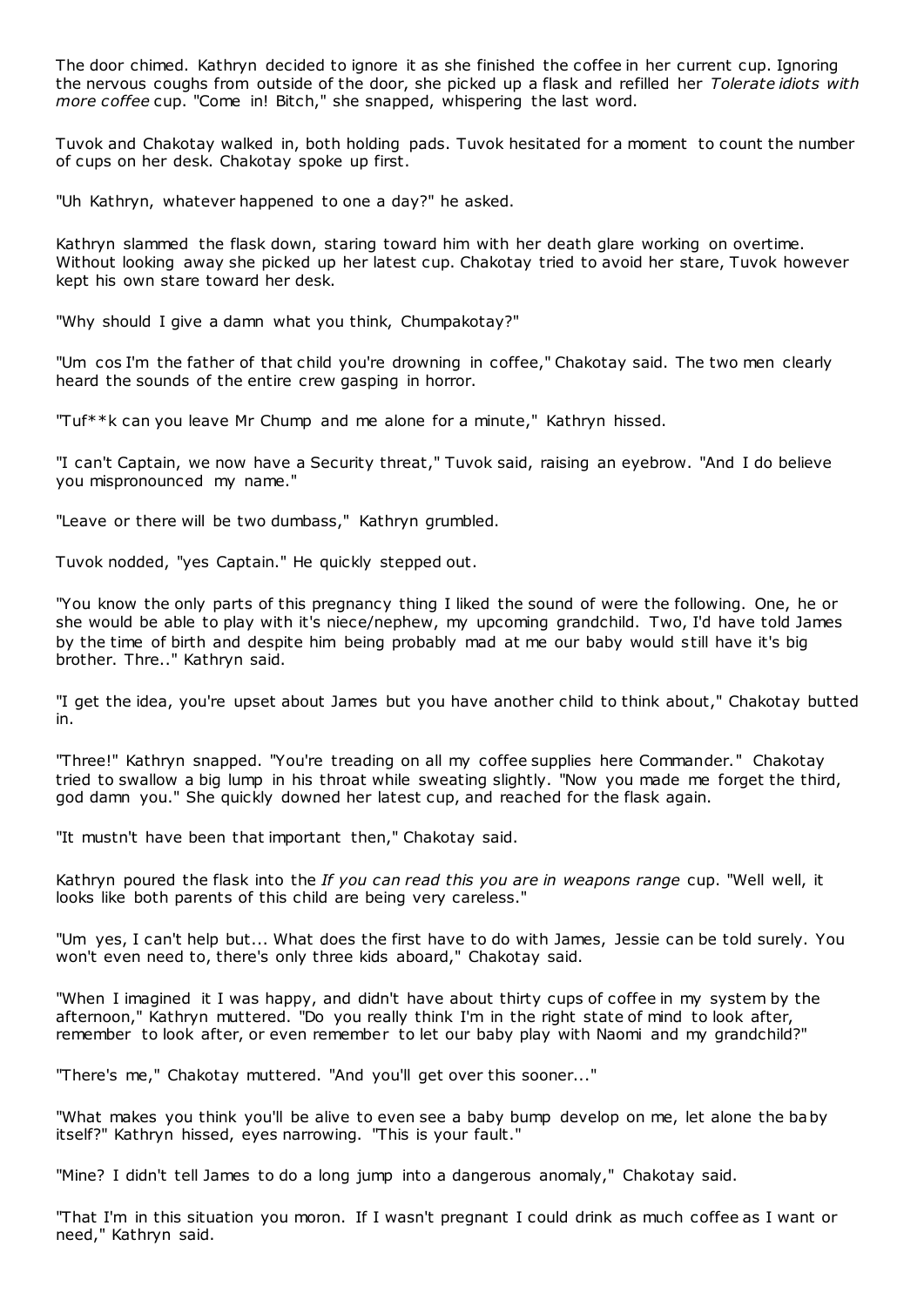The door chimed. Kathryn decided to ignore it as she finished the coffee in her current cup. Ignoring the nervous coughs from outside of the door, she picked up a flask and refilled her *Tolerate idiots with more coffee* cup. "Come in! Bitch," she snapped, whispering the last word.

Tuvok and Chakotay walked in, both holding pads. Tuvok hesitated for a moment to count the number of cups on her desk. Chakotay spoke up first.

"Uh Kathryn, whatever happened to one a day?" he asked.

Kathryn slammed the flask down, staring toward him with her death glare working on overtime. Without looking away she picked up her latest cup. Chakotay tried to avoid her stare, Tuvok however kept his own stare toward her desk.

"Why should I give a damn what you think, Chumpakotay?"

"Um cos I'm the father of that child you're drowning in coffee," Chakotay said. The two men clearly heard the sounds of the entire crew gasping in horror.

"Tuf**k can you leave Mr Chump and me alone for a minute," Kathryn hissed.

"I can't Captain, we now have a Security threat," Tuvok said, raising an eyebrow. "And I do believe you mispronounced my name."

"Leave or there will be two dumbass," Kathryn grumbled.

Tuvok nodded, "yes Captain." He quickly stepped out.

"You know the only parts of this pregnancy thing I liked the sound of were the following. One, he or she would be able to play with it's niece/nephew, my upcoming grandchild. Two, I'd have told James by the time of birth and despite him being probably mad at me our baby would still have it's big brother. Thre.." Kathryn said.

"I get the idea, you're upset about James but you have another child to think about," Chakotay butted in.

"Three!" Kathryn snapped. "You're treading on all my coffee supplies here Commander." Chakotay tried to swallow a big lump in his throat while sweating slightly. "Now you made me forget the third, god damn you." She quickly downed her latest cup, and reached for the flask again.

"It mustn't have been that important then," Chakotay said.

Kathryn poured the flask into the *If you can read this you are in weapons range* cup. "Well well, it looks like both parents of this child are being very careless."

"Um yes, I can't help but... What does the first have to do with James, Jessie can be told surely. You won't even need to, there's only three kids aboard," Chakotay said.

"When I imagined it I was happy, and didn't have about thirty cups of coffee in my system by the afternoon," Kathryn muttered. "Do you really think I'm in the right state of mind to look after, remember to look after, or even remember to let our baby play with Naomi and my grandchild?"

"There's me," Chakotay muttered. "And you'll get over this sooner..."

"What makes you think you'll be alive to even see a baby bump develop on me, let alone the baby itself?" Kathryn hissed, eyes narrowing. "This is your fault."

"Mine? I didn't tell James to do a long jump into a dangerous anomaly," Chakotay said.

"That I'm in this situation you moron. If I wasn't pregnant I could drink as much coffee as I want or need," Kathryn said.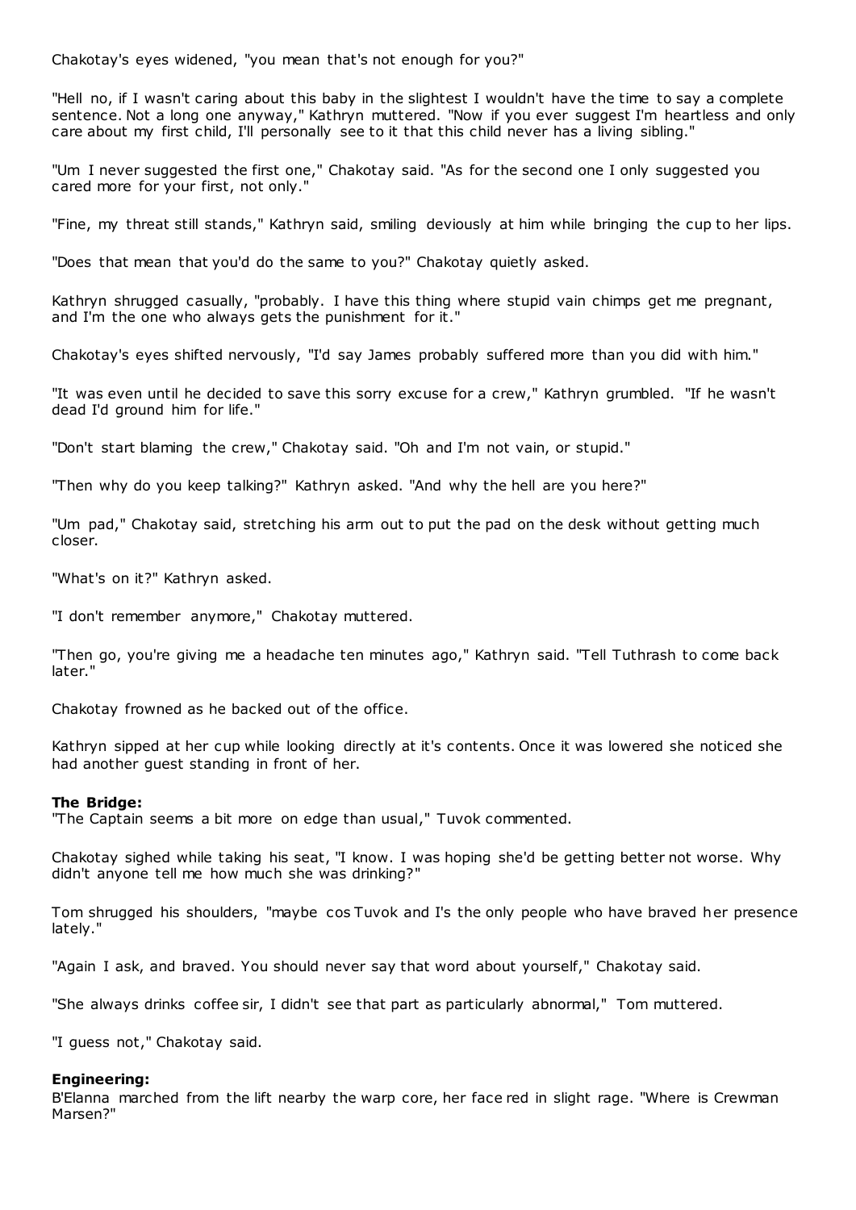Chakotay's eyes widened, "you mean that's not enough for you?"

"Hell no, if I wasn't caring about this baby in the slightest I wouldn't have the time to say a complete sentence. Not a long one anyway," Kathryn muttered. "Now if you ever suggest I'm heartless and only care about my first child, I'll personally see to it that this child never has a living sibling."

"Um I never suggested the first one," Chakotay said. "As for the second one I only suggested you cared more for your first, not only."

"Fine, my threat still stands," Kathryn said, smiling deviously at him while bringing the cup to her lips.

"Does that mean that you'd do the same to you?" Chakotay quietly asked.

Kathryn shrugged casually, "probably. I have this thing where stupid vain chimps get me pregnant, and I'm the one who always gets the punishment for it."

Chakotay's eyes shifted nervously, "I'd say James probably suffered more than you did with him."

"It was even until he decided to save this sorry excuse for a crew," Kathryn grumbled. "If he wasn't dead I'd ground him for life."

"Don't start blaming the crew," Chakotay said. "Oh and I'm not vain, or stupid."

"Then why do you keep talking?" Kathryn asked. "And why the hell are you here?"

"Um pad," Chakotay said, stretching his arm out to put the pad on the desk without getting much closer.

"What's on it?" Kathryn asked.

"I don't remember anymore," Chakotay muttered.

"Then go, you're giving me a headache ten minutes ago," Kathryn said. "Tell Tuthrash to come back later."

Chakotay frowned as he backed out of the office.

Kathryn sipped at her cup while looking directly at it's contents. Once it was lowered she noticed she had another guest standing in front of her.

**The Bridge:**
"The Captain seems a bit more on edge than usual," Tuvok commented.

Chakotay sighed while taking his seat, "I know. I was hoping she'd be getting better not worse. Why didn't anyone tell me how much she was drinking?"

Tom shrugged his shoulders, "maybe cos Tuvok and I's the only people who have braved her presence lately."

"Again I ask, and braved. You should never say that word about yourself," Chakotay said.

"She always drinks coffee sir, I didn't see that part as particularly abnormal," Tom muttered.

"I guess not," Chakotay said.

**Engineering:**
B'Elanna marched from the lift nearby the warp core, her face red in slight rage. "Where is Crewman Marsen?"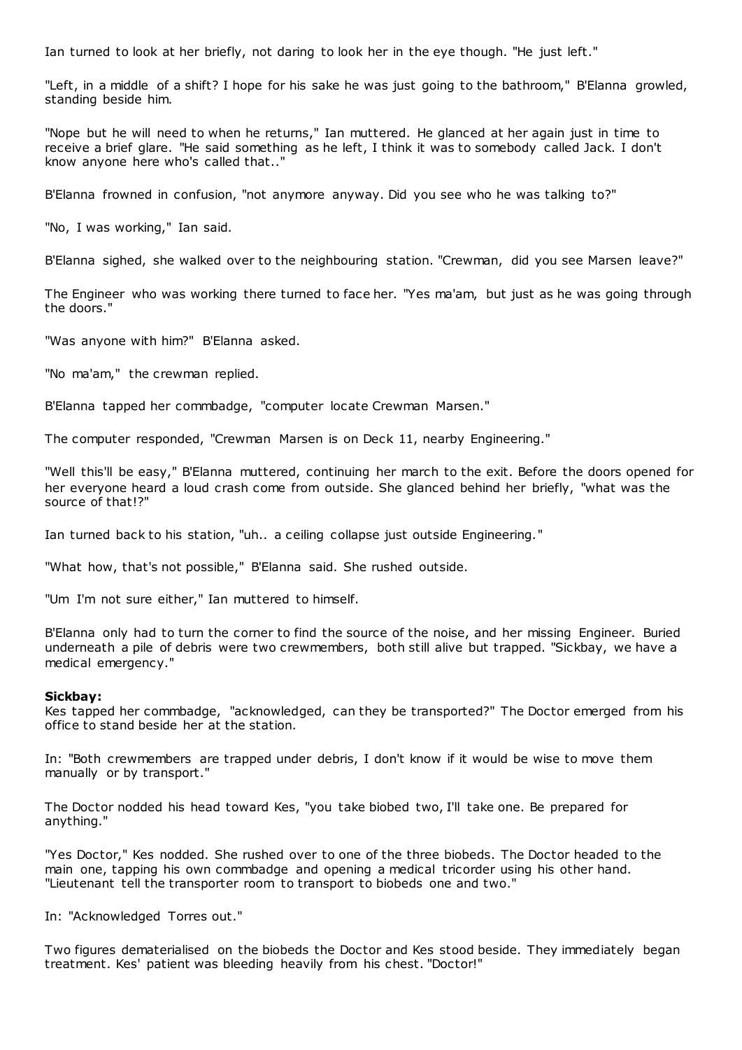Ian turned to look at her briefly, not daring to look her in the eye though. "He just left."

"Left, in a middle of a shift? I hope for his sake he was just going to the bathroom," B'Elanna growled, standing beside him.

"Nope but he will need to when he returns," Ian muttered. He glanced at her again just in time to receive a brief glare. "He said something as he left, I think it was to somebody called Jack. I don't know anyone here who's called that.."

B'Elanna frowned in confusion, "not anymore anyway. Did you see who he was talking to?"

"No, I was working," Ian said.

B'Elanna sighed, she walked over to the neighbouring station. "Crewman, did you see Marsen leave?"

The Engineer who was working there turned to face her. "Yes ma'am, but just as he was going through the doors."

"Was anyone with him?" B'Elanna asked.

"No ma'am," the crewman replied.

B'Elanna tapped her commbadge, "computer locate Crewman Marsen."

The computer responded, "Crewman Marsen is on Deck 11, nearby Engineering."

"Well this'll be easy," B'Elanna muttered, continuing her march to the exit. Before the doors opened for her everyone heard a loud crash come from outside. She glanced behind her briefly, "what was the source of that!?"

Ian turned back to his station, "uh.. a ceiling collapse just outside Engineering."

"What how, that's not possible," B'Elanna said. She rushed outside.

"Um I'm not sure either," Ian muttered to himself.

B'Elanna only had to turn the corner to find the source of the noise, and her missing Engineer. Buried underneath a pile of debris were two crewmembers, both still alive but trapped. "Sickbay, we have a medical emergency."

**Sickbay:**
Kes tapped her commbadge, "acknowledged, can they be transported?" The Doctor emerged from his office to stand beside her at the station.

In: "Both crewmembers are trapped under debris, I don't know if it would be wise to move them manually or by transport."

The Doctor nodded his head toward Kes, "you take biobed two, I'll take one. Be prepared for anything."

"Yes Doctor," Kes nodded. She rushed over to one of the three biobeds. The Doctor headed to the main one, tapping his own commbadge and opening a medical tricorder using his other hand. "Lieutenant tell the transporter room to transport to biobeds one and two."

In: "Acknowledged Torres out."

Two figures dematerialised on the biobeds the Doctor and Kes stood beside. They immediately began treatment. Kes' patient was bleeding heavily from his chest. "Doctor!"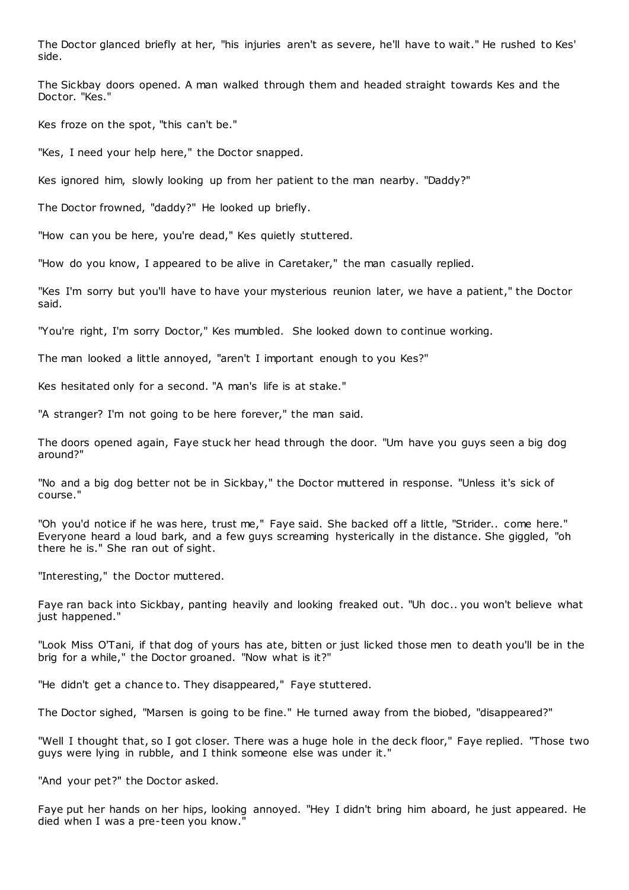The Doctor glanced briefly at her, "his injuries aren't as severe, he'll have to wait." He rushed to Kes' side.

The Sickbay doors opened. A man walked through them and headed straight towards Kes and the Doctor. "Kes."

Kes froze on the spot, "this can't be."

"Kes, I need your help here," the Doctor snapped.

Kes ignored him, slowly looking up from her patient to the man nearby. "Daddy?"

The Doctor frowned, "daddy?" He looked up briefly.

"How can you be here, you're dead," Kes quietly stuttered.

"How do you know, I appeared to be alive in Caretaker," the man casually replied.

"Kes I'm sorry but you'll have to have your mysterious reunion later, we have a patient," the Doctor said.

"You're right, I'm sorry Doctor," Kes mumbled. She looked down to continue working.

The man looked a little annoyed, "aren't I important enough to you Kes?"

Kes hesitated only for a second. "A man's life is at stake."

"A stranger? I'm not going to be here forever," the man said.

The doors opened again, Faye stuck her head through the door. "Um have you guys seen a big dog around?"

"No and a big dog better not be in Sickbay," the Doctor muttered in response. "Unless it's sick of course."

"Oh you'd notice if he was here, trust me," Faye said. She backed off a little, "Strider.. come here." Everyone heard a loud bark, and a few guys screaming hysterically in the distance. She giggled, "oh there he is." She ran out of sight.

"Interesting," the Doctor muttered.

Faye ran back into Sickbay, panting heavily and looking freaked out. "Uh doc.. you won't believe what just happened."

"Look Miss O'Tani, if that dog of yours has ate, bitten or just licked those men to death you'll be in the brig for a while," the Doctor groaned. "Now what is it?"

"He didn't get a chance to. They disappeared," Faye stuttered.

The Doctor sighed, "Marsen is going to be fine." He turned away from the biobed, "disappeared?"

"Well I thought that, so I got closer. There was a huge hole in the deck floor," Faye replied. "Those two guys were lying in rubble, and I think someone else was under it."

"And your pet?" the Doctor asked.

Faye put her hands on her hips, looking annoyed. "Hey I didn't bring him aboard, he just appeared. He died when I was a pre-teen you know."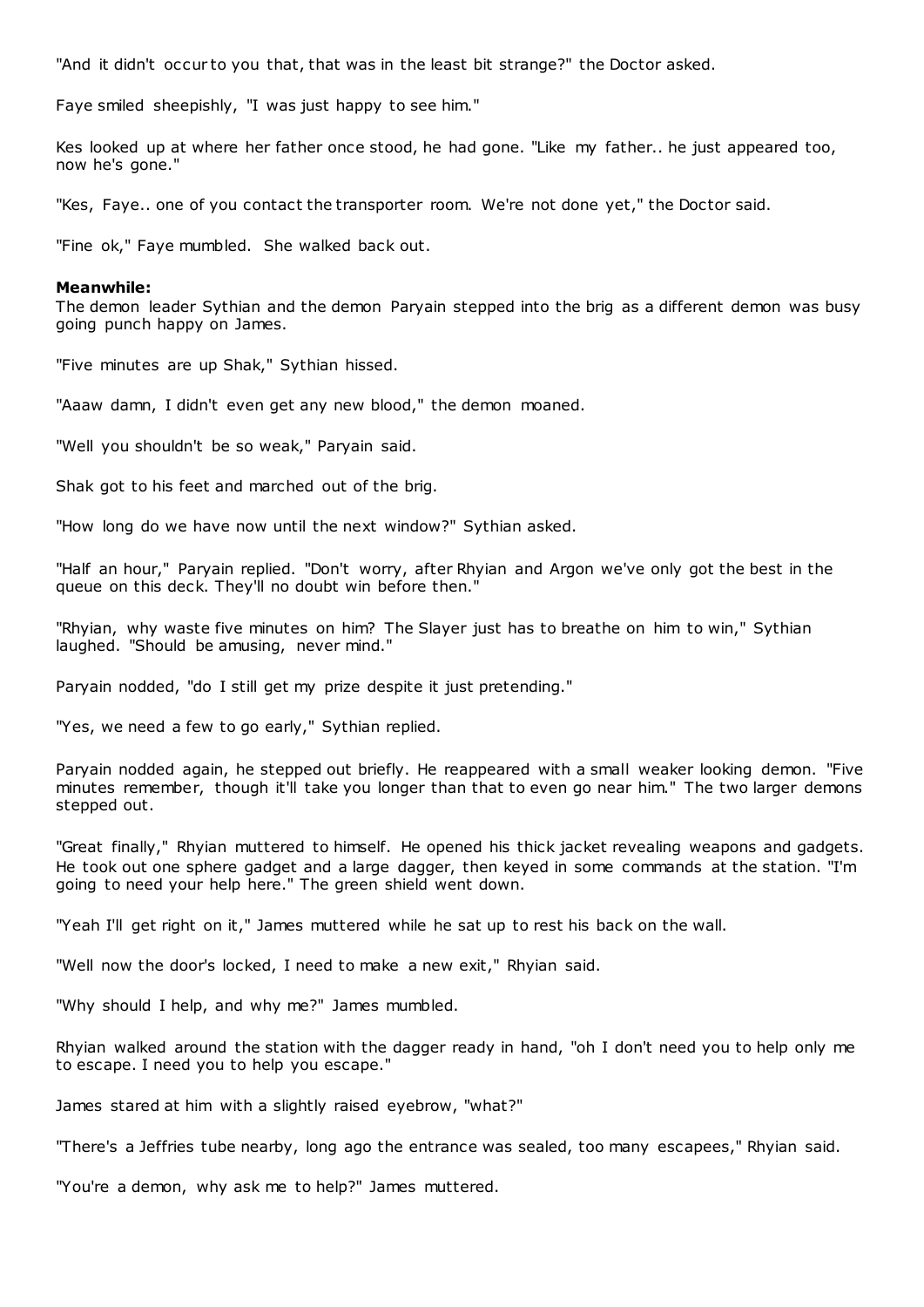"And it didn't occur to you that, that was in the least bit strange?" the Doctor asked.

Faye smiled sheepishly, "I was just happy to see him."

Kes looked up at where her father once stood, he had gone. "Like my father.. he just appeared too, now he's gone."

"Kes, Faye.. one of you contact the transporter room. We're not done yet," the Doctor said.

"Fine ok," Faye mumbled. She walked back out.

**Meanwhile:**
The demon leader Sythian and the demon Paryain stepped into the brig as a different demon was busy going punch happy on James.

"Five minutes are up Shak," Sythian hissed.

"Aaaw damn, I didn't even get any new blood," the demon moaned.

"Well you shouldn't be so weak," Paryain said.

Shak got to his feet and marched out of the brig.

"How long do we have now until the next window?" Sythian asked.

"Half an hour," Paryain replied. "Don't worry, after Rhyian and Argon we've only got the best in the queue on this deck. They'll no doubt win before then."

"Rhyian, why waste five minutes on him? The Slayer just has to breathe on him to win," Sythian laughed. "Should be amusing, never mind."

Paryain nodded, "do I still get my prize despite it just pretending."

"Yes, we need a few to go early," Sythian replied.

Paryain nodded again, he stepped out briefly. He reappeared with a small weaker looking demon. "Five minutes remember, though it'll take you longer than that to even go near him." The two larger demons stepped out.

"Great finally," Rhyian muttered to himself. He opened his thick jacket revealing weapons and gadgets. He took out one sphere gadget and a large dagger, then keyed in some commands at the station. "I'm going to need your help here." The green shield went down.

"Yeah I'll get right on it," James muttered while he sat up to rest his back on the wall.

"Well now the door's locked, I need to make a new exit," Rhyian said.

"Why should I help, and why me?" James mumbled.

Rhyian walked around the station with the dagger ready in hand, "oh I don't need you to help only me to escape. I need you to help you escape."

James stared at him with a slightly raised eyebrow, "what?"

"There's a Jeffries tube nearby, long ago the entrance was sealed, too many escapees," Rhyian said.

"You're a demon, why ask me to help?" James muttered.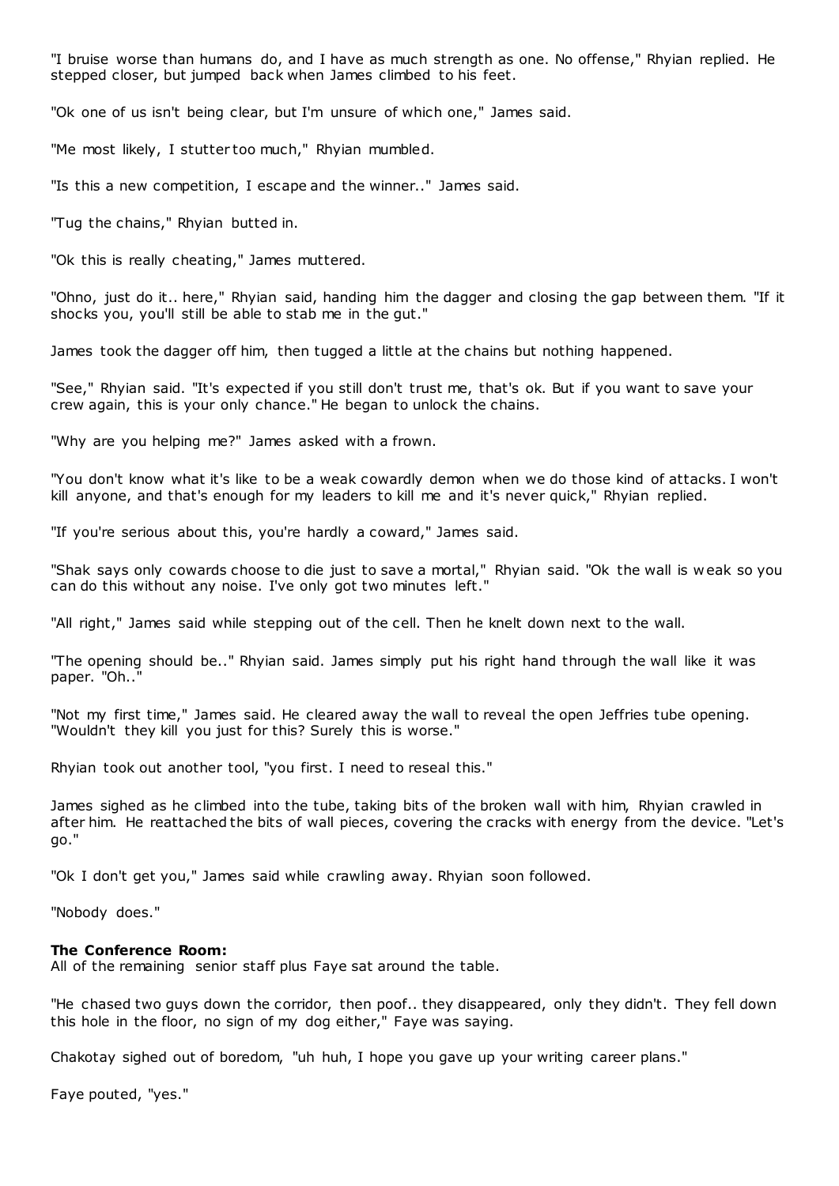"I bruise worse than humans do, and I have as much strength as one. No offense," Rhyian replied. He stepped closer, but jumped back when James climbed to his feet.

"Ok one of us isn't being clear, but I'm unsure of which one," James said.

"Me most likely, I stutter too much," Rhyian mumbled.

"Is this a new competition, I escape and the winner.." James said.

"Tug the chains," Rhyian butted in.

"Ok this is really cheating," James muttered.

"Ohno, just do it.. here," Rhyian said, handing him the dagger and closing the gap between them. "If it shocks you, you'll still be able to stab me in the gut."

James took the dagger off him, then tugged a little at the chains but nothing happened.

"See," Rhyian said. "It's expected if you still don't trust me, that's ok. But if you want to save your crew again, this is your only chance." He began to unlock the chains.

"Why are you helping me?" James asked with a frown.

"You don't know what it's like to be a weak cowardly demon when we do those kind of attacks. I won't kill anyone, and that's enough for my leaders to kill me and it's never quick," Rhyian replied.

"If you're serious about this, you're hardly a coward," James said.

"Shak says only cowards choose to die just to save a mortal," Rhyian said. "Ok the wall is weak so you can do this without any noise. I've only got two minutes left."

"All right," James said while stepping out of the cell. Then he knelt down next to the wall.

"The opening should be.." Rhyian said. James simply put his right hand through the wall like it was paper. "Oh.."

"Not my first time," James said. He cleared away the wall to reveal the open Jeffries tube opening. "Wouldn't they kill you just for this? Surely this is worse."

Rhyian took out another tool, "you first. I need to reseal this."

James sighed as he climbed into the tube, taking bits of the broken wall with him, Rhyian crawled in after him. He reattached the bits of wall pieces, covering the cracks with energy from the device. "Let's go."

"Ok I don't get you," James said while crawling away. Rhyian soon followed.

"Nobody does."

**The Conference Room:**
All of the remaining senior staff plus Faye sat around the table.

"He chased two guys down the corridor, then poof.. they disappeared, only they didn't. They fell down this hole in the floor, no sign of my dog either," Faye was saying.

Chakotay sighed out of boredom, "uh huh, I hope you gave up your writing career plans."

Faye pouted, "yes."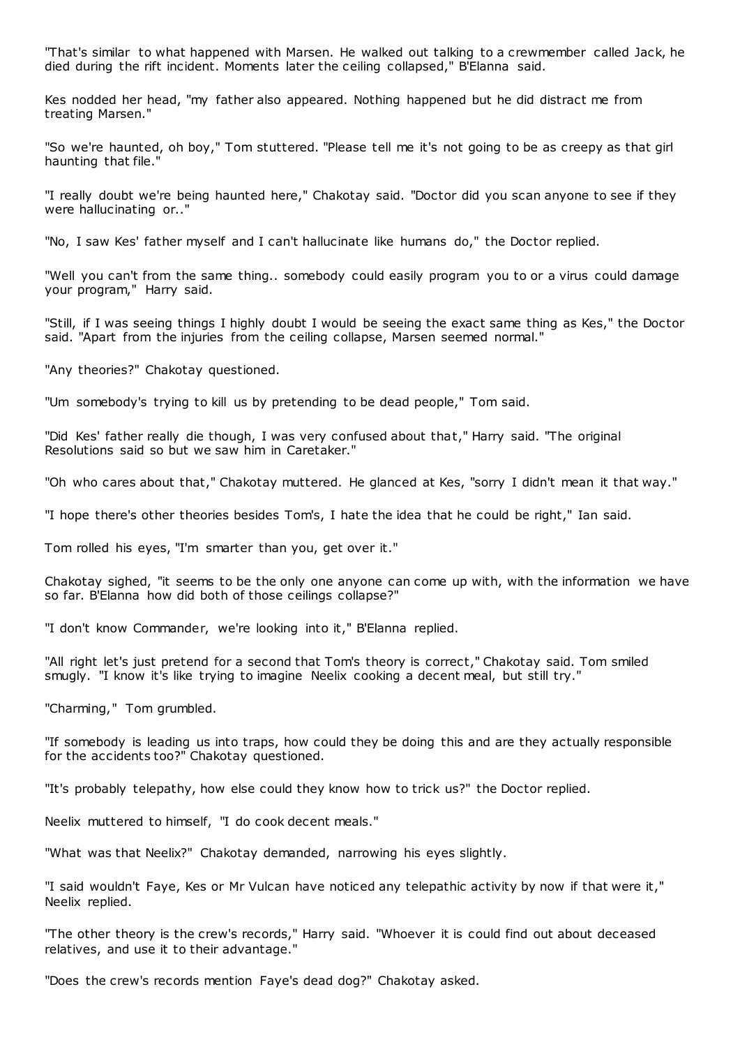"That's similar to what happened with Marsen. He walked out talking to a crewmember called Jack, he died during the rift incident. Moments later the ceiling collapsed," B'Elanna said.

Kes nodded her head, "my father also appeared. Nothing happened but he did distract me from treating Marsen."

"So we're haunted, oh boy," Tom stuttered. "Please tell me it's not going to be as creepy as that girl haunting that file."

"I really doubt we're being haunted here," Chakotay said. "Doctor did you scan anyone to see if they were hallucinating or.."

"No, I saw Kes' father myself and I can't hallucinate like humans do," the Doctor replied.

"Well you can't from the same thing.. somebody could easily program you to or a virus could damage your program," Harry said.

"Still, if I was seeing things I highly doubt I would be seeing the exact same thing as Kes," the Doctor said. "Apart from the injuries from the ceiling collapse, Marsen seemed normal."

"Any theories?" Chakotay questioned.

"Um somebody's trying to kill us by pretending to be dead people," Tom said.

"Did Kes' father really die though, I was very confused about that," Harry said. "The original Resolutions said so but we saw him in Caretaker."

"Oh who cares about that," Chakotay muttered. He glanced at Kes, "sorry I didn't mean it that way."

"I hope there's other theories besides Tom's, I hate the idea that he could be right," Ian said.

Tom rolled his eyes, "I'm smarter than you, get over it."

Chakotay sighed, "it seems to be the only one anyone can come up with, with the information we have so far. B'Elanna how did both of those ceilings collapse?"

"I don't know Commander, we're looking into it," B'Elanna replied.

"All right let's just pretend for a second that Tom's theory is correct," Chakotay said. Tom smiled smugly. "I know it's like trying to imagine Neelix cooking a decent meal, but still try."

"Charming," Tom grumbled.

"If somebody is leading us into traps, how could they be doing this and are they actually responsible for the accidents too?" Chakotay questioned.

"It's probably telepathy, how else could they know how to trick us?" the Doctor replied.

Neelix muttered to himself, "I do cook decent meals."

"What was that Neelix?" Chakotay demanded, narrowing his eyes slightly.

"I said wouldn't Faye, Kes or Mr Vulcan have noticed any telepathic activity by now if that were it," Neelix replied.

"The other theory is the crew's records," Harry said. "Whoever it is could find out about deceased relatives, and use it to their advantage."

"Does the crew's records mention Faye's dead dog?" Chakotay asked.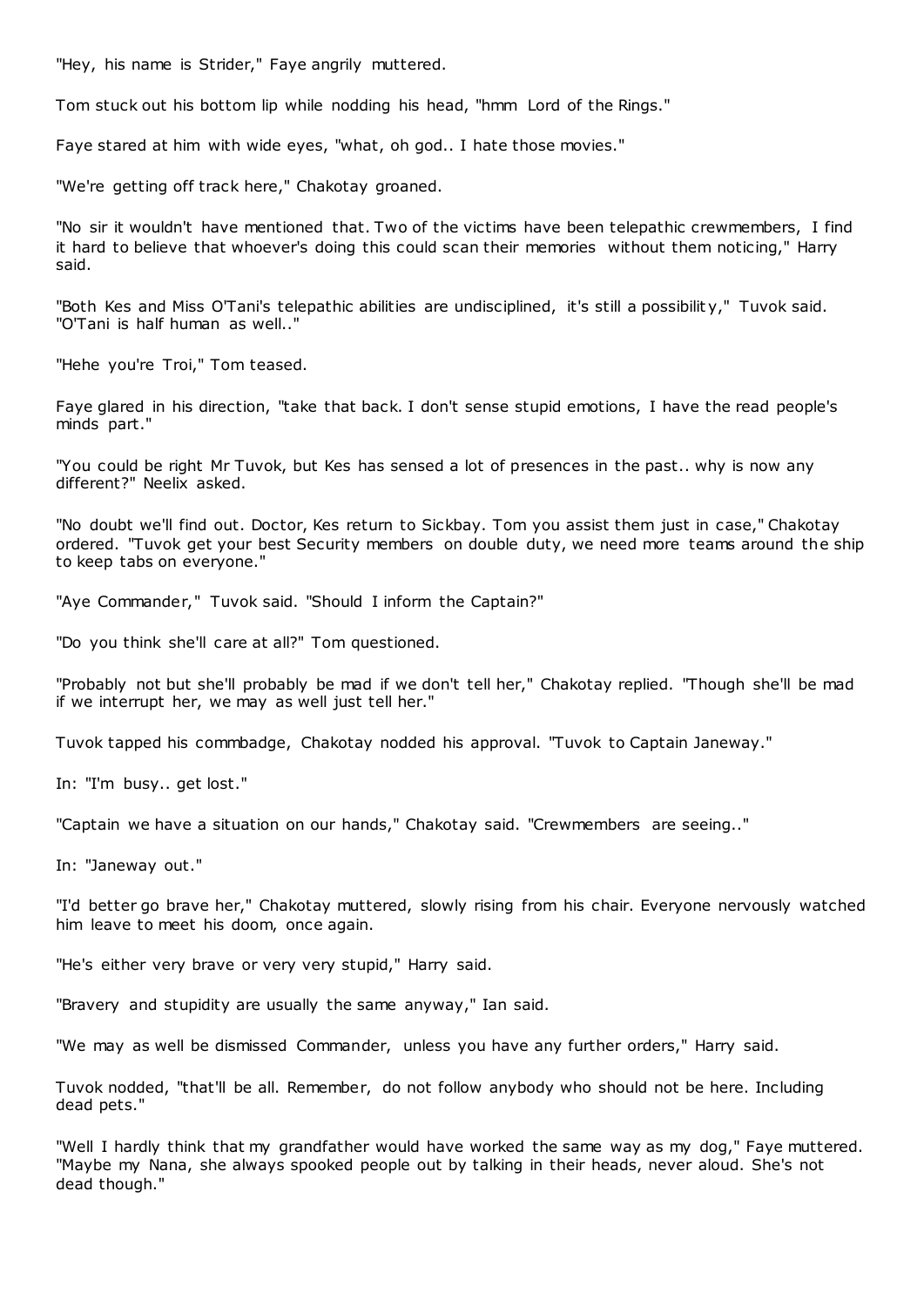"Hey, his name is Strider," Faye angrily muttered.

Tom stuck out his bottom lip while nodding his head, "hmm Lord of the Rings."

Faye stared at him with wide eyes, "what, oh god.. I hate those movies."

"We're getting off track here," Chakotay groaned.

"No sir it wouldn't have mentioned that. Two of the victims have been telepathic crewmembers, I find it hard to believe that whoever's doing this could scan their memories without them noticing," Harry said.

"Both Kes and Miss O'Tani's telepathic abilities are undisciplined, it's still a possibility," Tuvok said. "O'Tani is half human as well.."

"Hehe you're Troi," Tom teased.

Faye glared in his direction, "take that back. I don't sense stupid emotions, I have the read people's minds part."

"You could be right Mr Tuvok, but Kes has sensed a lot of presences in the past.. why is now any different?" Neelix asked.

"No doubt we'll find out. Doctor, Kes return to Sickbay. Tom you assist them just in case," Chakotay ordered. "Tuvok get your best Security members on double duty, we need more teams around the ship to keep tabs on everyone."

"Aye Commander," Tuvok said. "Should I inform the Captain?"

"Do you think she'll care at all?" Tom questioned.

"Probably not but she'll probably be mad if we don't tell her," Chakotay replied. "Though she'll be mad if we interrupt her, we may as well just tell her."

Tuvok tapped his commbadge, Chakotay nodded his approval. "Tuvok to Captain Janeway."

In: "I'm busy.. get lost."

"Captain we have a situation on our hands," Chakotay said. "Crewmembers are seeing.."

In: "Janeway out."

"I'd better go brave her," Chakotay muttered, slowly rising from his chair. Everyone nervously watched him leave to meet his doom, once again.

"He's either very brave or very very stupid," Harry said.

"Bravery and stupidity are usually the same anyway," Ian said.

"We may as well be dismissed Commander, unless you have any further orders," Harry said.

Tuvok nodded, "that'll be all. Remember, do not follow anybody who should not be here. Including dead pets."

"Well I hardly think that my grandfather would have worked the same way as my dog," Faye muttered. "Maybe my Nana, she always spooked people out by talking in their heads, never aloud. She's not dead though."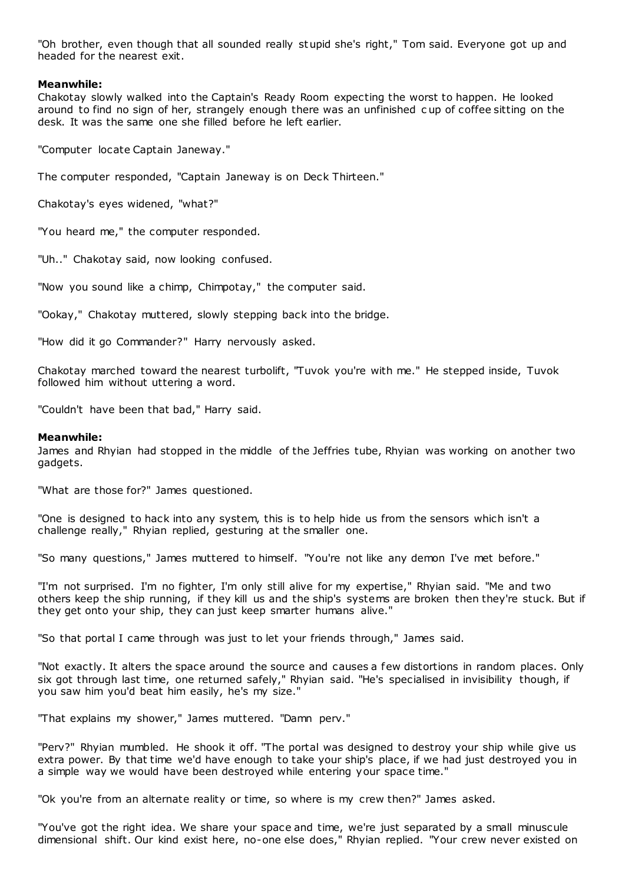"Oh brother, even though that all sounded really stupid she's right," Tom said. Everyone got up and headed for the nearest exit.

**Meanwhile:**

Chakotay slowly walked into the Captain's Ready Room expecting the worst to happen. He looked around to find no sign of her, strangely enough there was an unfinished cup of coffee sitting on the desk. It was the same one she filled before he left earlier.

"Computer locate Captain Janeway."

The computer responded, "Captain Janeway is on Deck Thirteen."

Chakotay's eyes widened, "what?"

"You heard me," the computer responded.

"Uh.." Chakotay said, now looking confused.

"Now you sound like a chimp, Chimpotay," the computer said.

"Ookay," Chakotay muttered, slowly stepping back into the bridge.

"How did it go Commander?" Harry nervously asked.

Chakotay marched toward the nearest turbolift, "Tuvok you're with me." He stepped inside, Tuvok followed him without uttering a word.

"Couldn't have been that bad," Harry said.

**Meanwhile:**

James and Rhyian had stopped in the middle of the Jeffries tube, Rhyian was working on another two gadgets.

"What are those for?" James questioned.

"One is designed to hack into any system, this is to help hide us from the sensors which isn't a challenge really," Rhyian replied, gesturing at the smaller one.

"So many questions," James muttered to himself. "You're not like any demon I've met before."

"I'm not surprised. I'm no fighter, I'm only still alive for my expertise," Rhyian said. "Me and two others keep the ship running, if they kill us and the ship's systems are broken then they're stuck. But if they get onto your ship, they can just keep smarter humans alive."

"So that portal I came through was just to let your friends through," James said.

"Not exactly. It alters the space around the source and causes a few distortions in random places. Only six got through last time, one returned safely," Rhyian said. "He's specialised in invisibility though, if you saw him you'd beat him easily, he's my size."

"That explains my shower," James muttered. "Damn perv."

"Perv?" Rhyian mumbled. He shook it off. "The portal was designed to destroy your ship while give us extra power. By that time we'd have enough to take your ship's place, if we had just destroyed you in a simple way we would have been destroyed while entering your space time."

"Ok you're from an alternate reality or time, so where is my crew then?" James asked.

"You've got the right idea. We share your space and time, we're just separated by a small minuscule dimensional shift. Our kind exist here, no-one else does," Rhyian replied. "Your crew never existed on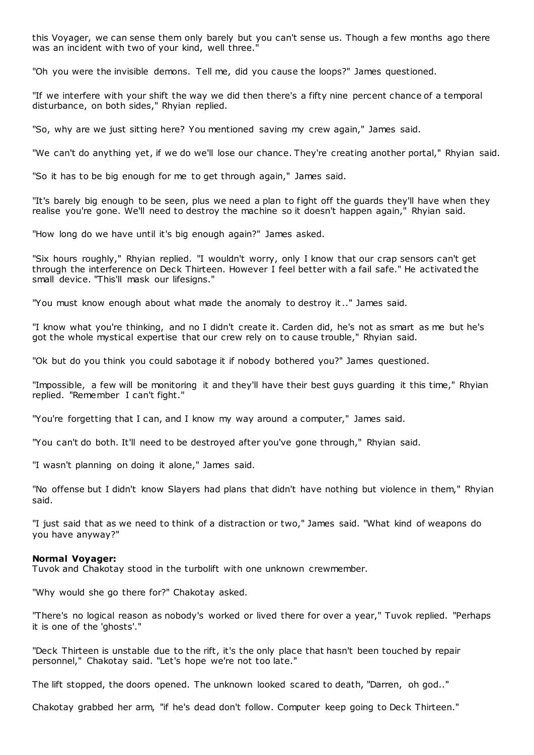this Voyager, we can sense them only barely but you can't sense us. Though a few months ago there was an incident with two of your kind, well three."

"Oh you were the invisible demons. Tell me, did you cause the loops?" James questioned.

"If we interfere with your shift the way we did then there's a fifty nine percent chance of a temporal disturbance, on both sides," Rhyian replied.

"So, why are we just sitting here? You mentioned saving my crew again," James said.

"We can't do anything yet, if we do we'll lose our chance. They're creating another portal," Rhyian said.

"So it has to be big enough for me to get through again," James said.

"It's barely big enough to be seen, plus we need a plan to fight off the guards they'll have when they realise you're gone. We'll need to destroy the machine so it doesn't happen again," Rhyian said.

"How long do we have until it's big enough again?" James asked.

"Six hours roughly," Rhyian replied. "I wouldn't worry, only I know that our crap sensors can't get through the interference on Deck Thirteen. However I feel better with a fail safe." He activated the small device. "This'll mask our lifesigns."

"You must know enough about what made the anomaly to destroy it.." James said.

"I know what you're thinking, and no I didn't create it. Carden did, he's not as smart as me but he's got the whole mystical expertise that our crew rely on to cause trouble," Rhyian said.

"Ok but do you think you could sabotage it if nobody bothered you?" James questioned.

"Impossible, a few will be monitoring it and they'll have their best guys guarding it this time," Rhyian replied. "Remember I can't fight."

"You're forgetting that I can, and I know my way around a computer," James said.

"You can't do both. It'll need to be destroyed after you've gone through," Rhyian said.

"I wasn't planning on doing it alone," James said.

"No offense but I didn't know Slayers had plans that didn't have nothing but violence in them," Rhyian said.

"I just said that as we need to think of a distraction or two," James said. "What kind of weapons do you have anyway?"

**Normal Voyager:**
Tuvok and Chakotay stood in the turbolift with one unknown crewmember.

"Why would she go there for?" Chakotay asked.

"There's no logical reason as nobody's worked or lived there for over a year," Tuvok replied. "Perhaps it is one of the 'ghosts'."

"Deck Thirteen is unstable due to the rift, it's the only place that hasn't been touched by repair personnel," Chakotay said. "Let's hope we're not too late."

The lift stopped, the doors opened. The unknown looked scared to death, "Darren, oh god.."

Chakotay grabbed her arm, "if he's dead don't follow. Computer keep going to Deck Thirteen."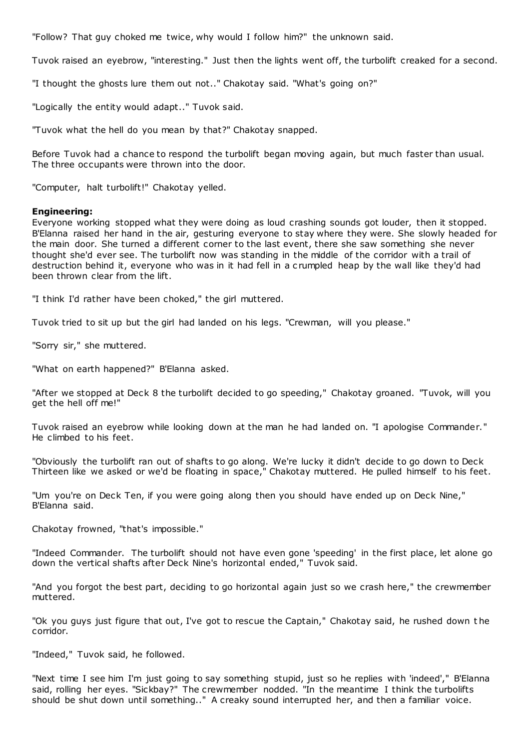"Follow? That guy choked me twice, why would I follow him?" the unknown said.

Tuvok raised an eyebrow, "interesting." Just then the lights went off, the turbolift creaked for a second.

"I thought the ghosts lure them out not.." Chakotay said. "What's going on?"

"Logically the entity would adapt.." Tuvok said.

"Tuvok what the hell do you mean by that?" Chakotay snapped.

Before Tuvok had a chance to respond the turbolift began moving again, but much faster than usual. The three occupants were thrown into the door.

"Computer, halt turbolift!" Chakotay yelled.

**Engineering:**
Everyone working stopped what they were doing as loud crashing sounds got louder, then it stopped. B'Elanna raised her hand in the air, gesturing everyone to stay where they were. She slowly headed for the main door. She turned a different corner to the last event, there she saw something she never thought she'd ever see. The turbolift now was standing in the middle of the corridor with a trail of destruction behind it, everyone who was in it had fell in a crumpled heap by the wall like they'd had been thrown clear from the lift.

"I think I'd rather have been choked," the girl muttered.

Tuvok tried to sit up but the girl had landed on his legs. "Crewman, will you please."

"Sorry sir," she muttered.

"What on earth happened?" B'Elanna asked.

"After we stopped at Deck 8 the turbolift decided to go speeding," Chakotay groaned. "Tuvok, will you get the hell off me!"

Tuvok raised an eyebrow while looking down at the man he had landed on. "I apologise Commander." He climbed to his feet.

"Obviously the turbolift ran out of shafts to go along. We're lucky it didn't decide to go down to Deck Thirteen like we asked or we'd be floating in space," Chakotay muttered. He pulled himself to his feet.

"Um you're on Deck Ten, if you were going along then you should have ended up on Deck Nine," B'Elanna said.

Chakotay frowned, "that's impossible."

"Indeed Commander. The turbolift should not have even gone 'speeding' in the first place, let alone go down the vertical shafts after Deck Nine's horizontal ended," Tuvok said.

"And you forgot the best part, deciding to go horizontal again just so we crash here," the crewmember muttered.

"Ok you guys just figure that out, I've got to rescue the Captain," Chakotay said, he rushed down the corridor.

"Indeed," Tuvok said, he followed.

"Next time I see him I'm just going to say something stupid, just so he replies with 'indeed'," B'Elanna said, rolling her eyes. "Sickbay?" The crewmember nodded. "In the meantime I think the turbolifts should be shut down until something.." A creaky sound interrupted her, and then a familiar voice.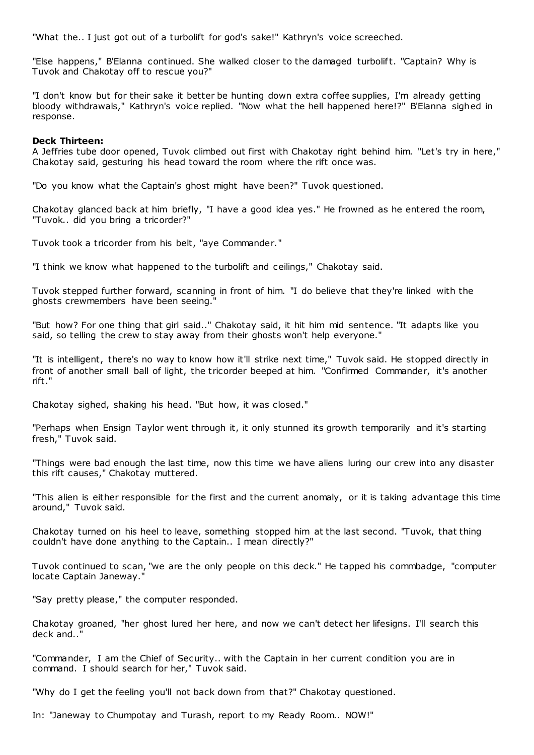"What the.. I just got out of a turbolift for god's sake!" Kathryn's voice screeched.

"Else happens," B'Elanna continued. She walked closer to the damaged turbolift. "Captain? Why is Tuvok and Chakotay off to rescue you?"

"I don't know but for their sake it better be hunting down extra coffee supplies, I'm already getting bloody withdrawals," Kathryn's voice replied. "Now what the hell happened here!?" B'Elanna sighed in response.

**Deck Thirteen:**
A Jeffries tube door opened, Tuvok climbed out first with Chakotay right behind him. "Let's try in here," Chakotay said, gesturing his head toward the room where the rift once was.

"Do you know what the Captain's ghost might have been?" Tuvok questioned.

Chakotay glanced back at him briefly, "I have a good idea yes." He frowned as he entered the room, "Tuvok.. did you bring a tricorder?"

Tuvok took a tricorder from his belt, "aye Commander."

"I think we know what happened to the turbolift and ceilings," Chakotay said.

Tuvok stepped further forward, scanning in front of him. "I do believe that they're linked with the ghosts crewmembers have been seeing."

"But how? For one thing that girl said.." Chakotay said, it hit him mid sentence. "It adapts like you said, so telling the crew to stay away from their ghosts won't help everyone."

"It is intelligent, there's no way to know how it'll strike next time," Tuvok said. He stopped directly in front of another small ball of light, the tricorder beeped at him. "Confirmed Commander, it's another rift."

Chakotay sighed, shaking his head. "But how, it was closed."

"Perhaps when Ensign Taylor went through it, it only stunned its growth temporarily and it's starting fresh," Tuvok said.

"Things were bad enough the last time, now this time we have aliens luring our crew into any disaster this rift causes," Chakotay muttered.

"This alien is either responsible for the first and the current anomaly, or it is taking advantage this time around," Tuvok said.

Chakotay turned on his heel to leave, something stopped him at the last second. "Tuvok, that thing couldn't have done anything to the Captain.. I mean directly?"

Tuvok continued to scan, "we are the only people on this deck." He tapped his commbadge, "computer locate Captain Janeway."

"Say pretty please," the computer responded.

Chakotay groaned, "her ghost lured her here, and now we can't detect her lifesigns. I'll search this deck and.."

"Commander, I am the Chief of Security.. with the Captain in her current condition you are in command. I should search for her," Tuvok said.

"Why do I get the feeling you'll not back down from that?" Chakotay questioned.

In: "Janeway to Chumpotay and Turash, report to my Ready Room.. NOW!"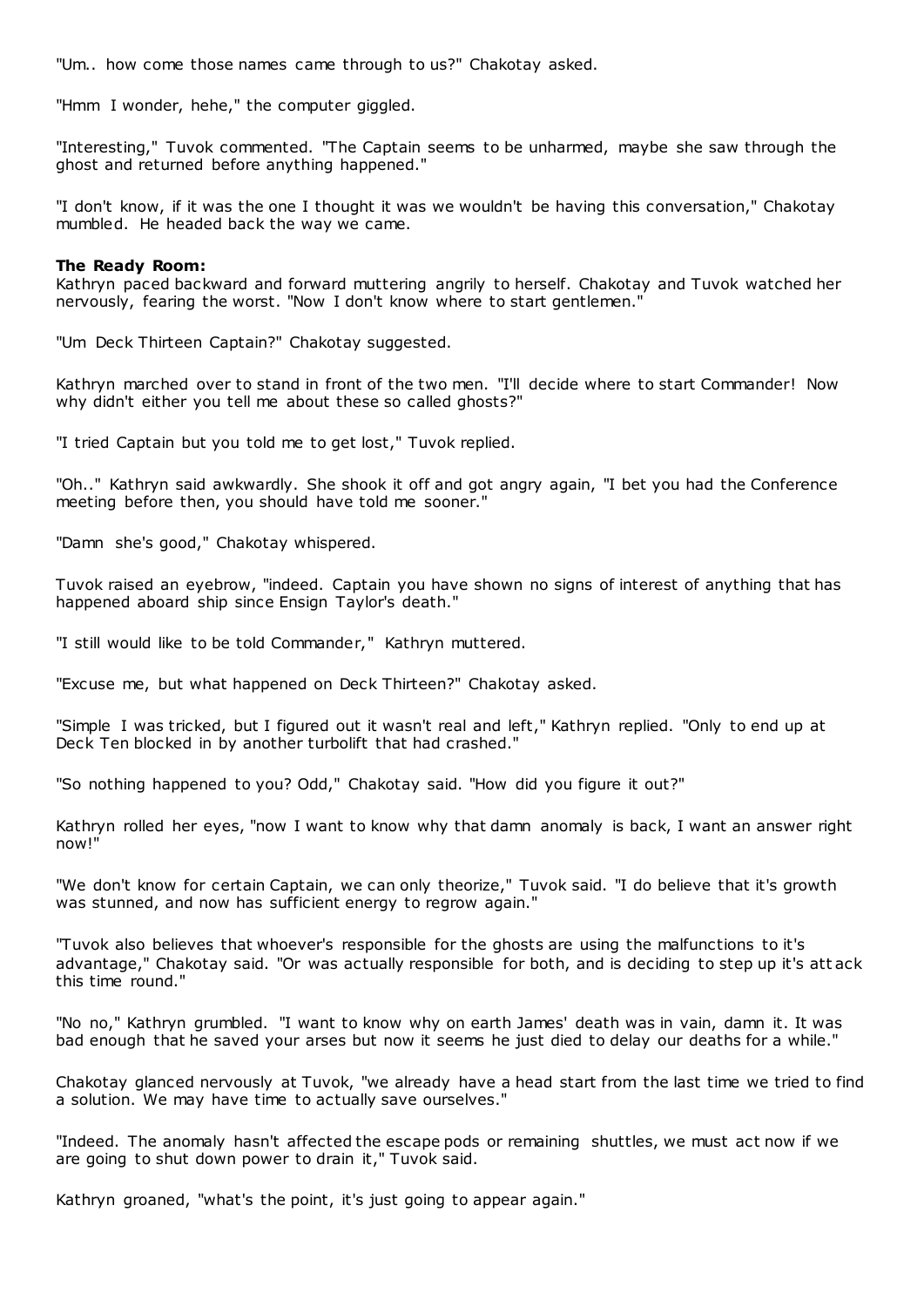"Um.. how come those names came through to us?" Chakotay asked.

"Hmm I wonder, hehe," the computer giggled.

"Interesting," Tuvok commented. "The Captain seems to be unharmed, maybe she saw through the ghost and returned before anything happened."

"I don't know, if it was the one I thought it was we wouldn't be having this conversation," Chakotay mumbled. He headed back the way we came.

**The Ready Room:**
Kathryn paced backward and forward muttering angrily to herself. Chakotay and Tuvok watched her nervously, fearing the worst. "Now I don't know where to start gentlemen."

"Um Deck Thirteen Captain?" Chakotay suggested.

Kathryn marched over to stand in front of the two men. "I'll decide where to start Commander! Now why didn't either you tell me about these so called ghosts?"

"I tried Captain but you told me to get lost," Tuvok replied.

"Oh.." Kathryn said awkwardly. She shook it off and got angry again, "I bet you had the Conference meeting before then, you should have told me sooner."

"Damn she's good," Chakotay whispered.

Tuvok raised an eyebrow, "indeed. Captain you have shown no signs of interest of anything that has happened aboard ship since Ensign Taylor's death."

"I still would like to be told Commander," Kathryn muttered.

"Excuse me, but what happened on Deck Thirteen?" Chakotay asked.

"Simple I was tricked, but I figured out it wasn't real and left," Kathryn replied. "Only to end up at Deck Ten blocked in by another turbolift that had crashed."

"So nothing happened to you? Odd," Chakotay said. "How did you figure it out?"

Kathryn rolled her eyes, "now I want to know why that damn anomaly is back, I want an answer right now!"

"We don't know for certain Captain, we can only theorize," Tuvok said. "I do believe that it's growth was stunned, and now has sufficient energy to regrow again."

"Tuvok also believes that whoever's responsible for the ghosts are using the malfunctions to it's advantage," Chakotay said. "Or was actually responsible for both, and is deciding to step up it's attack this time round."

"No no," Kathryn grumbled. "I want to know why on earth James' death was in vain, damn it. It was bad enough that he saved your arses but now it seems he just died to delay our deaths for a while."

Chakotay glanced nervously at Tuvok, "we already have a head start from the last time we tried to find a solution. We may have time to actually save ourselves."

"Indeed. The anomaly hasn't affected the escape pods or remaining shuttles, we must act now if we are going to shut down power to drain it," Tuvok said.

Kathryn groaned, "what's the point, it's just going to appear again."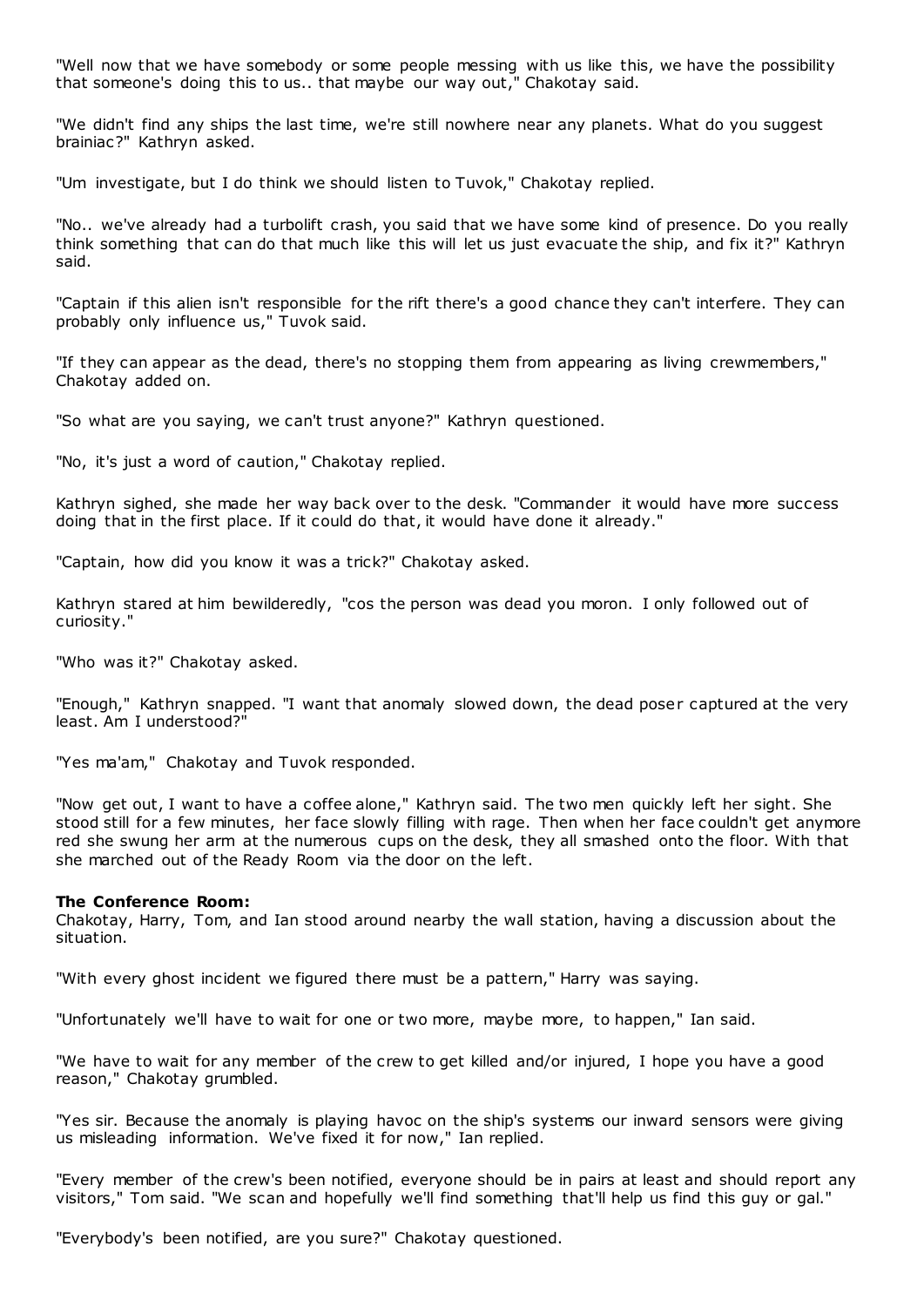"Well now that we have somebody or some people messing with us like this, we have the possibility that someone's doing this to us.. that maybe our way out," Chakotay said.

"We didn't find any ships the last time, we're still nowhere near any planets. What do you suggest brainiac?" Kathryn asked.

"Um investigate, but I do think we should listen to Tuvok," Chakotay replied.

"No.. we've already had a turbolift crash, you said that we have some kind of presence. Do you really think something that can do that much like this will let us just evacuate the ship, and fix it?" Kathryn said.

"Captain if this alien isn't responsible for the rift there's a good chance they can't interfere. They can probably only influence us," Tuvok said.

"If they can appear as the dead, there's no stopping them from appearing as living crewmembers," Chakotay added on.

"So what are you saying, we can't trust anyone?" Kathryn questioned.

"No, it's just a word of caution," Chakotay replied.

Kathryn sighed, she made her way back over to the desk. "Commander it would have more success doing that in the first place. If it could do that, it would have done it already."

"Captain, how did you know it was a trick?" Chakotay asked.

Kathryn stared at him bewilderedly, "cos the person was dead you moron. I only followed out of curiosity."

"Who was it?" Chakotay asked.

"Enough," Kathryn snapped. "I want that anomaly slowed down, the dead poser captured at the very least. Am I understood?"

"Yes ma'am," Chakotay and Tuvok responded.

"Now get out, I want to have a coffee alone," Kathryn said. The two men quickly left her sight. She stood still for a few minutes, her face slowly filling with rage. Then when her face couldn't get anymore red she swung her arm at the numerous cups on the desk, they all smashed onto the floor. With that she marched out of the Ready Room via the door on the left.

**The Conference Room:**
Chakotay, Harry, Tom, and Ian stood around nearby the wall station, having a discussion about the situation.

"With every ghost incident we figured there must be a pattern," Harry was saying.

"Unfortunately we'll have to wait for one or two more, maybe more, to happen," Ian said.

"We have to wait for any member of the crew to get killed and/or injured, I hope you have a good reason," Chakotay grumbled.

"Yes sir. Because the anomaly is playing havoc on the ship's systems our inward sensors were giving us misleading information. We've fixed it for now," Ian replied.

"Every member of the crew's been notified, everyone should be in pairs at least and should report any visitors," Tom said. "We scan and hopefully we'll find something that'll help us find this guy or gal."

"Everybody's been notified, are you sure?" Chakotay questioned.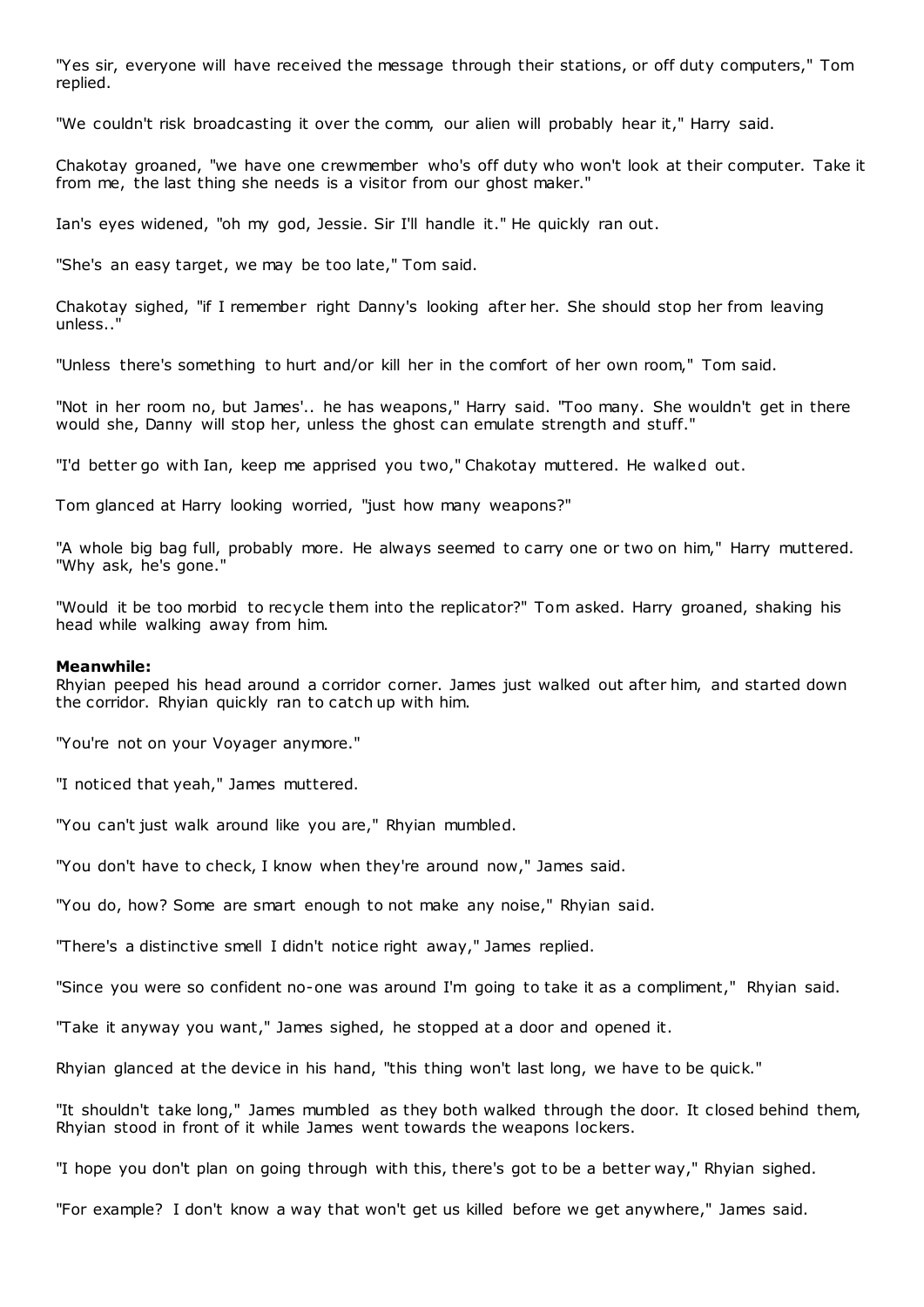"Yes sir, everyone will have received the message through their stations, or off duty computers," Tom replied.

"We couldn't risk broadcasting it over the comm, our alien will probably hear it," Harry said.

Chakotay groaned, "we have one crewmember who's off duty who won't look at their computer. Take it from me, the last thing she needs is a visitor from our ghost maker."

Ian's eyes widened, "oh my god, Jessie. Sir I'll handle it." He quickly ran out.

"She's an easy target, we may be too late," Tom said.

Chakotay sighed, "if I remember right Danny's looking after her. She should stop her from leaving unless.."

"Unless there's something to hurt and/or kill her in the comfort of her own room," Tom said.

"Not in her room no, but James'.. he has weapons," Harry said. "Too many. She wouldn't get in there would she, Danny will stop her, unless the ghost can emulate strength and stuff."

"I'd better go with Ian, keep me apprised you two," Chakotay muttered. He walked out.

Tom glanced at Harry looking worried, "just how many weapons?"

"A whole big bag full, probably more. He always seemed to carry one or two on him," Harry muttered. "Why ask, he's gone."

"Would it be too morbid to recycle them into the replicator?" Tom asked. Harry groaned, shaking his head while walking away from him.

**Meanwhile:**
Rhyian peeped his head around a corridor corner. James just walked out after him, and started down the corridor. Rhyian quickly ran to catch up with him.

"You're not on your Voyager anymore."

"I noticed that yeah," James muttered.

"You can't just walk around like you are," Rhyian mumbled.

"You don't have to check, I know when they're around now," James said.

"You do, how? Some are smart enough to not make any noise," Rhyian said.

"There's a distinctive smell I didn't notice right away," James replied.

"Since you were so confident no-one was around I'm going to take it as a compliment," Rhyian said.

"Take it anyway you want," James sighed, he stopped at a door and opened it.

Rhyian glanced at the device in his hand, "this thing won't last long, we have to be quick."

"It shouldn't take long," James mumbled as they both walked through the door. It closed behind them, Rhyian stood in front of it while James went towards the weapons lockers.

"I hope you don't plan on going through with this, there's got to be a better way," Rhyian sighed.

"For example? I don't know a way that won't get us killed before we get anywhere," James said.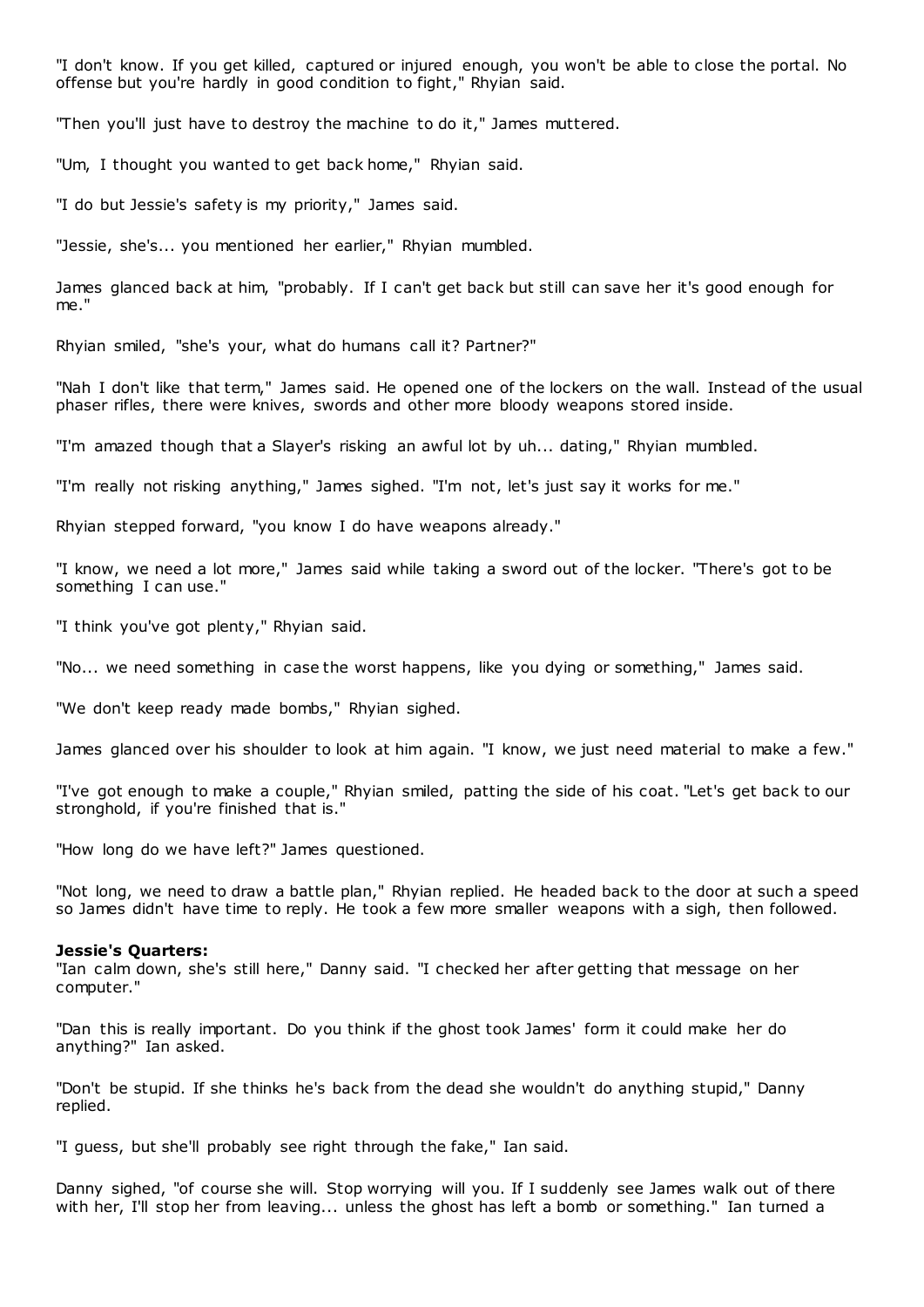"I don't know. If you get killed, captured or injured enough, you won't be able to close the portal. No offense but you're hardly in good condition to fight," Rhyian said.

"Then you'll just have to destroy the machine to do it," James muttered.

"Um, I thought you wanted to get back home," Rhyian said.

"I do but Jessie's safety is my priority," James said.

"Jessie, she's... you mentioned her earlier," Rhyian mumbled.

James glanced back at him, "probably. If I can't get back but still can save her it's good enough for me."

Rhyian smiled, "she's your, what do humans call it? Partner?"

"Nah I don't like that term," James said. He opened one of the lockers on the wall. Instead of the usual phaser rifles, there were knives, swords and other more bloody weapons stored inside.

"I'm amazed though that a Slayer's risking an awful lot by uh... dating," Rhyian mumbled.

"I'm really not risking anything," James sighed. "I'm not, let's just say it works for me."

Rhyian stepped forward, "you know I do have weapons already."

"I know, we need a lot more," James said while taking a sword out of the locker. "There's got to be something I can use."

"I think you've got plenty," Rhyian said.

"No... we need something in case the worst happens, like you dying or something," James said.

"We don't keep ready made bombs," Rhyian sighed.

James glanced over his shoulder to look at him again. "I know, we just need material to make a few."

"I've got enough to make a couple," Rhyian smiled, patting the side of his coat. "Let's get back to our stronghold, if you're finished that is."

"How long do we have left?" James questioned.

"Not long, we need to draw a battle plan," Rhyian replied. He headed back to the door at such a speed so James didn't have time to reply. He took a few more smaller weapons with a sigh, then followed.

**Jessie's Quarters:**
"Ian calm down, she's still here," Danny said. "I checked her after getting that message on her computer."

"Dan this is really important. Do you think if the ghost took James' form it could make her do anything?" Ian asked.

"Don't be stupid. If she thinks he's back from the dead she wouldn't do anything stupid," Danny replied.

"I guess, but she'll probably see right through the fake," Ian said.

Danny sighed, "of course she will. Stop worrying will you. If I suddenly see James walk out of there with her, I'll stop her from leaving... unless the ghost has left a bomb or something." Ian turned a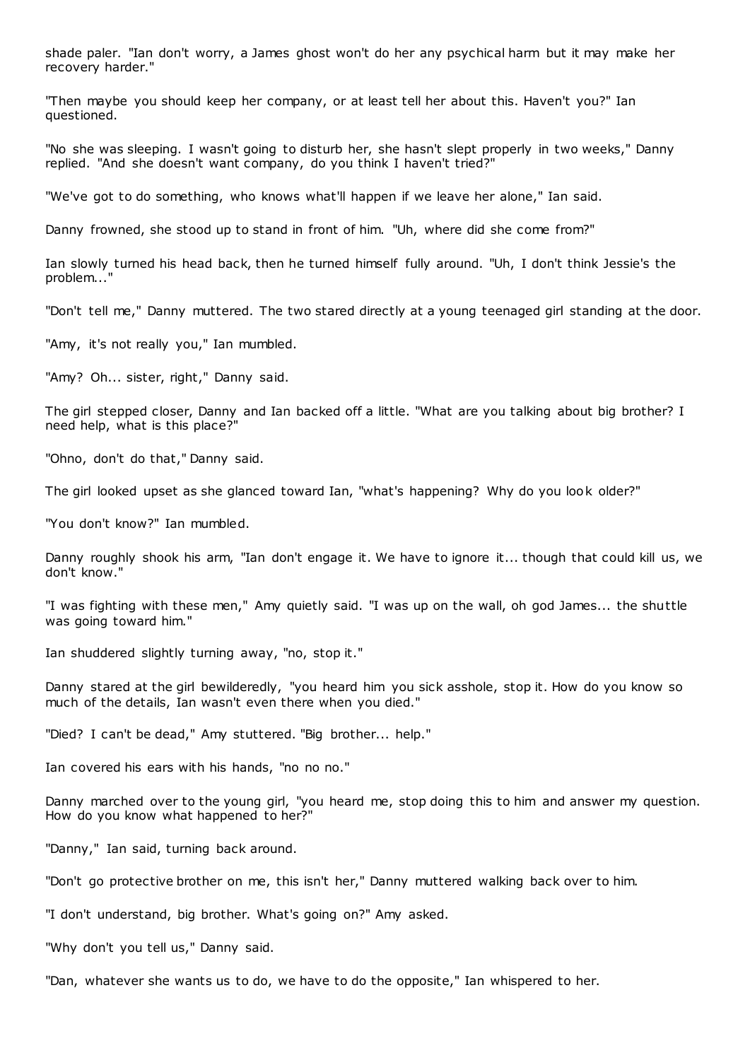shade paler. "Ian don't worry, a James ghost won't do her any psychical harm but it may make her recovery harder."

"Then maybe you should keep her company, or at least tell her about this. Haven't you?" Ian questioned.

"No she was sleeping. I wasn't going to disturb her, she hasn't slept properly in two weeks," Danny replied. "And she doesn't want company, do you think I haven't tried?"

"We've got to do something, who knows what'll happen if we leave her alone," Ian said.

Danny frowned, she stood up to stand in front of him. "Uh, where did she come from?"

Ian slowly turned his head back, then he turned himself fully around. "Uh, I don't think Jessie's the problem..."

"Don't tell me," Danny muttered. The two stared directly at a young teenaged girl standing at the door.

"Amy, it's not really you," Ian mumbled.

"Amy? Oh... sister, right," Danny said.

The girl stepped closer, Danny and Ian backed off a little. "What are you talking about big brother? I need help, what is this place?"

"Ohno, don't do that," Danny said.

The girl looked upset as she glanced toward Ian, "what's happening? Why do you look older?"

"You don't know?" Ian mumbled.

Danny roughly shook his arm, "Ian don't engage it. We have to ignore it... though that could kill us, we don't know."

"I was fighting with these men," Amy quietly said. "I was up on the wall, oh god James... the shuttle was going toward him."

Ian shuddered slightly turning away, "no, stop it."

Danny stared at the girl bewilderedly, "you heard him you sick asshole, stop it. How do you know so much of the details, Ian wasn't even there when you died."

"Died? I can't be dead," Amy stuttered. "Big brother... help."

Ian covered his ears with his hands, "no no no."

Danny marched over to the young girl, "you heard me, stop doing this to him and answer my question. How do you know what happened to her?"

"Danny," Ian said, turning back around.

"Don't go protective brother on me, this isn't her," Danny muttered walking back over to him.

"I don't understand, big brother. What's going on?" Amy asked.

"Why don't you tell us," Danny said.

"Dan, whatever she wants us to do, we have to do the opposite," Ian whispered to her.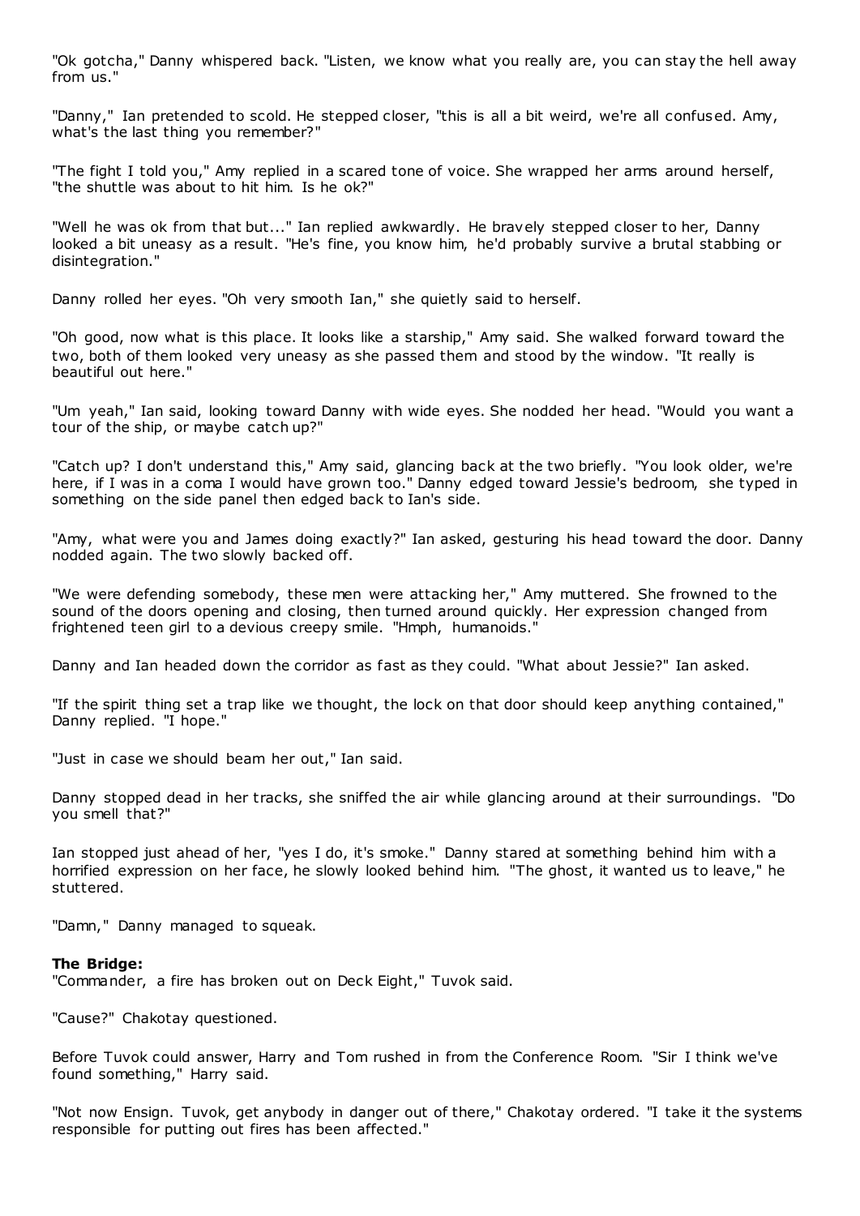"Ok gotcha," Danny whispered back. "Listen, we know what you really are, you can stay the hell away from us."

"Danny," Ian pretended to scold. He stepped closer, "this is all a bit weird, we're all confused. Amy, what's the last thing you remember?"

"The fight I told you," Amy replied in a scared tone of voice. She wrapped her arms around herself, "the shuttle was about to hit him. Is he ok?"

"Well he was ok from that but..." Ian replied awkwardly. He bravely stepped closer to her, Danny looked a bit uneasy as a result. "He's fine, you know him, he'd probably survive a brutal stabbing or disintegration."

Danny rolled her eyes. "Oh very smooth Ian," she quietly said to herself.

"Oh good, now what is this place. It looks like a starship," Amy said. She walked forward toward the two, both of them looked very uneasy as she passed them and stood by the window. "It really is beautiful out here."

"Um yeah," Ian said, looking toward Danny with wide eyes. She nodded her head. "Would you want a tour of the ship, or maybe catch up?"

"Catch up? I don't understand this," Amy said, glancing back at the two briefly. "You look older, we're here, if I was in a coma I would have grown too." Danny edged toward Jessie's bedroom, she typed in something on the side panel then edged back to Ian's side.

"Amy, what were you and James doing exactly?" Ian asked, gesturing his head toward the door. Danny nodded again. The two slowly backed off.

"We were defending somebody, these men were attacking her," Amy muttered. She frowned to the sound of the doors opening and closing, then turned around quickly. Her expression changed from frightened teen girl to a devious creepy smile. "Hmph, humanoids."

Danny and Ian headed down the corridor as fast as they could. "What about Jessie?" Ian asked.

"If the spirit thing set a trap like we thought, the lock on that door should keep anything contained," Danny replied. "I hope."

"Just in case we should beam her out," Ian said.

Danny stopped dead in her tracks, she sniffed the air while glancing around at their surroundings. "Do you smell that?"

Ian stopped just ahead of her, "yes I do, it's smoke." Danny stared at something behind him with a horrified expression on her face, he slowly looked behind him. "The ghost, it wanted us to leave," he stuttered.

"Damn," Danny managed to squeak.

**The Bridge:**
"Commander, a fire has broken out on Deck Eight," Tuvok said.

"Cause?" Chakotay questioned.

Before Tuvok could answer, Harry and Tom rushed in from the Conference Room. "Sir I think we've found something," Harry said.

"Not now Ensign. Tuvok, get anybody in danger out of there," Chakotay ordered. "I take it the systems responsible for putting out fires has been affected."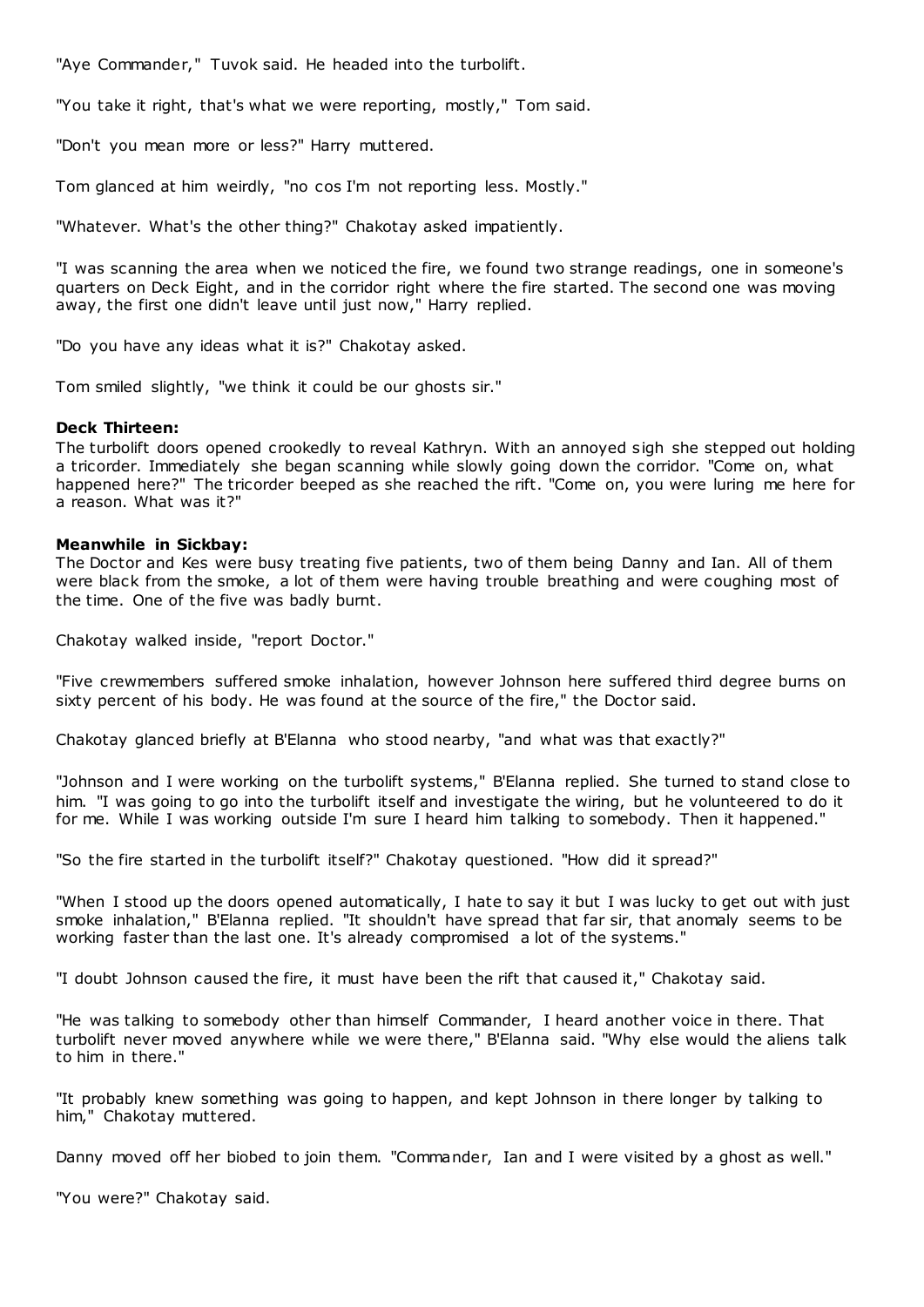"Aye Commander," Tuvok said. He headed into the turbolift.

"You take it right, that's what we were reporting, mostly," Tom said.

"Don't you mean more or less?" Harry muttered.

Tom glanced at him weirdly, "no cos I'm not reporting less. Mostly."

"Whatever. What's the other thing?" Chakotay asked impatiently.

"I was scanning the area when we noticed the fire, we found two strange readings, one in someone's quarters on Deck Eight, and in the corridor right where the fire started. The second one was moving away, the first one didn't leave until just now," Harry replied.

"Do you have any ideas what it is?" Chakotay asked.

Tom smiled slightly, "we think it could be our ghosts sir."

**Deck Thirteen:**
The turbolift doors opened crookedly to reveal Kathryn. With an annoyed sigh she stepped out holding a tricorder. Immediately she began scanning while slowly going down the corridor. "Come on, what happened here?" The tricorder beeped as she reached the rift. "Come on, you were luring me here for a reason. What was it?"

**Meanwhile in Sickbay:**
The Doctor and Kes were busy treating five patients, two of them being Danny and Ian. All of them were black from the smoke, a lot of them were having trouble breathing and were coughing most of the time. One of the five was badly burnt.

Chakotay walked inside, "report Doctor."

"Five crewmembers suffered smoke inhalation, however Johnson here suffered third degree burns on sixty percent of his body. He was found at the source of the fire," the Doctor said.

Chakotay glanced briefly at B'Elanna who stood nearby, "and what was that exactly?"

"Johnson and I were working on the turbolift systems," B'Elanna replied. She turned to stand close to him. "I was going to go into the turbolift itself and investigate the wiring, but he volunteered to do it for me. While I was working outside I'm sure I heard him talking to somebody. Then it happened."

"So the fire started in the turbolift itself?" Chakotay questioned. "How did it spread?"

"When I stood up the doors opened automatically, I hate to say it but I was lucky to get out with just smoke inhalation," B'Elanna replied. "It shouldn't have spread that far sir, that anomaly seems to be working faster than the last one. It's already compromised a lot of the systems."

"I doubt Johnson caused the fire, it must have been the rift that caused it," Chakotay said.

"He was talking to somebody other than himself Commander, I heard another voice in there. That turbolift never moved anywhere while we were there," B'Elanna said. "Why else would the aliens talk to him in there."

"It probably knew something was going to happen, and kept Johnson in there longer by talking to him," Chakotay muttered.

Danny moved off her biobed to join them. "Commander, Ian and I were visited by a ghost as well."

"You were?" Chakotay said.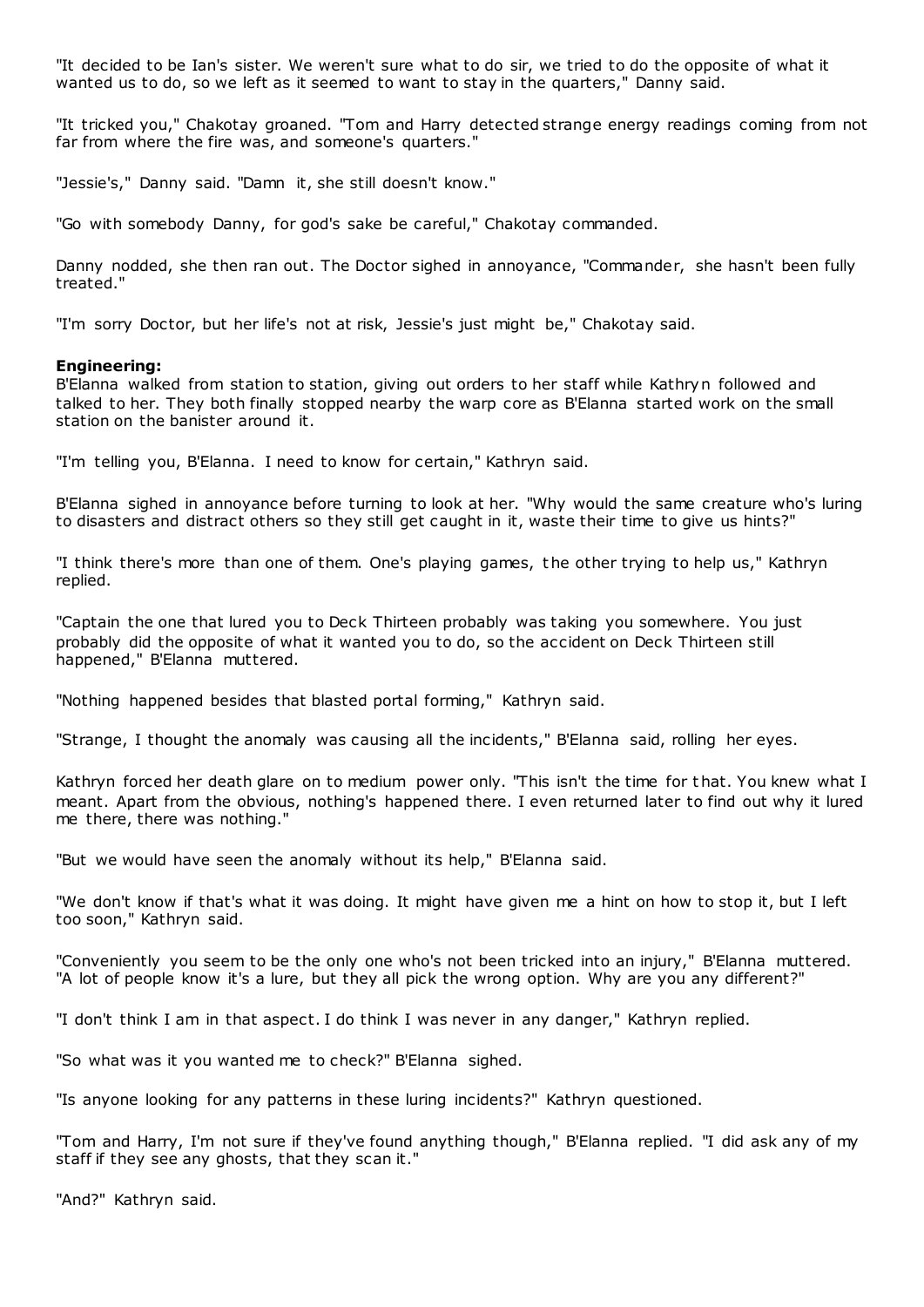"It decided to be Ian's sister. We weren't sure what to do sir, we tried to do the opposite of what it wanted us to do, so we left as it seemed to want to stay in the quarters," Danny said.

"It tricked you," Chakotay groaned. "Tom and Harry detected strange energy readings coming from not far from where the fire was, and someone's quarters."

"Jessie's," Danny said. "Damn it, she still doesn't know."

"Go with somebody Danny, for god's sake be careful," Chakotay commanded.

Danny nodded, she then ran out. The Doctor sighed in annoyance, "Commander, she hasn't been fully treated."

"I'm sorry Doctor, but her life's not at risk, Jessie's just might be," Chakotay said.

**Engineering:**
B'Elanna walked from station to station, giving out orders to her staff while Kathryn followed and talked to her. They both finally stopped nearby the warp core as B'Elanna started work on the small station on the banister around it.

"I'm telling you, B'Elanna. I need to know for certain," Kathryn said.

B'Elanna sighed in annoyance before turning to look at her. "Why would the same creature who's luring to disasters and distract others so they still get caught in it, waste their time to give us hints?"

"I think there's more than one of them. One's playing games, the other trying to help us," Kathryn replied.

"Captain the one that lured you to Deck Thirteen probably was taking you somewhere. You just probably did the opposite of what it wanted you to do, so the accident on Deck Thirteen still happened," B'Elanna muttered.

"Nothing happened besides that blasted portal forming," Kathryn said.

"Strange, I thought the anomaly was causing all the incidents," B'Elanna said, rolling her eyes.

Kathryn forced her death glare on to medium power only. "This isn't the time for that. You knew what I meant. Apart from the obvious, nothing's happened there. I even returned later to find out why it lured me there, there was nothing."

"But we would have seen the anomaly without its help," B'Elanna said.

"We don't know if that's what it was doing. It might have given me a hint on how to stop it, but I left too soon," Kathryn said.

"Conveniently you seem to be the only one who's not been tricked into an injury," B'Elanna muttered. "A lot of people know it's a lure, but they all pick the wrong option. Why are you any different?"

"I don't think I am in that aspect. I do think I was never in any danger," Kathryn replied.

"So what was it you wanted me to check?" B'Elanna sighed.

"Is anyone looking for any patterns in these luring incidents?" Kathryn questioned.

"Tom and Harry, I'm not sure if they've found anything though," B'Elanna replied. "I did ask any of my staff if they see any ghosts, that they scan it."

"And?" Kathryn said.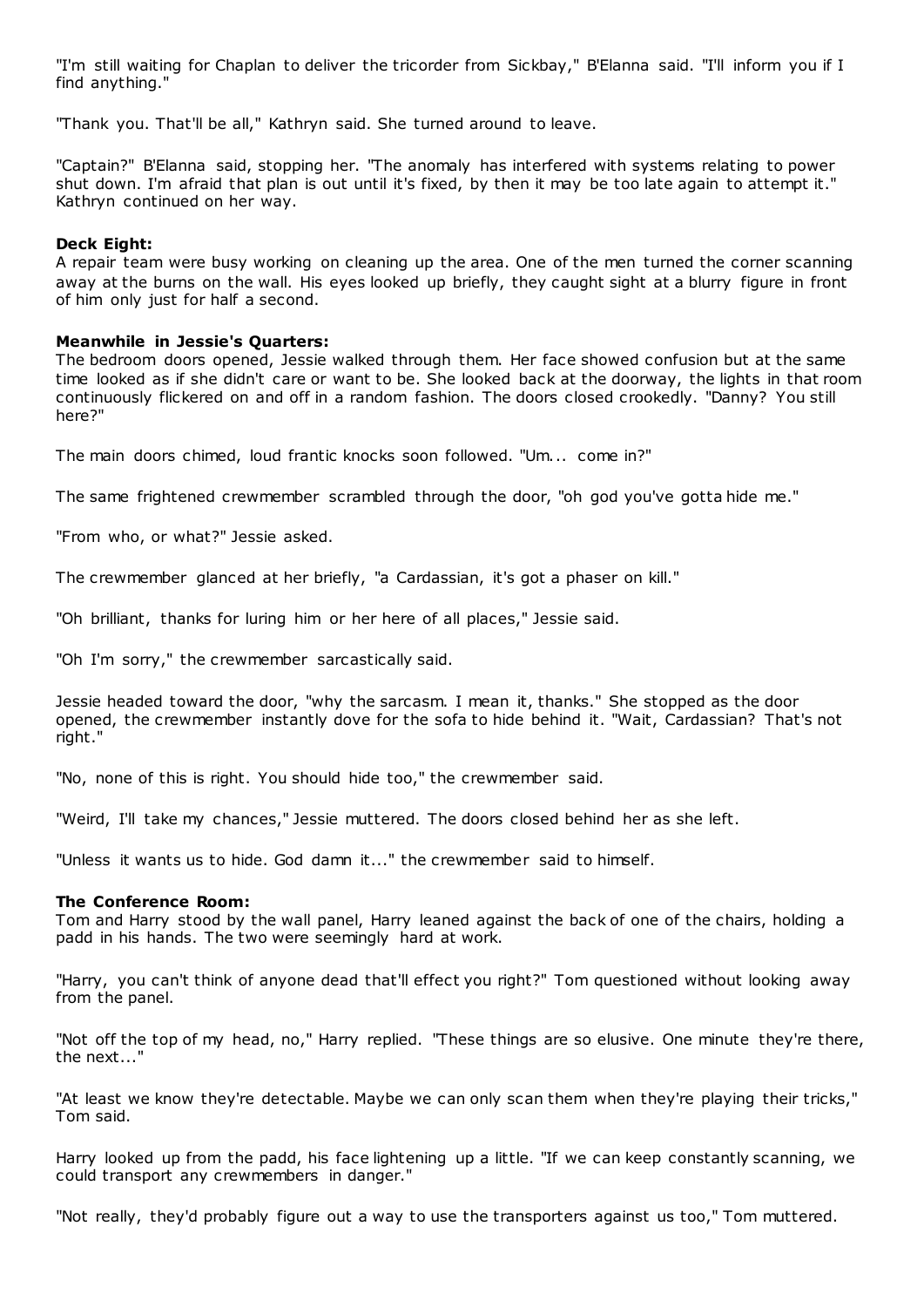"I'm still waiting for Chaplan to deliver the tricorder from Sickbay," B'Elanna said. "I'll inform you if I find anything."

"Thank you. That'll be all," Kathryn said. She turned around to leave.

"Captain?" B'Elanna said, stopping her. "The anomaly has interfered with systems relating to power shut down. I'm afraid that plan is out until it's fixed, by then it may be too late again to attempt it." Kathryn continued on her way.

**Deck Eight:**
A repair team were busy working on cleaning up the area. One of the men turned the corner scanning away at the burns on the wall. His eyes looked up briefly, they caught sight at a blurry figure in front of him only just for half a second.

**Meanwhile in Jessie's Quarters:**
The bedroom doors opened, Jessie walked through them. Her face showed confusion but at the same time looked as if she didn't care or want to be. She looked back at the doorway, the lights in that room continuously flickered on and off in a random fashion. The doors closed crookedly. "Danny? You still here?"

The main doors chimed, loud frantic knocks soon followed. "Um... come in?"

The same frightened crewmember scrambled through the door, "oh god you've gotta hide me."

"From who, or what?" Jessie asked.

The crewmember glanced at her briefly, "a Cardassian, it's got a phaser on kill."

"Oh brilliant, thanks for luring him or her here of all places," Jessie said.

"Oh I'm sorry," the crewmember sarcastically said.

Jessie headed toward the door, "why the sarcasm. I mean it, thanks." She stopped as the door opened, the crewmember instantly dove for the sofa to hide behind it. "Wait, Cardassian? That's not right."

"No, none of this is right. You should hide too," the crewmember said.

"Weird, I'll take my chances," Jessie muttered. The doors closed behind her as she left.

"Unless it wants us to hide. God damn it..." the crewmember said to himself.

**The Conference Room:**
Tom and Harry stood by the wall panel, Harry leaned against the back of one of the chairs, holding a padd in his hands. The two were seemingly hard at work.

"Harry, you can't think of anyone dead that'll effect you right?" Tom questioned without looking away from the panel.

"Not off the top of my head, no," Harry replied. "These things are so elusive. One minute they're there, the next..."

"At least we know they're detectable. Maybe we can only scan them when they're playing their tricks," Tom said.

Harry looked up from the padd, his face lightening up a little. "If we can keep constantly scanning, we could transport any crewmembers in danger."

"Not really, they'd probably figure out a way to use the transporters against us too," Tom muttered.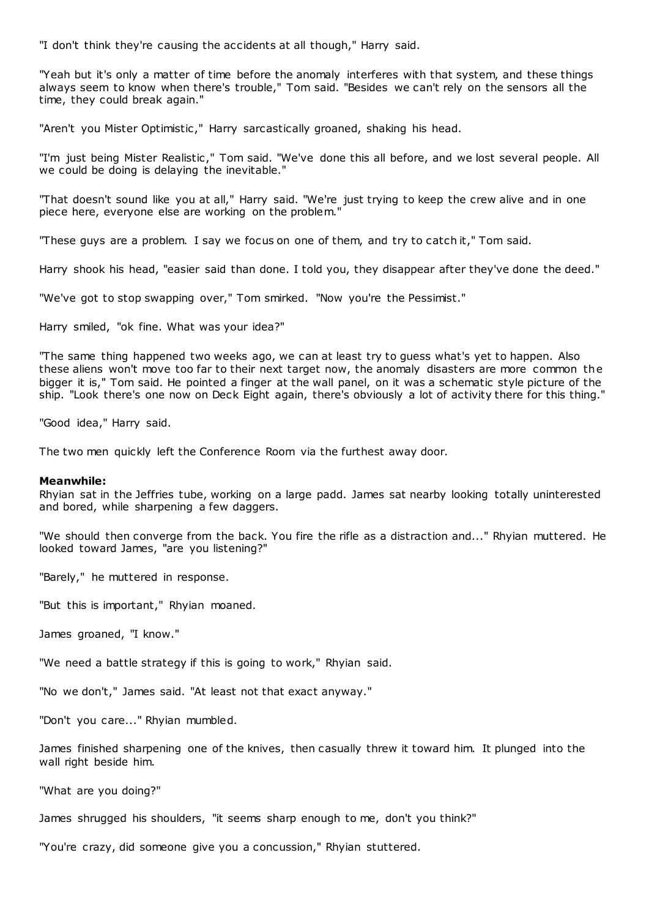"I don't think they're causing the accidents at all though," Harry said.

"Yeah but it's only a matter of time before the anomaly interferes with that system, and these things always seem to know when there's trouble," Tom said. "Besides we can't rely on the sensors all the time, they could break again."

"Aren't you Mister Optimistic," Harry sarcastically groaned, shaking his head.

"I'm just being Mister Realistic," Tom said. "We've done this all before, and we lost several people. All we could be doing is delaying the inevitable."

"That doesn't sound like you at all," Harry said. "We're just trying to keep the crew alive and in one piece here, everyone else are working on the problem."

"These guys are a problem. I say we focus on one of them, and try to catch it," Tom said.

Harry shook his head, "easier said than done. I told you, they disappear after they've done the deed."

"We've got to stop swapping over," Tom smirked. "Now you're the Pessimist."

Harry smiled, "ok fine. What was your idea?"

"The same thing happened two weeks ago, we can at least try to guess what's yet to happen. Also these aliens won't move too far to their next target now, the anomaly disasters are more common the bigger it is," Tom said. He pointed a finger at the wall panel, on it was a schematic style picture of the ship. "Look there's one now on Deck Eight again, there's obviously a lot of activity there for this thing."

"Good idea," Harry said.

The two men quickly left the Conference Room via the furthest away door.

**Meanwhile:**
Rhyian sat in the Jeffries tube, working on a large padd. James sat nearby looking totally uninterested and bored, while sharpening a few daggers.

"We should then converge from the back. You fire the rifle as a distraction and..." Rhyian muttered. He looked toward James, "are you listening?"

"Barely," he muttered in response.

"But this is important," Rhyian moaned.

James groaned, "I know."

"We need a battle strategy if this is going to work," Rhyian said.

"No we don't," James said. "At least not that exact anyway."

"Don't you care..." Rhyian mumbled.

James finished sharpening one of the knives, then casually threw it toward him. It plunged into the wall right beside him.

"What are you doing?"

James shrugged his shoulders, "it seems sharp enough to me, don't you think?"

"You're crazy, did someone give you a concussion," Rhyian stuttered.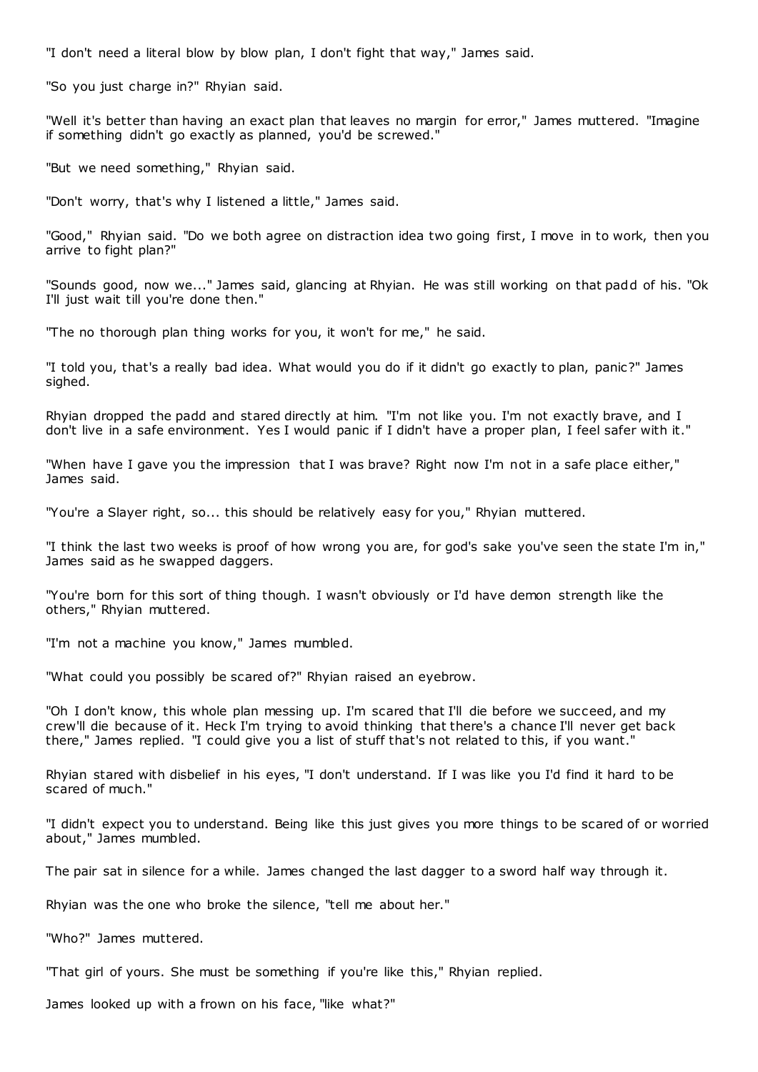"I don't need a literal blow by blow plan, I don't fight that way," James said.

"So you just charge in?" Rhyian said.

"Well it's better than having an exact plan that leaves no margin for error," James muttered. "Imagine if something didn't go exactly as planned, you'd be screwed."

"But we need something," Rhyian said.

"Don't worry, that's why I listened a little," James said.

"Good," Rhyian said. "Do we both agree on distraction idea two going first, I move in to work, then you arrive to fight plan?"

"Sounds good, now we..." James said, glancing at Rhyian. He was still working on that padd of his. "Ok I'll just wait till you're done then."

"The no thorough plan thing works for you, it won't for me," he said.

"I told you, that's a really bad idea. What would you do if it didn't go exactly to plan, panic?" James sighed.

Rhyian dropped the padd and stared directly at him. "I'm not like you. I'm not exactly brave, and I don't live in a safe environment. Yes I would panic if I didn't have a proper plan, I feel safer with it."

"When have I gave you the impression that I was brave? Right now I'm not in a safe place either," James said.

"You're a Slayer right, so... this should be relatively easy for you," Rhyian muttered.

"I think the last two weeks is proof of how wrong you are, for god's sake you've seen the state I'm in," James said as he swapped daggers.

"You're born for this sort of thing though. I wasn't obviously or I'd have demon strength like the others," Rhyian muttered.

"I'm not a machine you know," James mumbled.

"What could you possibly be scared of?" Rhyian raised an eyebrow.

"Oh I don't know, this whole plan messing up. I'm scared that I'll die before we succeed, and my crew'll die because of it. Heck I'm trying to avoid thinking that there's a chance I'll never get back there," James replied. "I could give you a list of stuff that's not related to this, if you want."

Rhyian stared with disbelief in his eyes, "I don't understand. If I was like you I'd find it hard to be scared of much."

"I didn't expect you to understand. Being like this just gives you more things to be scared of or worried about," James mumbled.

The pair sat in silence for a while. James changed the last dagger to a sword half way through it.

Rhyian was the one who broke the silence, "tell me about her."

"Who?" James muttered.

"That girl of yours. She must be something if you're like this," Rhyian replied.

James looked up with a frown on his face, "like what?"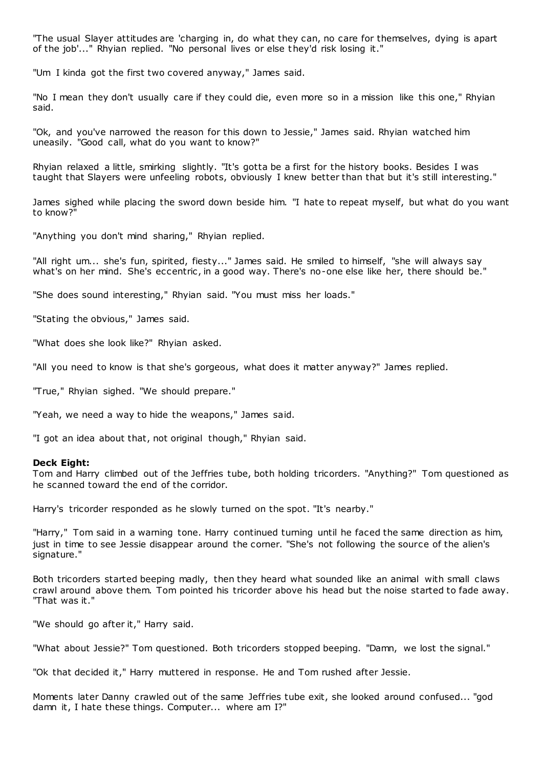"The usual Slayer attitudes are 'charging in, do what they can, no care for themselves, dying is apart of the job'..." Rhyian replied. "No personal lives or else they'd risk losing it."

"Um I kinda got the first two covered anyway," James said.

"No I mean they don't usually care if they could die, even more so in a mission like this one," Rhyian said.

"Ok, and you've narrowed the reason for this down to Jessie," James said. Rhyian watched him uneasily. "Good call, what do you want to know?"

Rhyian relaxed a little, smirking slightly. "It's gotta be a first for the history books. Besides I was taught that Slayers were unfeeling robots, obviously I knew better than that but it's still interesting."

James sighed while placing the sword down beside him. "I hate to repeat myself, but what do you want to know?"

"Anything you don't mind sharing," Rhyian replied.

"All right um... she's fun, spirited, fiesty..." James said. He smiled to himself, "she will always say what's on her mind. She's eccentric, in a good way. There's no-one else like her, there should be."

"She does sound interesting," Rhyian said. "You must miss her loads."

"Stating the obvious," James said.

"What does she look like?" Rhyian asked.

"All you need to know is that she's gorgeous, what does it matter anyway?" James replied.

"True," Rhyian sighed. "We should prepare."

"Yeah, we need a way to hide the weapons," James said.

"I got an idea about that, not original though," Rhyian said.

**Deck Eight:**
Tom and Harry climbed out of the Jeffries tube, both holding tricorders. "Anything?" Tom questioned as he scanned toward the end of the corridor.

Harry's tricorder responded as he slowly turned on the spot. "It's nearby."

"Harry," Tom said in a warning tone. Harry continued turning until he faced the same direction as him, just in time to see Jessie disappear around the corner. "She's not following the source of the alien's signature."

Both tricorders started beeping madly, then they heard what sounded like an animal with small claws crawl around above them. Tom pointed his tricorder above his head but the noise started to fade away. "That was it."

"We should go after it," Harry said.

"What about Jessie?" Tom questioned. Both tricorders stopped beeping. "Damn, we lost the signal."

"Ok that decided it," Harry muttered in response. He and Tom rushed after Jessie.

Moments later Danny crawled out of the same Jeffries tube exit, she looked around confused... "god damn it, I hate these things. Computer... where am I?"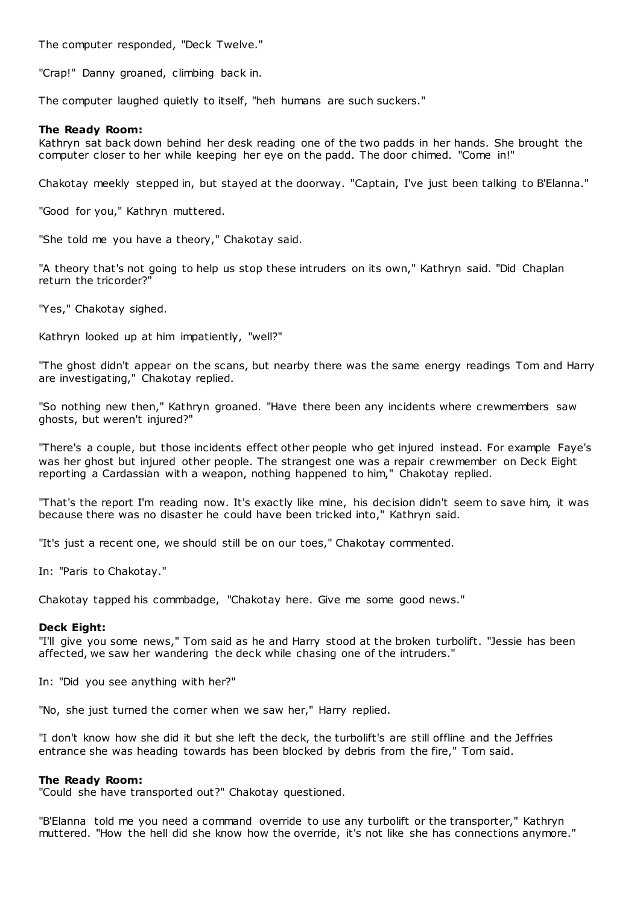The computer responded, "Deck Twelve."

"Crap!" Danny groaned, climbing back in.

The computer laughed quietly to itself, "heh humans are such suckers."

**The Ready Room:**
Kathryn sat back down behind her desk reading one of the two padds in her hands. She brought the computer closer to her while keeping her eye on the padd. The door chimed. "Come in!"

Chakotay meekly stepped in, but stayed at the doorway. "Captain, I've just been talking to B'Elanna."

"Good for you," Kathryn muttered.

"She told me you have a theory," Chakotay said.

"A theory that's not going to help us stop these intruders on its own," Kathryn said. "Did Chaplan return the tricorder?"

"Yes," Chakotay sighed.

Kathryn looked up at him impatiently, "well?"

"The ghost didn't appear on the scans, but nearby there was the same energy readings Tom and Harry are investigating," Chakotay replied.

"So nothing new then," Kathryn groaned. "Have there been any incidents where crewmembers saw ghosts, but weren't injured?"

"There's a couple, but those incidents effect other people who get injured instead. For example Faye's was her ghost but injured other people. The strangest one was a repair crewmember on Deck Eight reporting a Cardassian with a weapon, nothing happened to him," Chakotay replied.

"That's the report I'm reading now. It's exactly like mine, his decision didn't seem to save him, it was because there was no disaster he could have been tricked into," Kathryn said.

"It's just a recent one, we should still be on our toes," Chakotay commented.

In: "Paris to Chakotay."

Chakotay tapped his commbadge, "Chakotay here. Give me some good news."

**Deck Eight:**
"I'll give you some news," Tom said as he and Harry stood at the broken turbolift. "Jessie has been affected, we saw her wandering the deck while chasing one of the intruders."

In: "Did you see anything with her?"

"No, she just turned the corner when we saw her," Harry replied.

"I don't know how she did it but she left the deck, the turbolift's are still offline and the Jeffries entrance she was heading towards has been blocked by debris from the fire," Tom said.

**The Ready Room:**
"Could she have transported out?" Chakotay questioned.

"B'Elanna told me you need a command override to use any turbolift or the transporter," Kathryn muttered. "How the hell did she know how the override, it's not like she has connections anymore."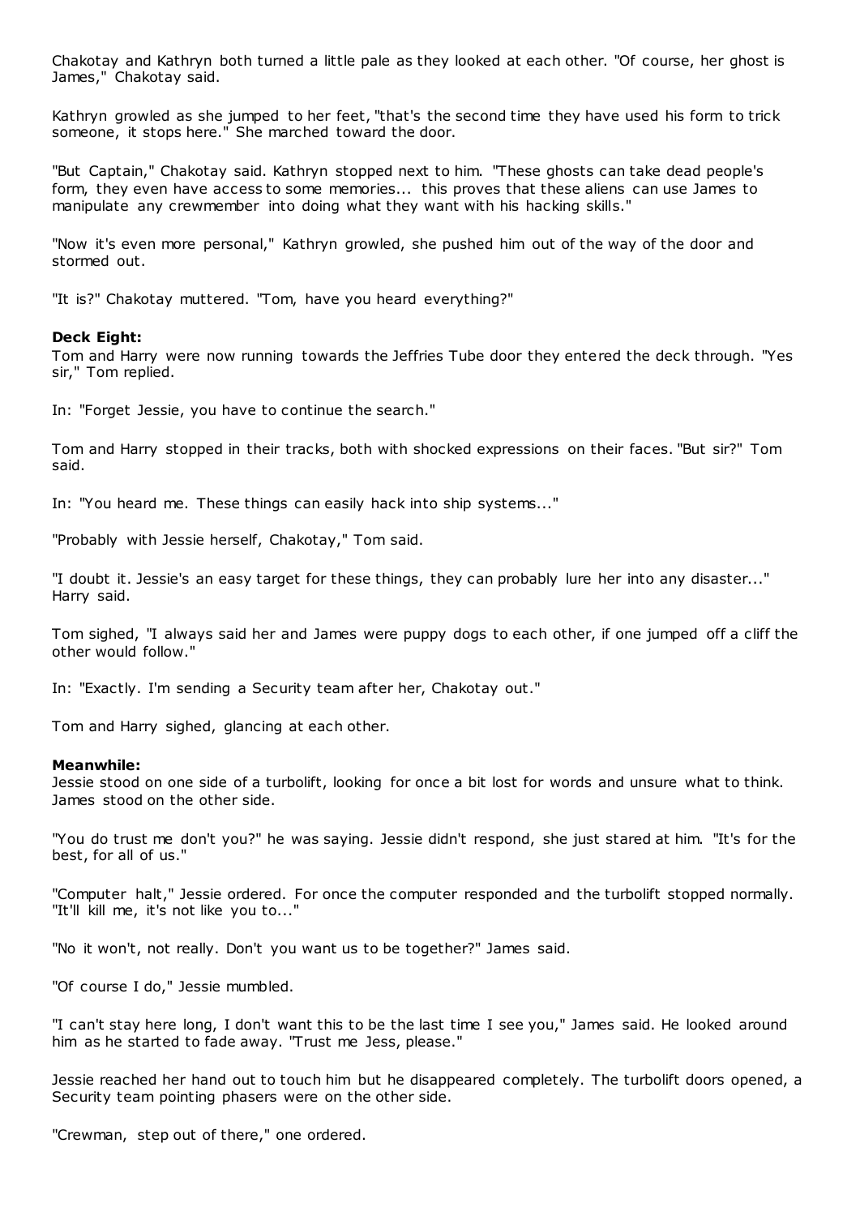Chakotay and Kathryn both turned a little pale as they looked at each other. "Of course, her ghost is James," Chakotay said.

Kathryn growled as she jumped to her feet, "that's the second time they have used his form to trick someone, it stops here." She marched toward the door.

"But Captain," Chakotay said. Kathryn stopped next to him. "These ghosts can take dead people's form, they even have access to some memories... this proves that these aliens can use James to manipulate any crewmember into doing what they want with his hacking skills."

"Now it's even more personal," Kathryn growled, she pushed him out of the way of the door and stormed out.

"It is?" Chakotay muttered. "Tom, have you heard everything?"

**Deck Eight:**
Tom and Harry were now running towards the Jeffries Tube door they entered the deck through. "Yes sir," Tom replied.

In: "Forget Jessie, you have to continue the search."

Tom and Harry stopped in their tracks, both with shocked expressions on their faces. "But sir?" Tom said.

In: "You heard me. These things can easily hack into ship systems..."

"Probably with Jessie herself, Chakotay," Tom said.

"I doubt it. Jessie's an easy target for these things, they can probably lure her into any disaster..." Harry said.

Tom sighed, "I always said her and James were puppy dogs to each other, if one jumped off a cliff the other would follow."

In: "Exactly. I'm sending a Security team after her, Chakotay out."

Tom and Harry sighed, glancing at each other.

**Meanwhile:**
Jessie stood on one side of a turbolift, looking for once a bit lost for words and unsure what to think. James stood on the other side.

"You do trust me don't you?" he was saying. Jessie didn't respond, she just stared at him. "It's for the best, for all of us."

"Computer halt," Jessie ordered. For once the computer responded and the turbolift stopped normally. "It'll kill me, it's not like you to..."

"No it won't, not really. Don't you want us to be together?" James said.

"Of course I do," Jessie mumbled.

"I can't stay here long, I don't want this to be the last time I see you," James said. He looked around him as he started to fade away. "Trust me Jess, please."

Jessie reached her hand out to touch him but he disappeared completely. The turbolift doors opened, a Security team pointing phasers were on the other side.

"Crewman, step out of there," one ordered.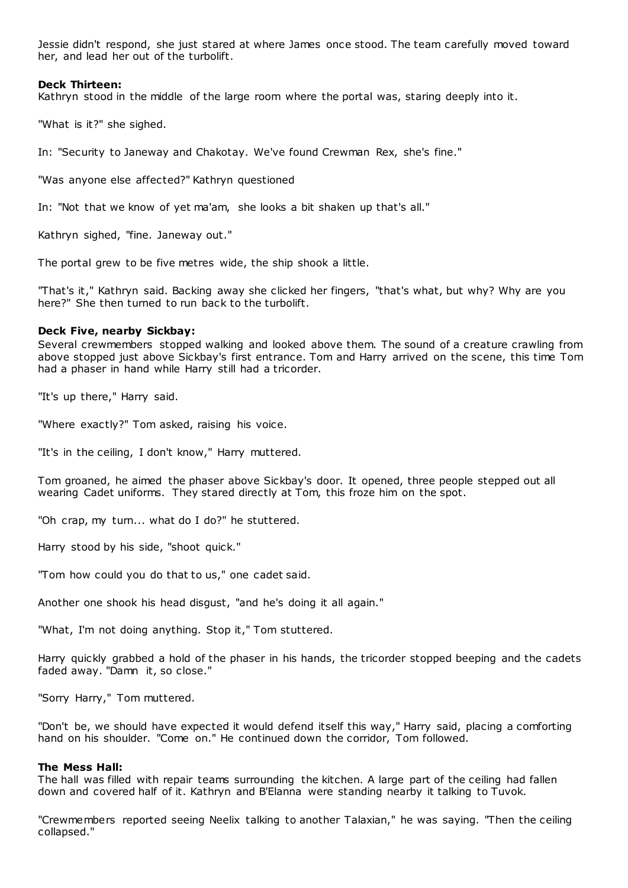Jessie didn't respond, she just stared at where James once stood. The team carefully moved toward her, and lead her out of the turbolift.

**Deck Thirteen:**
Kathryn stood in the middle of the large room where the portal was, staring deeply into it.

"What is it?" she sighed.

In: "Security to Janeway and Chakotay. We've found Crewman Rex, she's fine."

"Was anyone else affected?" Kathryn questioned

In: "Not that we know of yet ma'am, she looks a bit shaken up that's all."

Kathryn sighed, "fine. Janeway out."

The portal grew to be five metres wide, the ship shook a little.

"That's it," Kathryn said. Backing away she clicked her fingers, "that's what, but why? Why are you here?" She then turned to run back to the turbolift.

**Deck Five, nearby Sickbay:**
Several crewmembers stopped walking and looked above them. The sound of a creature crawling from above stopped just above Sickbay's first entrance. Tom and Harry arrived on the scene, this time Tom had a phaser in hand while Harry still had a tricorder.

"It's up there," Harry said.

"Where exactly?" Tom asked, raising his voice.

"It's in the ceiling, I don't know," Harry muttered.

Tom groaned, he aimed the phaser above Sickbay's door. It opened, three people stepped out all wearing Cadet uniforms. They stared directly at Tom, this froze him on the spot.

"Oh crap, my turn... what do I do?" he stuttered.

Harry stood by his side, "shoot quick."

"Tom how could you do that to us," one cadet said.

Another one shook his head disgust, "and he's doing it all again."

"What, I'm not doing anything. Stop it," Tom stuttered.

Harry quickly grabbed a hold of the phaser in his hands, the tricorder stopped beeping and the cadets faded away. "Damn it, so close."

"Sorry Harry," Tom muttered.

"Don't be, we should have expected it would defend itself this way," Harry said, placing a comforting hand on his shoulder. "Come on." He continued down the corridor, Tom followed.

**The Mess Hall:**
The hall was filled with repair teams surrounding the kitchen. A large part of the ceiling had fallen down and covered half of it. Kathryn and B'Elanna were standing nearby it talking to Tuvok.

"Crewmembers reported seeing Neelix talking to another Talaxian," he was saying. "Then the ceiling collapsed."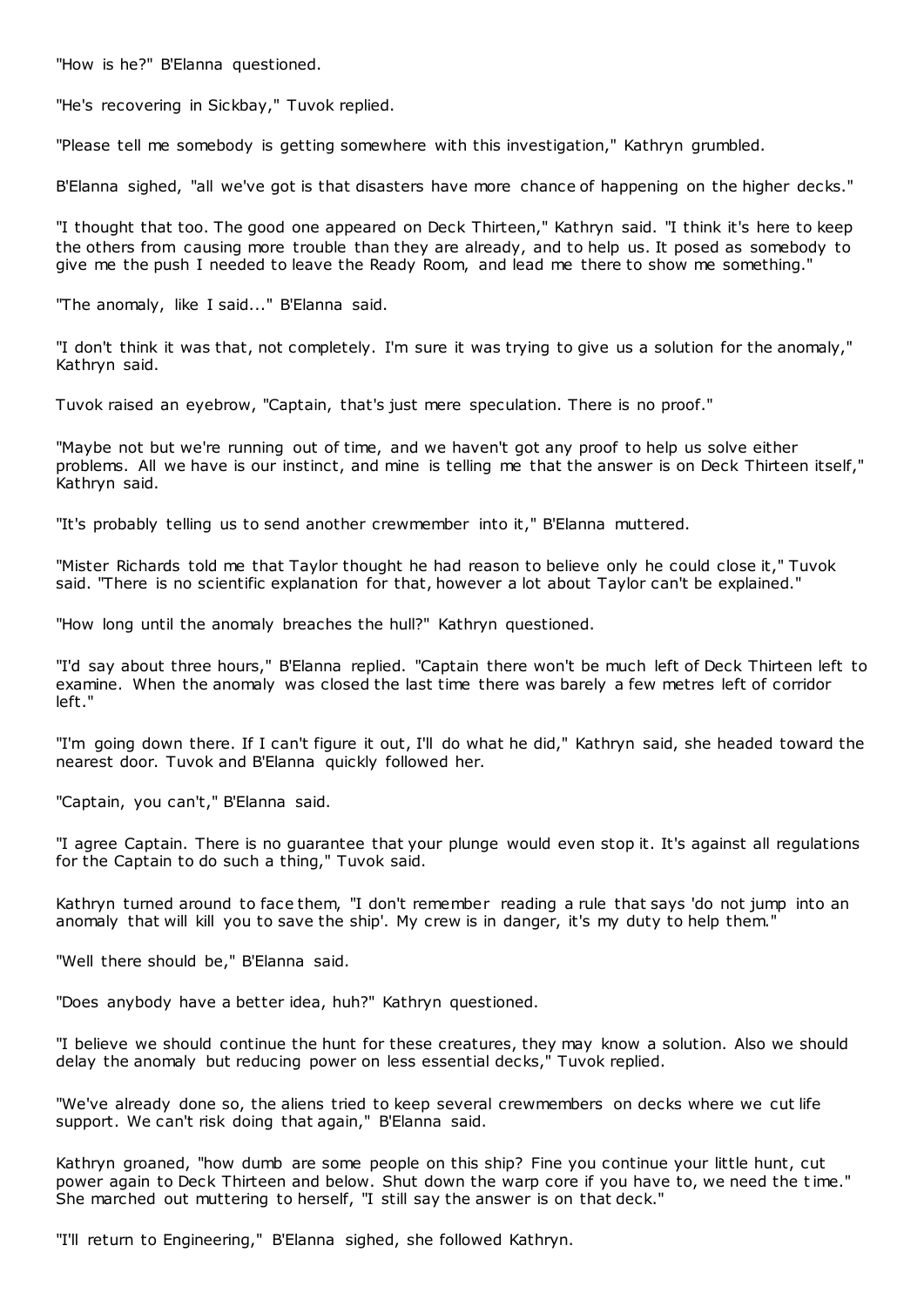"How is he?" B'Elanna questioned.

"He's recovering in Sickbay," Tuvok replied.

"Please tell me somebody is getting somewhere with this investigation," Kathryn grumbled.

B'Elanna sighed, "all we've got is that disasters have more chance of happening on the higher decks."

"I thought that too. The good one appeared on Deck Thirteen," Kathryn said. "I think it's here to keep the others from causing more trouble than they are already, and to help us. It posed as somebody to give me the push I needed to leave the Ready Room, and lead me there to show me something."

"The anomaly, like I said..." B'Elanna said.

"I don't think it was that, not completely. I'm sure it was trying to give us a solution for the anomaly," Kathryn said.

Tuvok raised an eyebrow, "Captain, that's just mere speculation. There is no proof."

"Maybe not but we're running out of time, and we haven't got any proof to help us solve either problems. All we have is our instinct, and mine is telling me that the answer is on Deck Thirteen itself," Kathryn said.

"It's probably telling us to send another crewmember into it," B'Elanna muttered.

"Mister Richards told me that Taylor thought he had reason to believe only he could close it," Tuvok said. "There is no scientific explanation for that, however a lot about Taylor can't be explained."

"How long until the anomaly breaches the hull?" Kathryn questioned.

"I'd say about three hours," B'Elanna replied. "Captain there won't be much left of Deck Thirteen left to examine. When the anomaly was closed the last time there was barely a few metres left of corridor left."

"I'm going down there. If I can't figure it out, I'll do what he did," Kathryn said, she headed toward the nearest door. Tuvok and B'Elanna quickly followed her.

"Captain, you can't," B'Elanna said.

"I agree Captain. There is no guarantee that your plunge would even stop it. It's against all regulations for the Captain to do such a thing," Tuvok said.

Kathryn turned around to face them, "I don't remember reading a rule that says 'do not jump into an anomaly that will kill you to save the ship'. My crew is in danger, it's my duty to help them."

"Well there should be," B'Elanna said.

"Does anybody have a better idea, huh?" Kathryn questioned.

"I believe we should continue the hunt for these creatures, they may know a solution. Also we should delay the anomaly but reducing power on less essential decks," Tuvok replied.

"We've already done so, the aliens tried to keep several crewmembers on decks where we cut life support. We can't risk doing that again," B'Elanna said.

Kathryn groaned, "how dumb are some people on this ship? Fine you continue your little hunt, cut power again to Deck Thirteen and below. Shut down the warp core if you have to, we need the time." She marched out muttering to herself, "I still say the answer is on that deck."

"I'll return to Engineering," B'Elanna sighed, she followed Kathryn.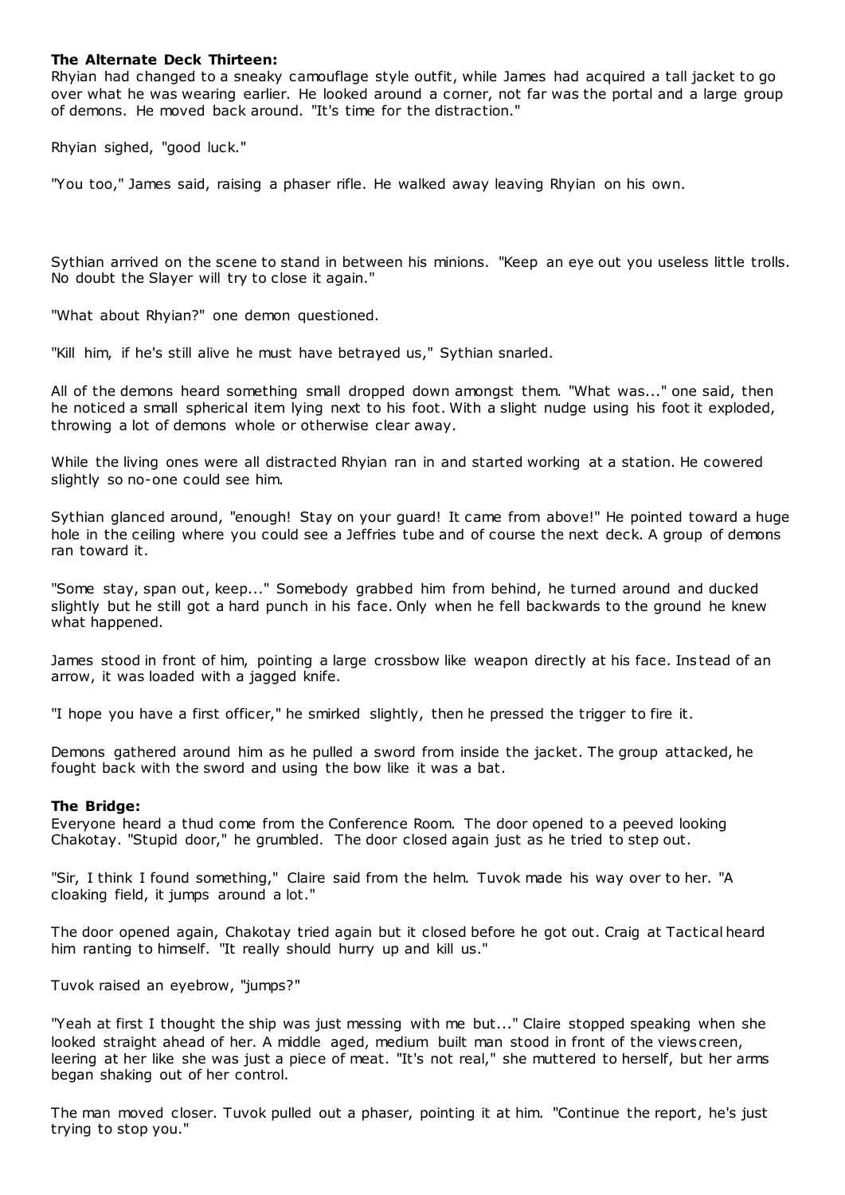**The Alternate Deck Thirteen:**
Rhyian had changed to a sneaky camouflage style outfit, while James had acquired a tall jacket to go over what he was wearing earlier. He looked around a corner, not far was the portal and a large group of demons. He moved back around. "It's time for the distraction."

Rhyian sighed, "good luck."

"You too," James said, raising a phaser rifle. He walked away leaving Rhyian on his own.

Sythian arrived on the scene to stand in between his minions. "Keep an eye out you useless little trolls. No doubt the Slayer will try to close it again."

"What about Rhyian?" one demon questioned.

"Kill him, if he's still alive he must have betrayed us," Sythian snarled.

All of the demons heard something small dropped down amongst them. "What was..." one said, then he noticed a small spherical item lying next to his foot. With a slight nudge using his foot it exploded, throwing a lot of demons whole or otherwise clear away.

While the living ones were all distracted Rhyian ran in and started working at a station. He cowered slightly so no-one could see him.

Sythian glanced around, "enough! Stay on your guard! It came from above!" He pointed toward a huge hole in the ceiling where you could see a Jeffries tube and of course the next deck. A group of demons ran toward it.

"Some stay, span out, keep..." Somebody grabbed him from behind, he turned around and ducked slightly but he still got a hard punch in his face. Only when he fell backwards to the ground he knew what happened.

James stood in front of him, pointing a large crossbow like weapon directly at his face. Instead of an arrow, it was loaded with a jagged knife.

"I hope you have a first officer," he smirked slightly, then he pressed the trigger to fire it.

Demons gathered around him as he pulled a sword from inside the jacket. The group attacked, he fought back with the sword and using the bow like it was a bat.

**The Bridge:**
Everyone heard a thud come from the Conference Room. The door opened to a peeved looking Chakotay. "Stupid door," he grumbled. The door closed again just as he tried to step out.

"Sir, I think I found something," Claire said from the helm. Tuvok made his way over to her. "A cloaking field, it jumps around a lot."

The door opened again, Chakotay tried again but it closed before he got out. Craig at Tactical heard him ranting to himself. "It really should hurry up and kill us."

Tuvok raised an eyebrow, "jumps?"

"Yeah at first I thought the ship was just messing with me but..." Claire stopped speaking when she looked straight ahead of her. A middle aged, medium built man stood in front of the viewscreen, leering at her like she was just a piece of meat. "It's not real," she muttered to herself, but her arms began shaking out of her control.

The man moved closer. Tuvok pulled out a phaser, pointing it at him. "Continue the report, he's just trying to stop you."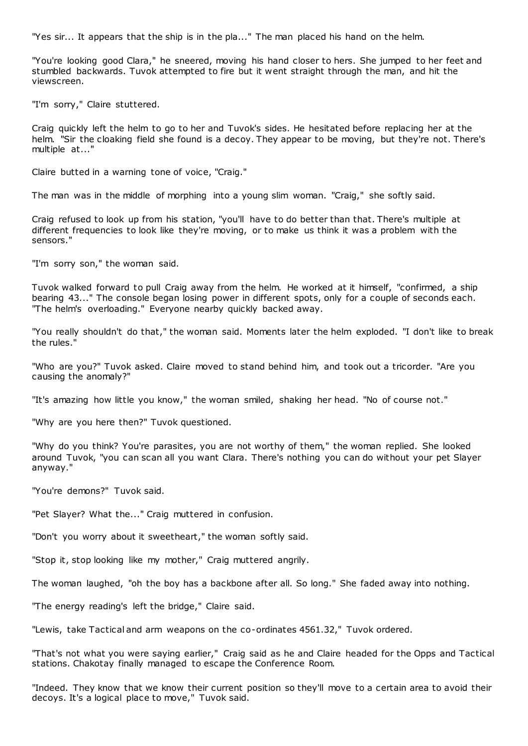"Yes sir... It appears that the ship is in the pla..." The man placed his hand on the helm.

"You're looking good Clara," he sneered, moving his hand closer to hers. She jumped to her feet and stumbled backwards. Tuvok attempted to fire but it went straight through the man, and hit the viewscreen.

"I'm sorry," Claire stuttered.

Craig quickly left the helm to go to her and Tuvok's sides. He hesitated before replacing her at the helm. "Sir the cloaking field she found is a decoy. They appear to be moving, but they're not. There's multiple at..."

Claire butted in a warning tone of voice, "Craig."

The man was in the middle of morphing into a young slim woman. "Craig," she softly said.

Craig refused to look up from his station, "you'll have to do better than that. There's multiple at different frequencies to look like they're moving, or to make us think it was a problem with the sensors."

"I'm sorry son," the woman said.

Tuvok walked forward to pull Craig away from the helm. He worked at it himself, "confirmed, a ship bearing 43..." The console began losing power in different spots, only for a couple of seconds each. "The helm's overloading." Everyone nearby quickly backed away.

"You really shouldn't do that," the woman said. Moments later the helm exploded. "I don't like to break the rules."

"Who are you?" Tuvok asked. Claire moved to stand behind him, and took out a tricorder. "Are you causing the anomaly?"

"It's amazing how little you know," the woman smiled, shaking her head. "No of course not."

"Why are you here then?" Tuvok questioned.

"Why do you think? You're parasites, you are not worthy of them," the woman replied. She looked around Tuvok, "you can scan all you want Clara. There's nothing you can do without your pet Slayer anyway."

"You're demons?" Tuvok said.

"Pet Slayer? What the..." Craig muttered in confusion.

"Don't you worry about it sweetheart," the woman softly said.

"Stop it, stop looking like my mother," Craig muttered angrily.

The woman laughed, "oh the boy has a backbone after all. So long." She faded away into nothing.

"The energy reading's left the bridge," Claire said.

"Lewis, take Tactical and arm weapons on the co-ordinates 4561.32," Tuvok ordered.

"That's not what you were saying earlier," Craig said as he and Claire headed for the Opps and Tactical stations. Chakotay finally managed to escape the Conference Room.

"Indeed. They know that we know their current position so they'll move to a certain area to avoid their decoys. It's a logical place to move," Tuvok said.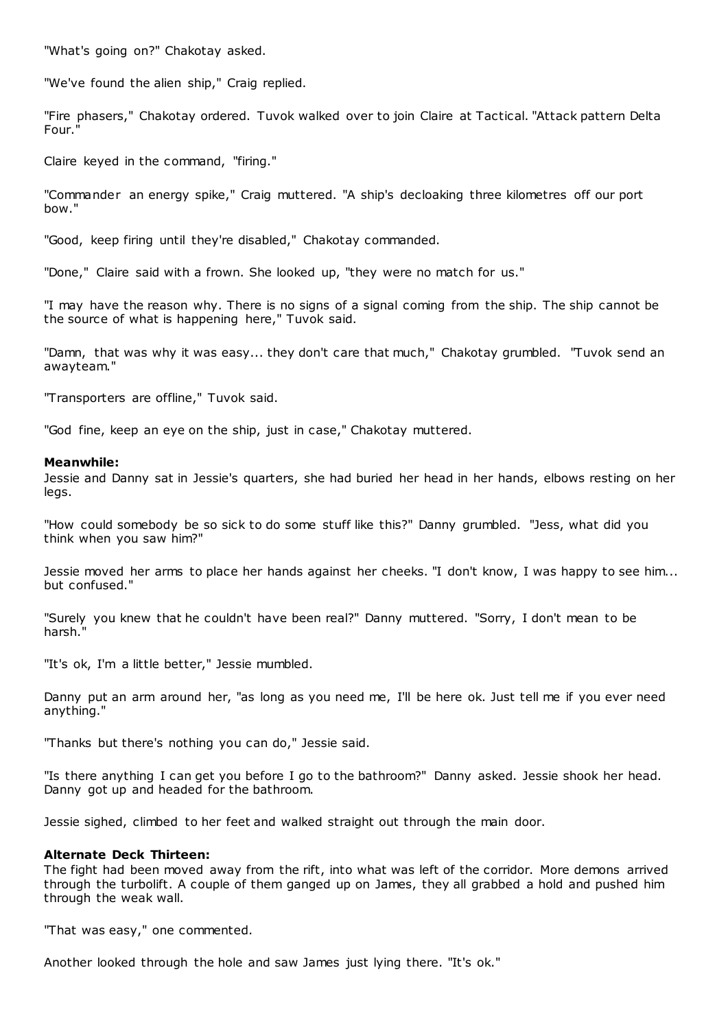"What's going on?" Chakotay asked.

"We've found the alien ship," Craig replied.

"Fire phasers," Chakotay ordered. Tuvok walked over to join Claire at Tactical. "Attack pattern Delta Four."

Claire keyed in the command, "firing."

"Commander an energy spike," Craig muttered. "A ship's decloaking three kilometres off our port bow."

"Good, keep firing until they're disabled," Chakotay commanded.

"Done," Claire said with a frown. She looked up, "they were no match for us."

"I may have the reason why. There is no signs of a signal coming from the ship. The ship cannot be the source of what is happening here," Tuvok said.

"Damn, that was why it was easy... they don't care that much," Chakotay grumbled. "Tuvok send an awayteam."

"Transporters are offline," Tuvok said.

"God fine, keep an eye on the ship, just in case," Chakotay muttered.

**Meanwhile:**
Jessie and Danny sat in Jessie's quarters, she had buried her head in her hands, elbows resting on her legs.

"How could somebody be so sick to do some stuff like this?" Danny grumbled. "Jess, what did you think when you saw him?"

Jessie moved her arms to place her hands against her cheeks. "I don't know, I was happy to see him... but confused."

"Surely you knew that he couldn't have been real?" Danny muttered. "Sorry, I don't mean to be harsh."

"It's ok, I'm a little better," Jessie mumbled.

Danny put an arm around her, "as long as you need me, I'll be here ok. Just tell me if you ever need anything."

"Thanks but there's nothing you can do," Jessie said.

"Is there anything I can get you before I go to the bathroom?" Danny asked. Jessie shook her head. Danny got up and headed for the bathroom.

Jessie sighed, climbed to her feet and walked straight out through the main door.

**Alternate Deck Thirteen:**
The fight had been moved away from the rift, into what was left of the corridor. More demons arrived through the turbolift. A couple of them ganged up on James, they all grabbed a hold and pushed him through the weak wall.

"That was easy," one commented.

Another looked through the hole and saw James just lying there. "It's ok."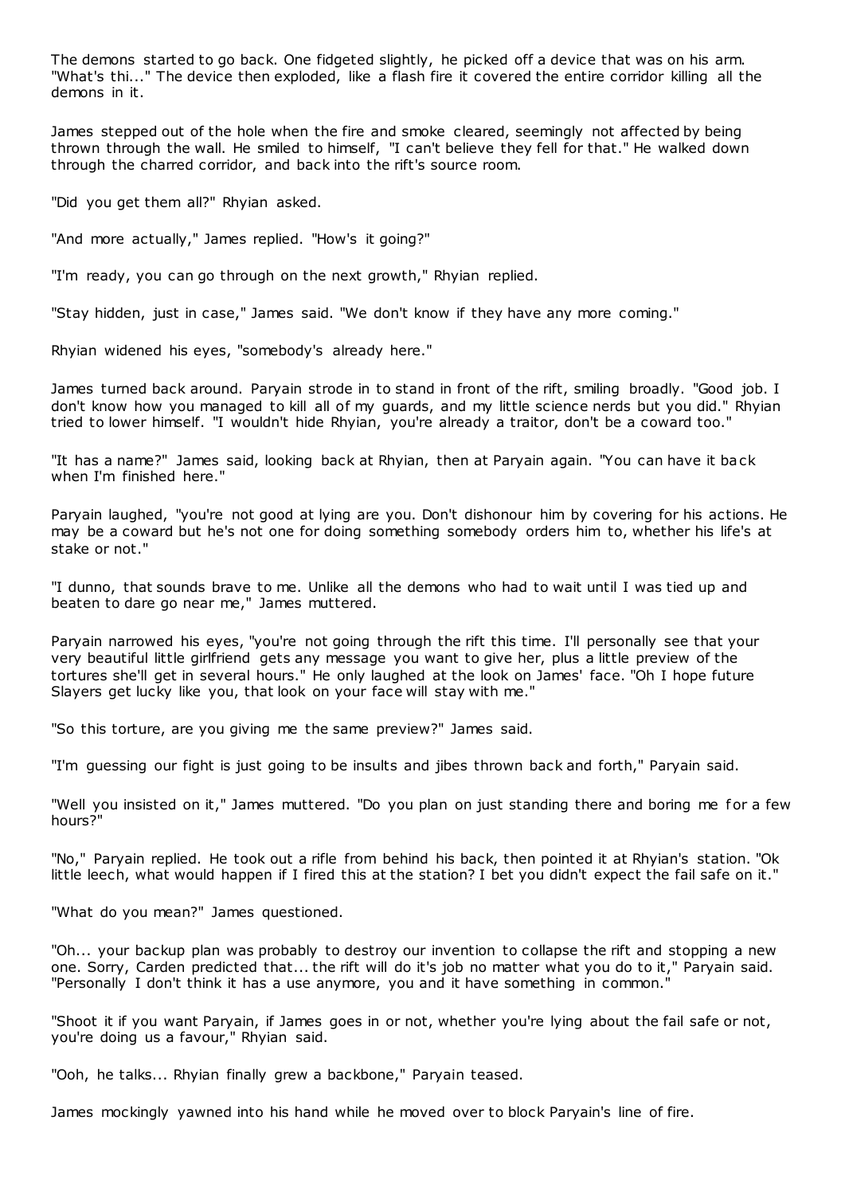The demons started to go back. One fidgeted slightly, he picked off a device that was on his arm. "What's thi..." The device then exploded, like a flash fire it covered the entire corridor killing all the demons in it.

James stepped out of the hole when the fire and smoke cleared, seemingly not affected by being thrown through the wall. He smiled to himself, "I can't believe they fell for that." He walked down through the charred corridor, and back into the rift's source room.

"Did you get them all?" Rhyian asked.

"And more actually," James replied. "How's it going?"

"I'm ready, you can go through on the next growth," Rhyian replied.

"Stay hidden, just in case," James said. "We don't know if they have any more coming."

Rhyian widened his eyes, "somebody's already here."

James turned back around. Paryain strode in to stand in front of the rift, smiling broadly. "Good job. I don't know how you managed to kill all of my guards, and my little science nerds but you did." Rhyian tried to lower himself. "I wouldn't hide Rhyian, you're already a traitor, don't be a coward too."

"It has a name?" James said, looking back at Rhyian, then at Paryain again. "You can have it back when I'm finished here."

Paryain laughed, "you're not good at lying are you. Don't dishonour him by covering for his actions. He may be a coward but he's not one for doing something somebody orders him to, whether his life's at stake or not."

"I dunno, that sounds brave to me. Unlike all the demons who had to wait until I was tied up and beaten to dare go near me," James muttered.

Paryain narrowed his eyes, "you're not going through the rift this time. I'll personally see that your very beautiful little girlfriend gets any message you want to give her, plus a little preview of the tortures she'll get in several hours." He only laughed at the look on James' face. "Oh I hope future Slayers get lucky like you, that look on your face will stay with me."

"So this torture, are you giving me the same preview?" James said.

"I'm guessing our fight is just going to be insults and jibes thrown back and forth," Paryain said.

"Well you insisted on it," James muttered. "Do you plan on just standing there and boring me for a few hours?"

"No," Paryain replied. He took out a rifle from behind his back, then pointed it at Rhyian's station. "Ok little leech, what would happen if I fired this at the station? I bet you didn't expect the fail safe on it."

"What do you mean?" James questioned.

"Oh... your backup plan was probably to destroy our invention to collapse the rift and stopping a new one. Sorry, Carden predicted that... the rift will do it's job no matter what you do to it," Paryain said. "Personally I don't think it has a use anymore, you and it have something in common."

"Shoot it if you want Paryain, if James goes in or not, whether you're lying about the fail safe or not, you're doing us a favour," Rhyian said.

"Ooh, he talks... Rhyian finally grew a backbone," Paryain teased.

James mockingly yawned into his hand while he moved over to block Paryain's line of fire.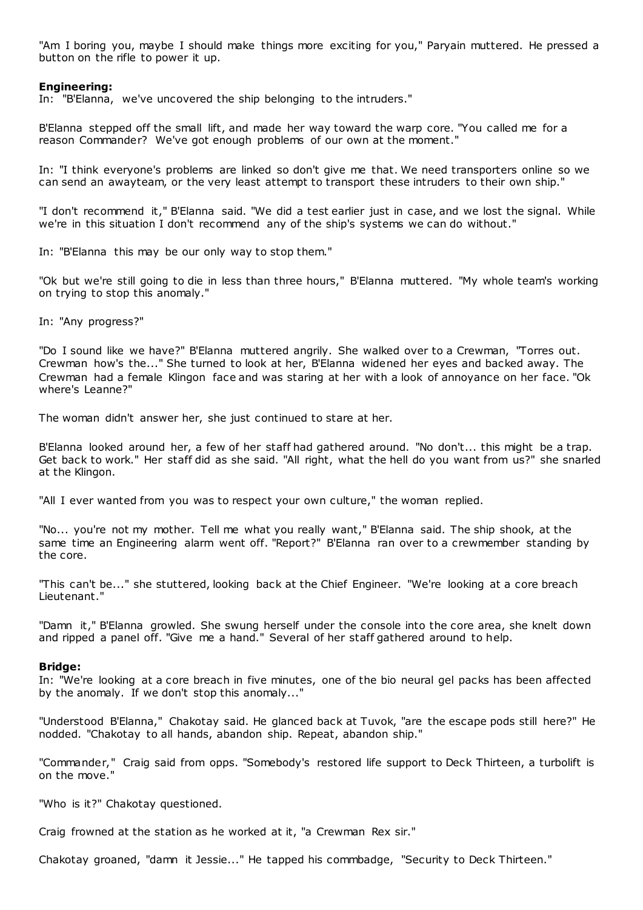"Am I boring you, maybe I should make things more exciting for you," Paryain muttered. He pressed a button on the rifle to power it up.

**Engineering:**
In: "B'Elanna, we've uncovered the ship belonging to the intruders."

B'Elanna stepped off the small lift, and made her way toward the warp core. "You called me for a reason Commander? We've got enough problems of our own at the moment."

In: "I think everyone's problems are linked so don't give me that. We need transporters online so we can send an awayteam, or the very least attempt to transport these intruders to their own ship."

"I don't recommend it," B'Elanna said. "We did a test earlier just in case, and we lost the signal. While we're in this situation I don't recommend any of the ship's systems we can do without."

In: "B'Elanna this may be our only way to stop them."

"Ok but we're still going to die in less than three hours," B'Elanna muttered. "My whole team's working on trying to stop this anomaly."

In: "Any progress?"

"Do I sound like we have?" B'Elanna muttered angrily. She walked over to a Crewman, "Torres out. Crewman how's the..." She turned to look at her, B'Elanna widened her eyes and backed away. The Crewman had a female Klingon face and was staring at her with a look of annoyance on her face. "Ok where's Leanne?"

The woman didn't answer her, she just continued to stare at her.

B'Elanna looked around her, a few of her staff had gathered around. "No don't... this might be a trap. Get back to work." Her staff did as she said. "All right, what the hell do you want from us?" she snarled at the Klingon.

"All I ever wanted from you was to respect your own culture," the woman replied.

"No... you're not my mother. Tell me what you really want," B'Elanna said. The ship shook, at the same time an Engineering alarm went off. "Report?" B'Elanna ran over to a crewmember standing by the core.

"This can't be..." she stuttered, looking back at the Chief Engineer. "We're looking at a core breach Lieutenant."

"Damn it," B'Elanna growled. She swung herself under the console into the core area, she knelt down and ripped a panel off. "Give me a hand." Several of her staff gathered around to help.

**Bridge:**
In: "We're looking at a core breach in five minutes, one of the bio neural gel packs has been affected by the anomaly. If we don't stop this anomaly..."

"Understood B'Elanna," Chakotay said. He glanced back at Tuvok, "are the escape pods still here?" He nodded. "Chakotay to all hands, abandon ship. Repeat, abandon ship."

"Commander," Craig said from opps. "Somebody's restored life support to Deck Thirteen, a turbolift is on the move."

"Who is it?" Chakotay questioned.

Craig frowned at the station as he worked at it, "a Crewman Rex sir."

Chakotay groaned, "damn it Jessie..." He tapped his commbadge, "Security to Deck Thirteen."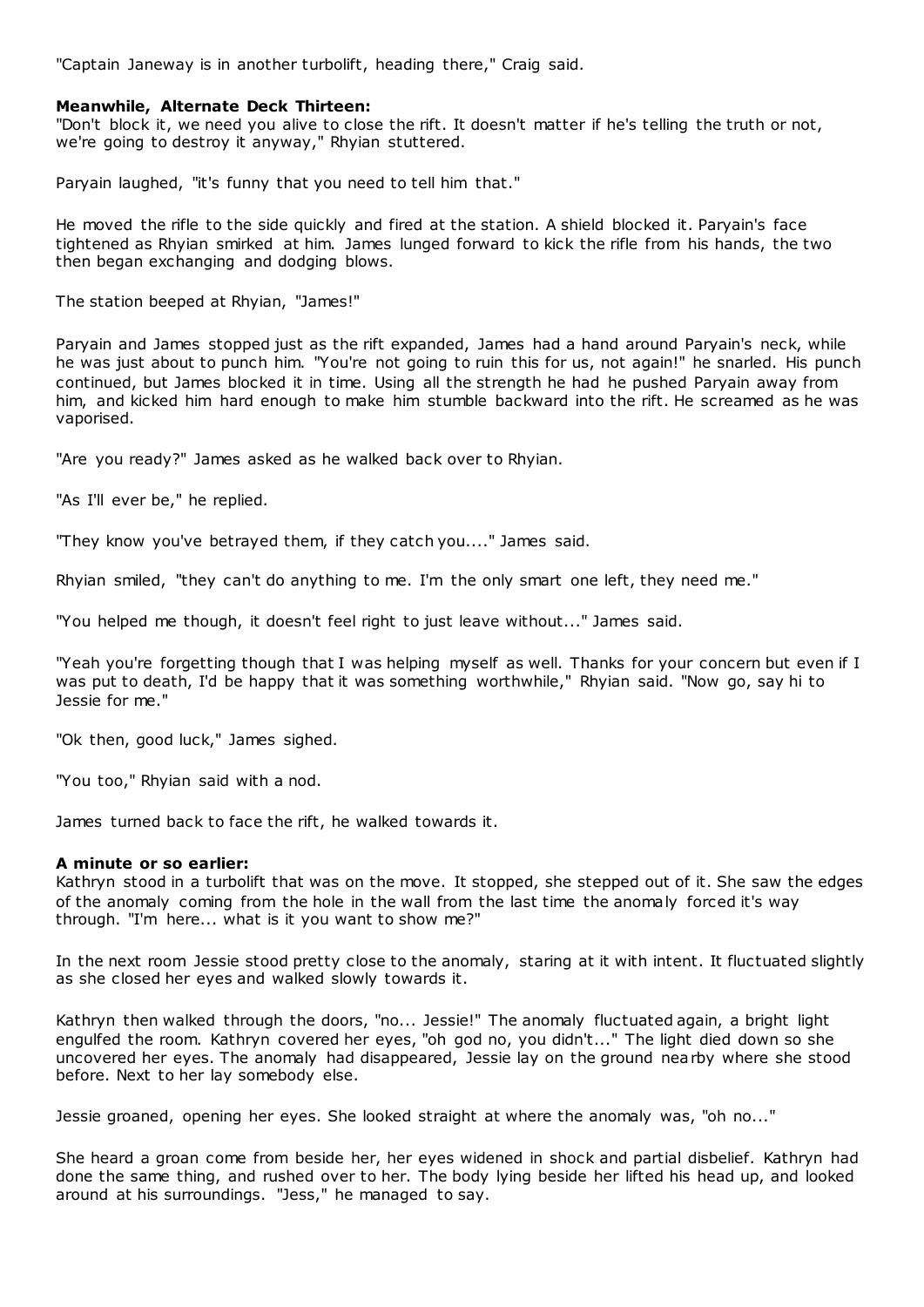"Captain Janeway is in another turbolift, heading there," Craig said.

**Meanwhile, Alternate Deck Thirteen:**
"Don't block it, we need you alive to close the rift. It doesn't matter if he's telling the truth or not, we're going to destroy it anyway," Rhyian stuttered.

Paryain laughed, "it's funny that you need to tell him that."

He moved the rifle to the side quickly and fired at the station. A shield blocked it. Paryain's face tightened as Rhyian smirked at him. James lunged forward to kick the rifle from his hands, the two then began exchanging and dodging blows.

The station beeped at Rhyian, "James!"

Paryain and James stopped just as the rift expanded, James had a hand around Paryain's neck, while he was just about to punch him. "You're not going to ruin this for us, not again!" he snarled. His punch continued, but James blocked it in time. Using all the strength he had he pushed Paryain away from him, and kicked him hard enough to make him stumble backward into the rift. He screamed as he was vaporised.

"Are you ready?" James asked as he walked back over to Rhyian.

"As I'll ever be," he replied.

"They know you've betrayed them, if they catch you...." James said.

Rhyian smiled, "they can't do anything to me. I'm the only smart one left, they need me."

"You helped me though, it doesn't feel right to just leave without..." James said.

"Yeah you're forgetting though that I was helping myself as well. Thanks for your concern but even if I was put to death, I'd be happy that it was something worthwhile," Rhyian said. "Now go, say hi to Jessie for me."

"Ok then, good luck," James sighed.

"You too," Rhyian said with a nod.

James turned back to face the rift, he walked towards it.

**A minute or so earlier:**
Kathryn stood in a turbolift that was on the move. It stopped, she stepped out of it. She saw the edges of the anomaly coming from the hole in the wall from the last time the anomaly forced it's way through. "I'm here... what is it you want to show me?"

In the next room Jessie stood pretty close to the anomaly, staring at it with intent. It fluctuated slightly as she closed her eyes and walked slowly towards it.

Kathryn then walked through the doors, "no... Jessie!" The anomaly fluctuated again, a bright light engulfed the room. Kathryn covered her eyes, "oh god no, you didn't..." The light died down so she uncovered her eyes. The anomaly had disappeared, Jessie lay on the ground nearby where she stood before. Next to her lay somebody else.

Jessie groaned, opening her eyes. She looked straight at where the anomaly was, "oh no..."

She heard a groan come from beside her, her eyes widened in shock and partial disbelief. Kathryn had done the same thing, and rushed over to her. The body lying beside her lifted his head up, and looked around at his surroundings. "Jess," he managed to say.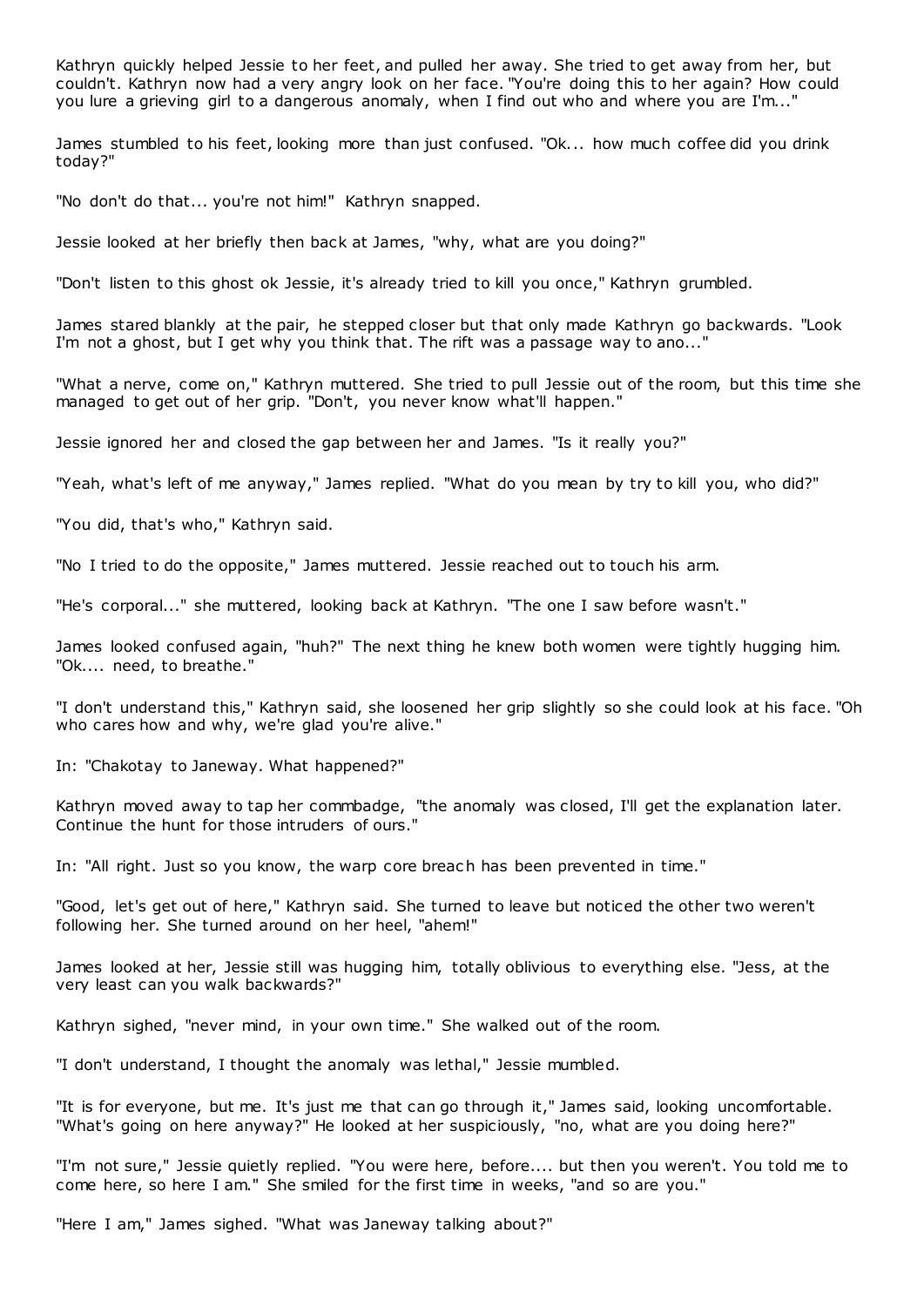Kathryn quickly helped Jessie to her feet, and pulled her away. She tried to get away from her, but couldn't. Kathryn now had a very angry look on her face. "You're doing this to her again? How could you lure a grieving girl to a dangerous anomaly, when I find out who and where you are I'm..."

James stumbled to his feet, looking more than just confused. "Ok... how much coffee did you drink today?"

"No don't do that... you're not him!" Kathryn snapped.

Jessie looked at her briefly then back at James, "why, what are you doing?"

"Don't listen to this ghost ok Jessie, it's already tried to kill you once," Kathryn grumbled.

James stared blankly at the pair, he stepped closer but that only made Kathryn go backwards. "Look I'm not a ghost, but I get why you think that. The rift was a passage way to ano..."

"What a nerve, come on," Kathryn muttered. She tried to pull Jessie out of the room, but this time she managed to get out of her grip. "Don't, you never know what'll happen."

Jessie ignored her and closed the gap between her and James. "Is it really you?"

"Yeah, what's left of me anyway," James replied. "What do you mean by try to kill you, who did?"

"You did, that's who," Kathryn said.

"No I tried to do the opposite," James muttered. Jessie reached out to touch his arm.

"He's corporal..." she muttered, looking back at Kathryn. "The one I saw before wasn't."

James looked confused again, "huh?" The next thing he knew both women were tightly hugging him. "Ok.... need, to breathe."

"I don't understand this," Kathryn said, she loosened her grip slightly so she could look at his face. "Oh who cares how and why, we're glad you're alive."

In: "Chakotay to Janeway. What happened?"

Kathryn moved away to tap her commbadge, "the anomaly was closed, I'll get the explanation later. Continue the hunt for those intruders of ours."

In: "All right. Just so you know, the warp core breach has been prevented in time."

"Good, let's get out of here," Kathryn said. She turned to leave but noticed the other two weren't following her. She turned around on her heel, "ahem!"

James looked at her, Jessie still was hugging him, totally oblivious to everything else. "Jess, at the very least can you walk backwards?"

Kathryn sighed, "never mind, in your own time." She walked out of the room.

"I don't understand, I thought the anomaly was lethal," Jessie mumbled.

"It is for everyone, but me. It's just me that can go through it," James said, looking uncomfortable. "What's going on here anyway?" He looked at her suspiciously, "no, what are you doing here?"

"I'm not sure," Jessie quietly replied. "You were here, before.... but then you weren't. You told me to come here, so here I am." She smiled for the first time in weeks, "and so are you."

"Here I am," James sighed. "What was Janeway talking about?"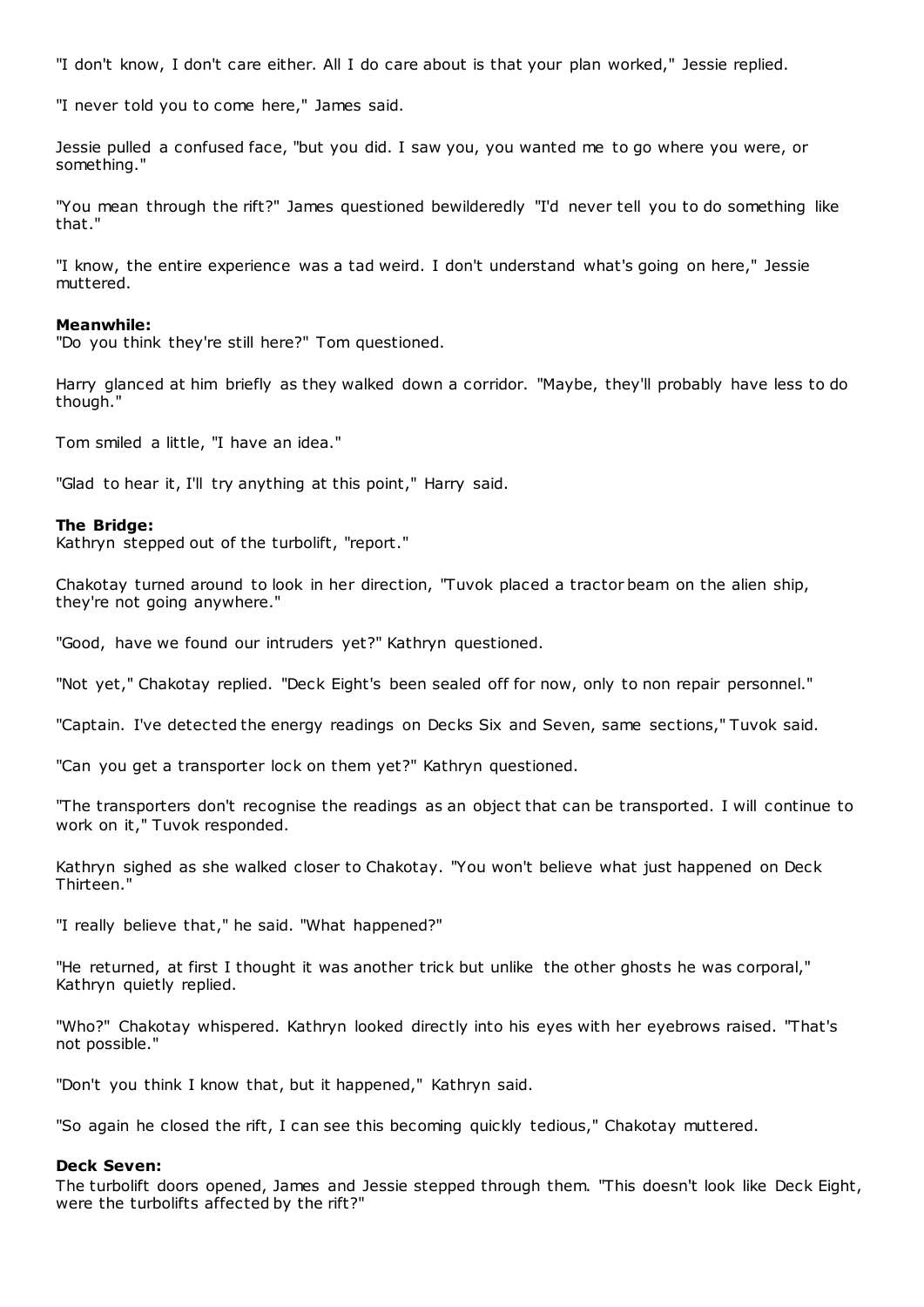"I don't know, I don't care either. All I do care about is that your plan worked," Jessie replied.

"I never told you to come here," James said.

Jessie pulled a confused face, "but you did. I saw you, you wanted me to go where you were, or something."

"You mean through the rift?" James questioned bewilderedly "I'd never tell you to do something like that."

"I know, the entire experience was a tad weird. I don't understand what's going on here," Jessie muttered.

**Meanwhile:**
"Do you think they're still here?" Tom questioned.

Harry glanced at him briefly as they walked down a corridor. "Maybe, they'll probably have less to do though."

Tom smiled a little, "I have an idea."

"Glad to hear it, I'll try anything at this point," Harry said.

**The Bridge:**
Kathryn stepped out of the turbolift, "report."

Chakotay turned around to look in her direction, "Tuvok placed a tractor beam on the alien ship, they're not going anywhere."

"Good, have we found our intruders yet?" Kathryn questioned.

"Not yet," Chakotay replied. "Deck Eight's been sealed off for now, only to non repair personnel."

"Captain. I've detected the energy readings on Decks Six and Seven, same sections," Tuvok said.

"Can you get a transporter lock on them yet?" Kathryn questioned.

"The transporters don't recognise the readings as an object that can be transported. I will continue to work on it," Tuvok responded.

Kathryn sighed as she walked closer to Chakotay. "You won't believe what just happened on Deck Thirteen."

"I really believe that," he said. "What happened?"

"He returned, at first I thought it was another trick but unlike the other ghosts he was corporal," Kathryn quietly replied.

"Who?" Chakotay whispered. Kathryn looked directly into his eyes with her eyebrows raised. "That's not possible."

"Don't you think I know that, but it happened," Kathryn said.

"So again he closed the rift, I can see this becoming quickly tedious," Chakotay muttered.

**Deck Seven:**
The turbolift doors opened, James and Jessie stepped through them. "This doesn't look like Deck Eight, were the turbolifts affected by the rift?"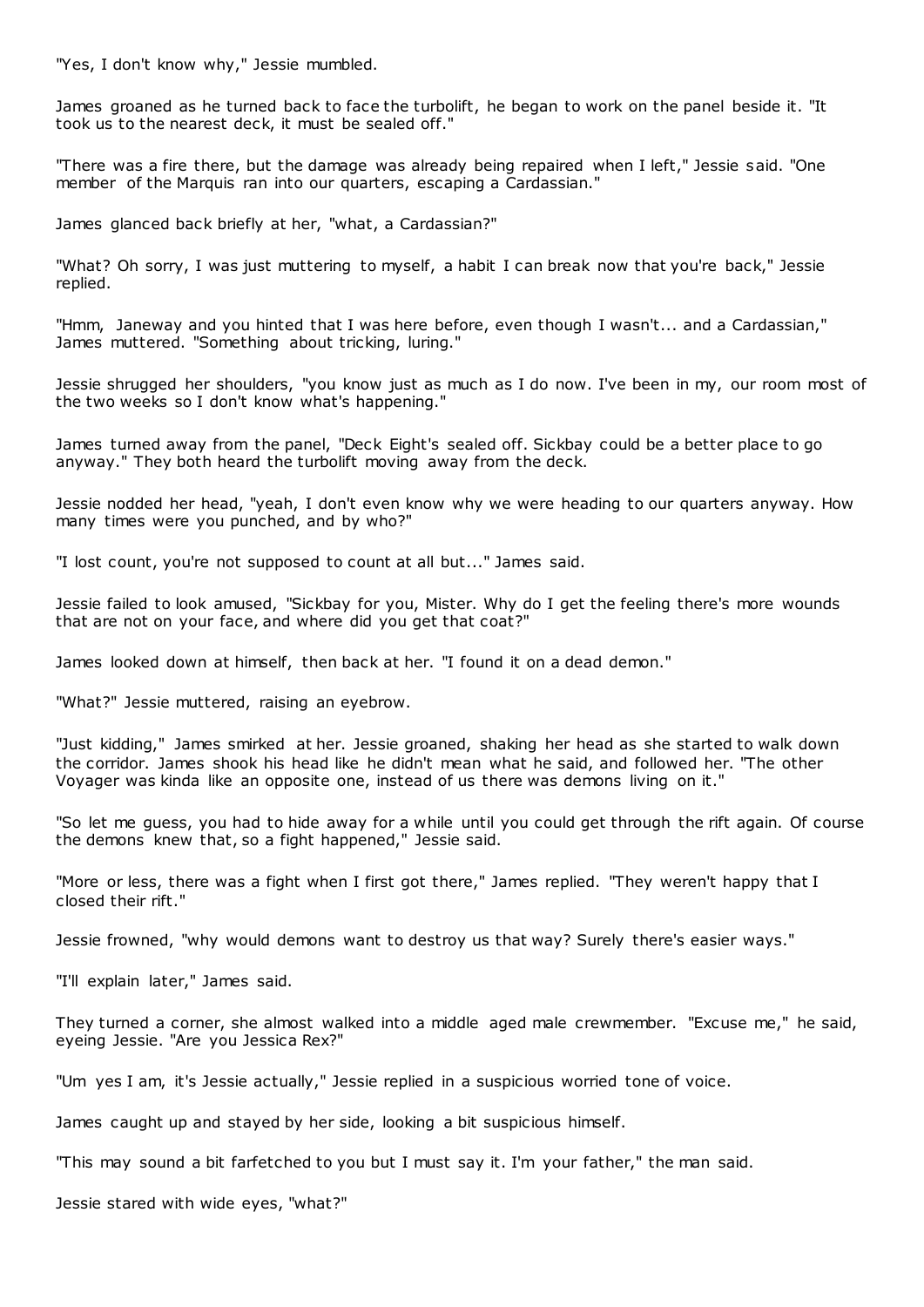"Yes, I don't know why," Jessie mumbled.

James groaned as he turned back to face the turbolift, he began to work on the panel beside it. "It took us to the nearest deck, it must be sealed off."

"There was a fire there, but the damage was already being repaired when I left," Jessie said. "One member of the Marquis ran into our quarters, escaping a Cardassian."

James glanced back briefly at her, "what, a Cardassian?"

"What? Oh sorry, I was just muttering to myself, a habit I can break now that you're back," Jessie replied.

"Hmm, Janeway and you hinted that I was here before, even though I wasn't... and a Cardassian," James muttered. "Something about tricking, luring."

Jessie shrugged her shoulders, "you know just as much as I do now. I've been in my, our room most of the two weeks so I don't know what's happening."

James turned away from the panel, "Deck Eight's sealed off. Sickbay could be a better place to go anyway." They both heard the turbolift moving away from the deck.

Jessie nodded her head, "yeah, I don't even know why we were heading to our quarters anyway. How many times were you punched, and by who?"

"I lost count, you're not supposed to count at all but..." James said.

Jessie failed to look amused, "Sickbay for you, Mister. Why do I get the feeling there's more wounds that are not on your face, and where did you get that coat?"

James looked down at himself, then back at her. "I found it on a dead demon."

"What?" Jessie muttered, raising an eyebrow.

"Just kidding," James smirked at her. Jessie groaned, shaking her head as she started to walk down the corridor. James shook his head like he didn't mean what he said, and followed her. "The other Voyager was kinda like an opposite one, instead of us there was demons living on it."

"So let me guess, you had to hide away for a while until you could get through the rift again. Of course the demons knew that, so a fight happened," Jessie said.

"More or less, there was a fight when I first got there," James replied. "They weren't happy that I closed their rift."

Jessie frowned, "why would demons want to destroy us that way? Surely there's easier ways."

"I'll explain later," James said.

They turned a corner, she almost walked into a middle aged male crewmember. "Excuse me," he said, eyeing Jessie. "Are you Jessica Rex?"

"Um yes I am, it's Jessie actually," Jessie replied in a suspicious worried tone of voice.

James caught up and stayed by her side, looking a bit suspicious himself.

"This may sound a bit farfetched to you but I must say it. I'm your father," the man said.

Jessie stared with wide eyes, "what?"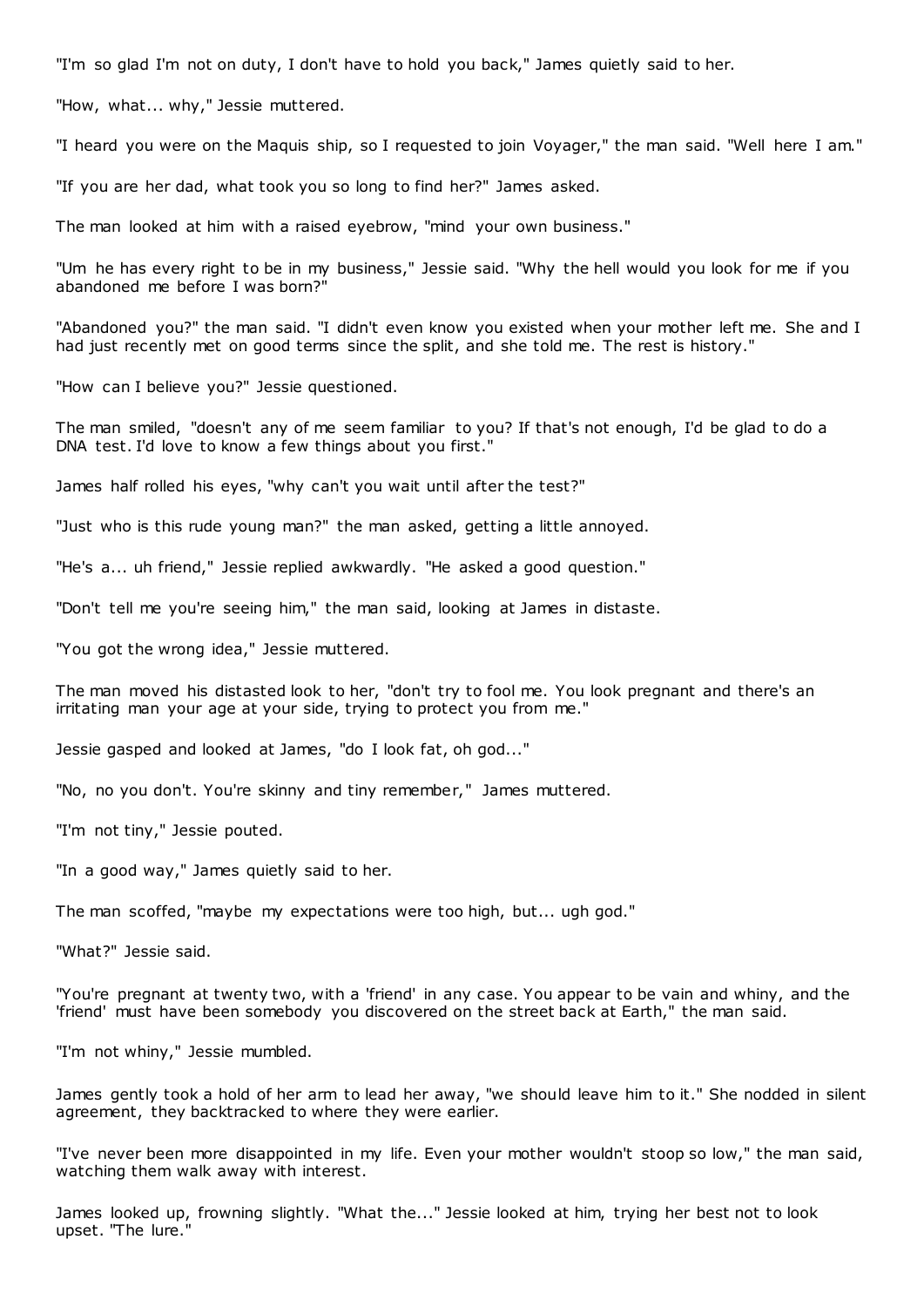"I'm so glad I'm not on duty, I don't have to hold you back," James quietly said to her.

"How, what... why," Jessie muttered.

"I heard you were on the Maquis ship, so I requested to join Voyager," the man said. "Well here I am."

"If you are her dad, what took you so long to find her?" James asked.

The man looked at him with a raised eyebrow, "mind your own business."

"Um he has every right to be in my business," Jessie said. "Why the hell would you look for me if you abandoned me before I was born?"

"Abandoned you?" the man said. "I didn't even know you existed when your mother left me. She and I had just recently met on good terms since the split, and she told me. The rest is history."

"How can I believe you?" Jessie questioned.

The man smiled, "doesn't any of me seem familiar to you? If that's not enough, I'd be glad to do a DNA test. I'd love to know a few things about you first."

James half rolled his eyes, "why can't you wait until after the test?"

"Just who is this rude young man?" the man asked, getting a little annoyed.

"He's a... uh friend," Jessie replied awkwardly. "He asked a good question."

"Don't tell me you're seeing him," the man said, looking at James in distaste.

"You got the wrong idea," Jessie muttered.

The man moved his distasted look to her, "don't try to fool me. You look pregnant and there's an irritating man your age at your side, trying to protect you from me."

Jessie gasped and looked at James, "do I look fat, oh god..."

"No, no you don't. You're skinny and tiny remember," James muttered.

"I'm not tiny," Jessie pouted.

"In a good way," James quietly said to her.

The man scoffed, "maybe my expectations were too high, but... ugh god."

"What?" Jessie said.

"You're pregnant at twenty two, with a 'friend' in any case. You appear to be vain and whiny, and the 'friend' must have been somebody you discovered on the street back at Earth," the man said.

"I'm not whiny," Jessie mumbled.

James gently took a hold of her arm to lead her away, "we should leave him to it." She nodded in silent agreement, they backtracked to where they were earlier.

"I've never been more disappointed in my life. Even your mother wouldn't stoop so low," the man said, watching them walk away with interest.

James looked up, frowning slightly. "What the..." Jessie looked at him, trying her best not to look upset. "The lure."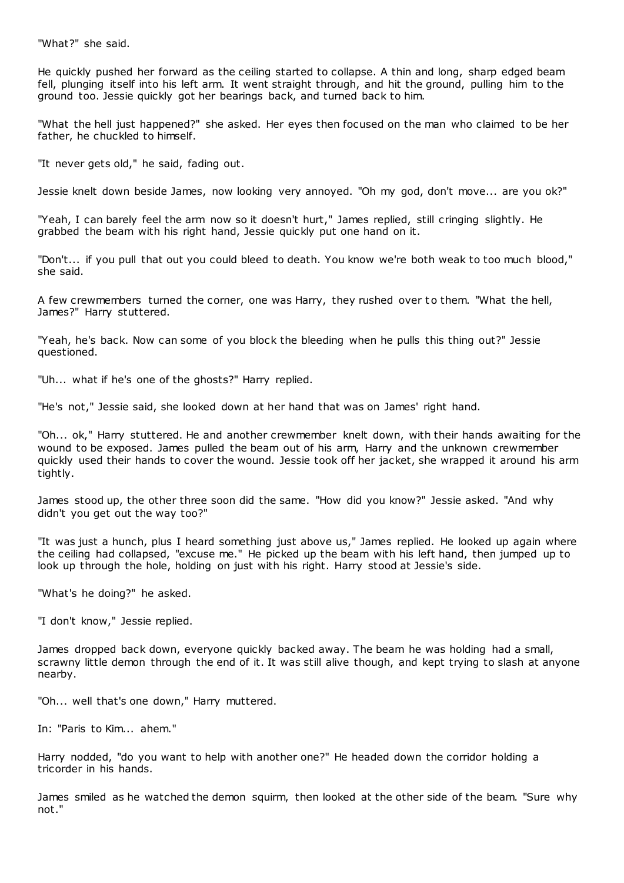"What?" she said.

He quickly pushed her forward as the ceiling started to collapse. A thin and long, sharp edged beam fell, plunging itself into his left arm. It went straight through, and hit the ground, pulling him to the ground too. Jessie quickly got her bearings back, and turned back to him.

"What the hell just happened?" she asked. Her eyes then focused on the man who claimed to be her father, he chuckled to himself.

"It never gets old," he said, fading out.

Jessie knelt down beside James, now looking very annoyed. "Oh my god, don't move... are you ok?"

"Yeah, I can barely feel the arm now so it doesn't hurt," James replied, still cringing slightly. He grabbed the beam with his right hand, Jessie quickly put one hand on it.

"Don't... if you pull that out you could bleed to death. You know we're both weak to too much blood," she said.

A few crewmembers turned the corner, one was Harry, they rushed over to them. "What the hell, James?" Harry stuttered.

"Yeah, he's back. Now can some of you block the bleeding when he pulls this thing out?" Jessie questioned.

"Uh... what if he's one of the ghosts?" Harry replied.

"He's not," Jessie said, she looked down at her hand that was on James' right hand.

"Oh... ok," Harry stuttered. He and another crewmember knelt down, with their hands awaiting for the wound to be exposed. James pulled the beam out of his arm, Harry and the unknown crewmember quickly used their hands to cover the wound. Jessie took off her jacket, she wrapped it around his arm tightly.

James stood up, the other three soon did the same. "How did you know?" Jessie asked. "And why didn't you get out the way too?"

"It was just a hunch, plus I heard something just above us," James replied. He looked up again where the ceiling had collapsed, "excuse me." He picked up the beam with his left hand, then jumped up to look up through the hole, holding on just with his right. Harry stood at Jessie's side.

"What's he doing?" he asked.

"I don't know," Jessie replied.

James dropped back down, everyone quickly backed away. The beam he was holding had a small, scrawny little demon through the end of it. It was still alive though, and kept trying to slash at anyone nearby.

"Oh... well that's one down," Harry muttered.

In: "Paris to Kim... ahem."

Harry nodded, "do you want to help with another one?" He headed down the corridor holding a tricorder in his hands.

James smiled as he watched the demon squirm, then looked at the other side of the beam. "Sure why not."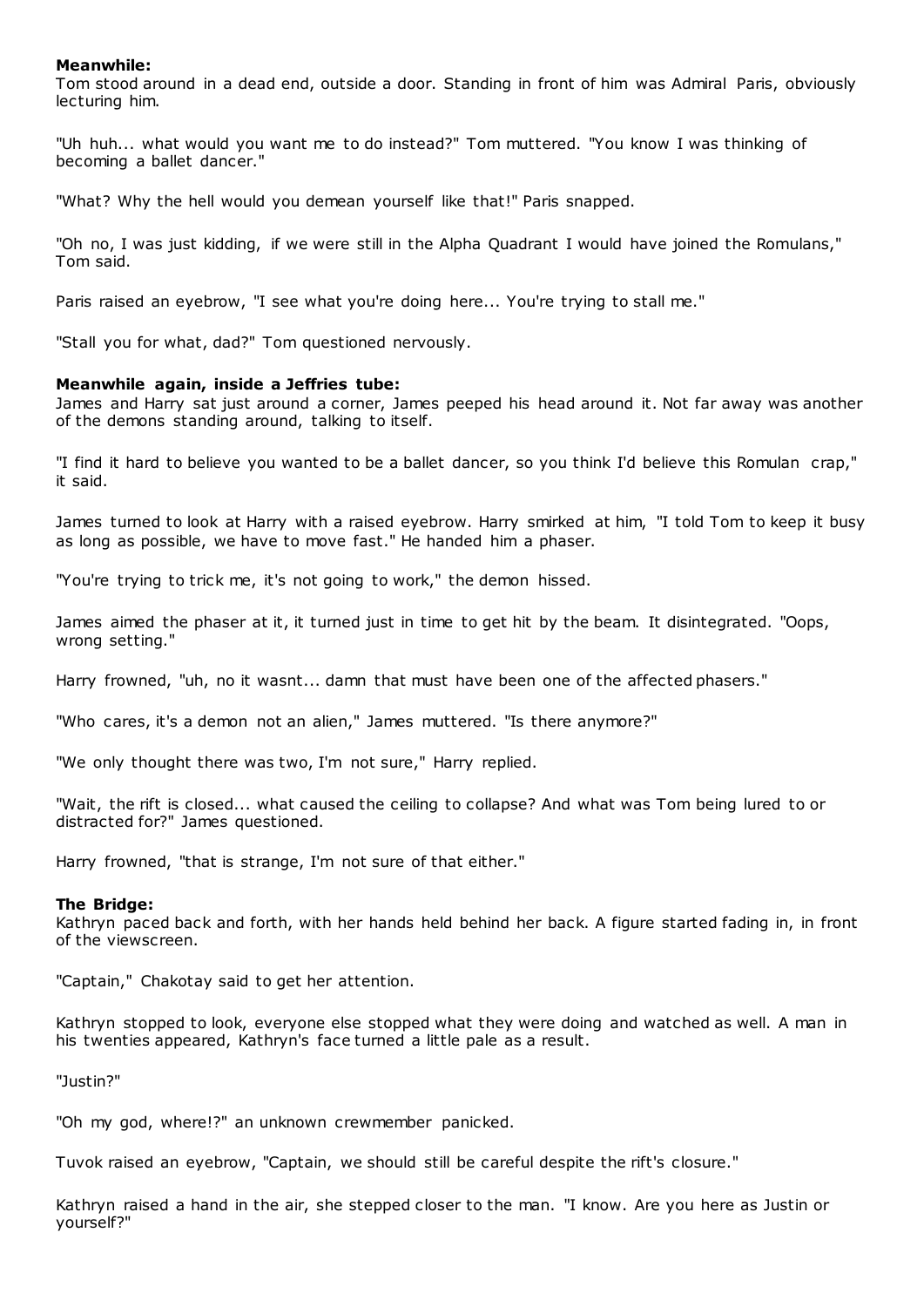**Meanwhile:**
Tom stood around in a dead end, outside a door. Standing in front of him was Admiral Paris, obviously lecturing him.

"Uh huh... what would you want me to do instead?" Tom muttered. "You know I was thinking of becoming a ballet dancer."

"What? Why the hell would you demean yourself like that!" Paris snapped.

"Oh no, I was just kidding, if we were still in the Alpha Quadrant I would have joined the Romulans," Tom said.

Paris raised an eyebrow, "I see what you're doing here... You're trying to stall me."

"Stall you for what, dad?" Tom questioned nervously.

**Meanwhile again, inside a Jeffries tube:**
James and Harry sat just around a corner, James peeped his head around it. Not far away was another of the demons standing around, talking to itself.

"I find it hard to believe you wanted to be a ballet dancer, so you think I'd believe this Romulan crap," it said.

James turned to look at Harry with a raised eyebrow. Harry smirked at him, "I told Tom to keep it busy as long as possible, we have to move fast." He handed him a phaser.

"You're trying to trick me, it's not going to work," the demon hissed.

James aimed the phaser at it, it turned just in time to get hit by the beam. It disintegrated. "Oops, wrong setting."

Harry frowned, "uh, no it wasnt... damn that must have been one of the affected phasers."

"Who cares, it's a demon not an alien," James muttered. "Is there anymore?"

"We only thought there was two, I'm not sure," Harry replied.

"Wait, the rift is closed... what caused the ceiling to collapse? And what was Tom being lured to or distracted for?" James questioned.

Harry frowned, "that is strange, I'm not sure of that either."

**The Bridge:**
Kathryn paced back and forth, with her hands held behind her back. A figure started fading in, in front of the viewscreen.

"Captain," Chakotay said to get her attention.

Kathryn stopped to look, everyone else stopped what they were doing and watched as well. A man in his twenties appeared, Kathryn's face turned a little pale as a result.

"Justin?"

"Oh my god, where!?" an unknown crewmember panicked.

Tuvok raised an eyebrow, "Captain, we should still be careful despite the rift's closure."

Kathryn raised a hand in the air, she stepped closer to the man. "I know. Are you here as Justin or yourself?"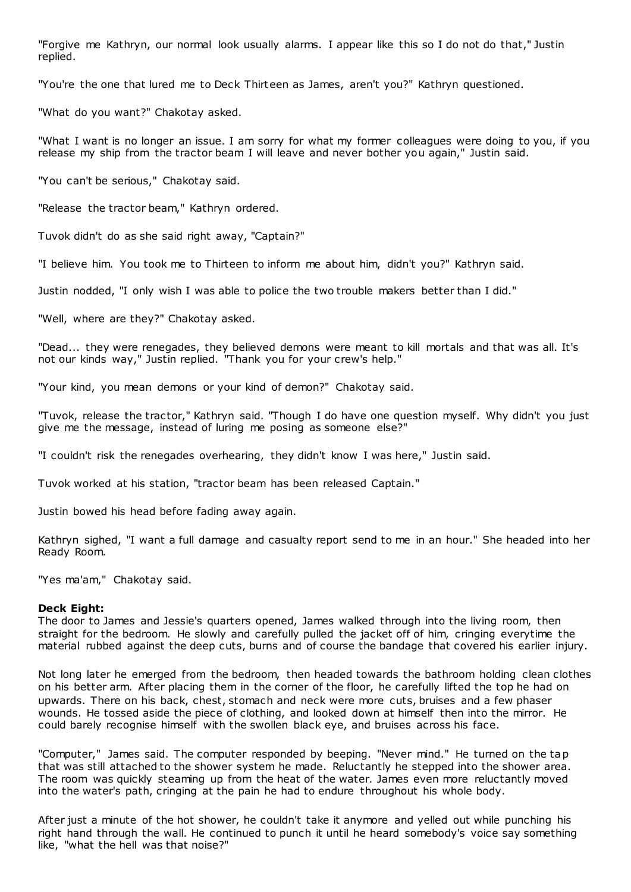"Forgive me Kathryn, our normal look usually alarms. I appear like this so I do not do that," Justin replied.

"You're the one that lured me to Deck Thirteen as James, aren't you?" Kathryn questioned.

"What do you want?" Chakotay asked.

"What I want is no longer an issue. I am sorry for what my former colleagues were doing to you, if you release my ship from the tractor beam I will leave and never bother you again," Justin said.

"You can't be serious," Chakotay said.

"Release the tractor beam," Kathryn ordered.

Tuvok didn't do as she said right away, "Captain?"

"I believe him. You took me to Thirteen to inform me about him, didn't you?" Kathryn said.

Justin nodded, "I only wish I was able to police the two trouble makers better than I did."

"Well, where are they?" Chakotay asked.

"Dead... they were renegades, they believed demons were meant to kill mortals and that was all. It's not our kinds way," Justin replied. "Thank you for your crew's help."

"Your kind, you mean demons or your kind of demon?" Chakotay said.

"Tuvok, release the tractor," Kathryn said. "Though I do have one question myself. Why didn't you just give me the message, instead of luring me posing as someone else?"

"I couldn't risk the renegades overhearing, they didn't know I was here," Justin said.

Tuvok worked at his station, "tractor beam has been released Captain."

Justin bowed his head before fading away again.

Kathryn sighed, "I want a full damage and casualty report send to me in an hour." She headed into her Ready Room.

"Yes ma'am," Chakotay said.

**Deck Eight:**
The door to James and Jessie's quarters opened, James walked through into the living room, then straight for the bedroom. He slowly and carefully pulled the jacket off of him, cringing everytime the material rubbed against the deep cuts, burns and of course the bandage that covered his earlier injury.

Not long later he emerged from the bedroom, then headed towards the bathroom holding clean clothes on his better arm. After placing them in the corner of the floor, he carefully lifted the top he had on upwards. There on his back, chest, stomach and neck were more cuts, bruises and a few phaser wounds. He tossed aside the piece of clothing, and looked down at himself then into the mirror. He could barely recognise himself with the swollen black eye, and bruises across his face.

"Computer," James said. The computer responded by beeping. "Never mind." He turned on the tap that was still attached to the shower system he made. Reluctantly he stepped into the shower area. The room was quickly steaming up from the heat of the water. James even more reluctantly moved into the water's path, cringing at the pain he had to endure throughout his whole body.

After just a minute of the hot shower, he couldn't take it anymore and yelled out while punching his right hand through the wall. He continued to punch it until he heard somebody's voice say something like, "what the hell was that noise?"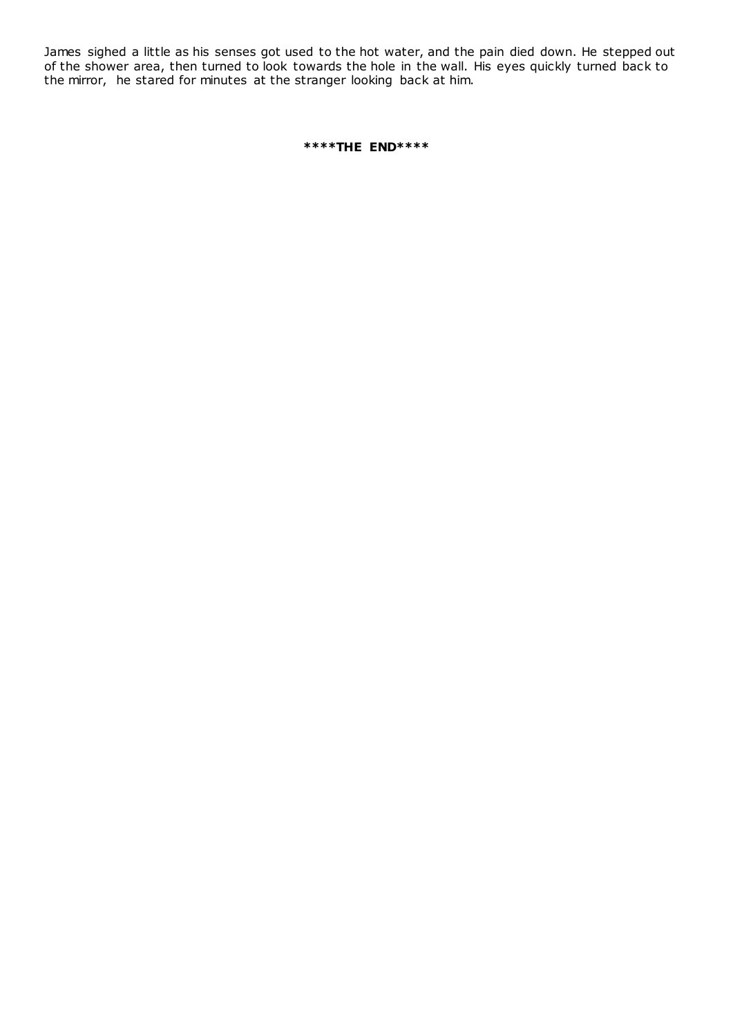James sighed a little as his senses got used to the hot water, and the pain died down. He stepped out of the shower area, then turned to look towards the hole in the wall. His eyes quickly turned back to the mirror, he stared for minutes at the stranger looking back at him.

**\*\*\*\*THE END\*\*\*\***

James sighed a little as his senses got used to the hot water, and the pain died down. He stepped out of the shower area, then turned to look towards the hole in the wall. His eyes quickly turned back to the mirror, he stared for minutes at the stranger looking back at him.

**\*\*\*\*THE END\*\*\*\***